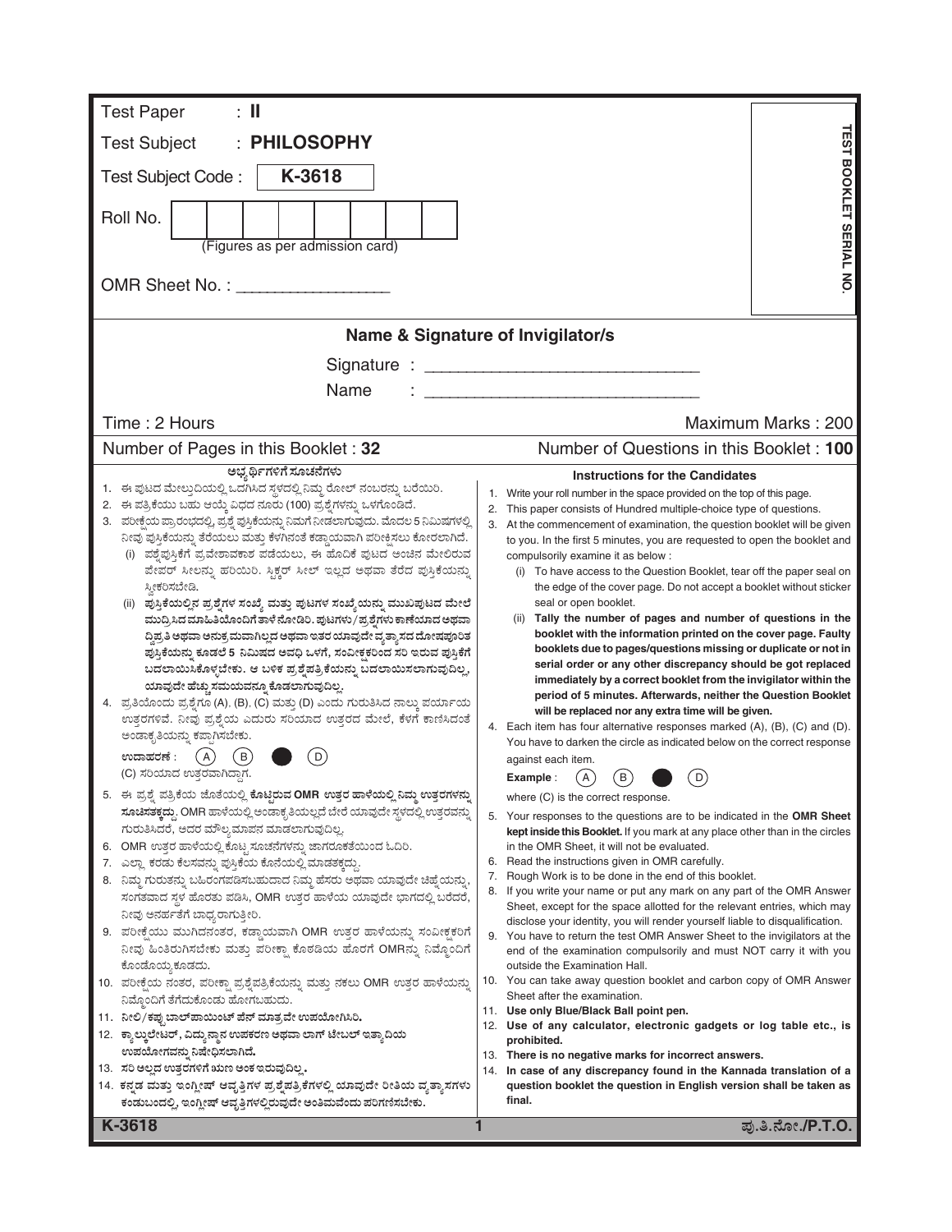Test Paper : **II**

Test Subject : **PHILOSOPHY**

Test Subject Code : **K-3618**

Roll No. | | | | | | | | | |

(Figures as per admission card)

OMR Sheet No. : _______________

TEST BOOKLET SERIAL NO.

**Name & Signature of Invigilator/s**

Signature : ____________________________

Name : ____________________________

Time : 2 Hours | Maximum Marks : 200

Number of Pages in this Booklet : 32 | Number of Questions in this Booklet : **100**

**ಅಭ್ಯರ್ಥಿಗಳಿಗೆ ಸೂಚನೆಗಳು**

1. ಈ ಪುಟದ ಮೇಲ್ತುದಿಯಲ್ಲಿ ಒದಗಿಸಿದ ಸ್ಥಳದಲ್ಲಿ ನಿಮ್ಮ ರೋಲ್ ನಂಬರನ್ನು ಬರೆಯಿರಿ.
2. ಈ ಪತ್ರಿಕೆಯು ಬಹು ಆಯ್ಕೆ ವಿಧದ ನೂರು (100) ಪ್ರಶ್ನೆಗಳನ್ನು ಒಳಗೊಂಡಿದೆ.
3. ಪರೀಕ್ಷೆಯ ಪ್ರಾರಂಭದಲ್ಲಿ, ಪ್ರಶ್ನೆ ಪುಸ್ತಿಕೆಯನ್ನು ನಿಮಗೆ ನೀಡಲಾಗುವುದು. ಮೊದಲ 5 ನಿಮಿಷಗಳಲ್ಲಿ ನೀವು ಪುಸ್ತಿಕೆಯನ್ನು ತೆರೆಯಲು ಮತ್ತು ಕೆಳಗಿನಂತೆ ಕಡ್ಡಾಯವಾಗಿ ಪರೀಕ್ಷಿಸಲು ಕೋರಲಾಗಿದೆ.
   (i) ಪ್ರಶ್ನೆಪುಸ್ತಿಕೆಗೆ ಪ್ರವೇಶಾವಕಾಶ ಪಡೆಯಲು, ಈ ಹೊದಿಕೆ ಪುಟದ ಅಂಚಿನ ಮೇಲಿರುವ ಪೇಪರ್ ಸೀಲನ್ನು ಹರಿಯಿರಿ. ಸ್ಟಿಕ್ಕರ್ ಸೀಲ್ ಇಲ್ಲದ ಅಥವಾ ತೆರೆದ ಪುಸ್ತಿಕೆಯನ್ನು ಸ್ವೀಕರಿಸಬೇಡಿ.
   (ii) **ಪುಸ್ತಿಕೆಯಲ್ಲಿನ ಪ್ರಶ್ನೆಗಳ ಸಂಖ್ಯೆ ಮತ್ತು ಪುಟಗಳ ಸಂಖ್ಯೆಯನ್ನು ಮುಖಪುಟದ ಮೇಲೆ ಮುದ್ರಿಸಿದ ಮಾಹಿತಿಯೊಂದಿಗೆ ತಾಳೆ ನೋಡಿರಿ. ಪುಟಗಳು/ಪ್ರಶ್ನೆಗಳು ಕಾಣೆಯಾದ ಅಥವಾ ದ್ವಿಪ್ರತಿ ಅಥವಾ ಅನುಕ್ರಮವಾಗಿಲ್ಲದ ಅಥವಾ ಇತರ ಯಾವುದೇ ವ್ಯತ್ಯಾಸದ ದೋಷಪೂರಿತ ಪುಸ್ತಿಕೆಯನ್ನು ಕೂಡಲೆ 5 ನಿಮಿಷದ ಅವಧಿ ಒಳಗೆ, ಸಂವೀಕ್ಷಕರಿಂದ ಸರಿ ಇರುವ ಪುಸ್ತಿಕೆಗೆ ಬದಲಾಯಿಸಿಕೊಳ್ಳಬೇಕು. ಆ ಬಳಿಕ ಪ್ರಶ್ನೆಪತ್ರಿಕೆಯನ್ನು ಬದಲಾಯಿಸಲಾಗುವುದಿಲ್ಲ, ಯಾವುದೇ ಹೆಚ್ಚು ಸಮಯವನ್ನೂ ಕೊಡಲಾಗುವುದಿಲ್ಲ.**
4. ಪ್ರತಿಯೊಂದು ಪ್ರಶ್ನೆಗೂ (A), (B), (C) ಮತ್ತು (D) ಎಂದು ಗುರುತಿಸಿದ ನಾಲ್ಕು ಪರ್ಯಾಯ ಉತ್ತರಗಳಿವೆ. ನೀವು ಪ್ರಶ್ನೆಯ ಎದುರು ಸರಿಯಾದ ಉತ್ತರದ ಮೇಲೆ, ಕೆಳಗೆ ಕಾಣಿಸಿದಂತೆ ಅಂಡಾಕೃತಿಯನ್ನು ಕಪ್ಪಾಗಿಸಬೇಕು.
   **ಉದಾಹರಣೆ :** (A) (B) ● (D)
   (C) ಸರಿಯಾದ ಉತ್ತರವಾಗಿದ್ದಾಗ.
5. ಈ ಪ್ರಶ್ನೆ ಪತ್ರಿಕೆಯ ಜೊತೆಯಲ್ಲಿ **ಕೊಟ್ಟಿರುವ OMR ಉತ್ತರ ಹಾಳೆಯಲ್ಲಿ ನಿಮ್ಮ ಉತ್ತರಗಳನ್ನು ಸೂಚಿಸತಕ್ಕದ್ದು.** OMR ಹಾಳೆಯಲ್ಲಿ ಅಂಡಾಕೃತಿಯಲ್ಲದೆ ಬೇರೆ ಯಾವುದೇ ಸ್ಥಳದಲ್ಲಿ ಉತ್ತರವನ್ನು ಗುರುತಿಸಿದರೆ, ಅದರ ಮೌಲ್ಯಮಾಪನ ಮಾಡಲಾಗುವುದಿಲ್ಲ.
6. OMR ಉತ್ತರ ಹಾಳೆಯಲ್ಲಿ ಕೊಟ್ಟ ಸೂಚನೆಗಳನ್ನು ಜಾಗರೂಕತೆಯಿಂದ ಓದಿರಿ.
7. ಎಲ್ಲಾ ಕರಡು ಕೆಲಸವನ್ನು ಪುಸ್ತಿಕೆಯ ಕೊನೆಯಲ್ಲಿ ಮಾಡತಕ್ಕದ್ದು.
8. ನಿಮ್ಮ ಗುರುತನ್ನು ಬಹಿರಂಗಪಡಿಸಬಹುದಾದ ನಿಮ್ಮ ಹೆಸರು ಅಥವಾ ಯಾವುದೇ ಚಿಹ್ನೆಯನ್ನು, ಸಂಗತವಾದ ಸ್ಥಳ ಹೊರತು ಪಡಿಸಿ, OMR ಉತ್ತರ ಹಾಳೆಯ ಯಾವುದೇ ಭಾಗದಲ್ಲಿ ಬರೆದರೆ, ನೀವು ಅನರ್ಹತೆಗೆ ಬಾಧ್ಯರಾಗುತ್ತೀರಿ.
9. ಪರೀಕ್ಷೆಯು ಮುಗಿದನಂತರ, ಕಡ್ಡಾಯವಾಗಿ OMR ಉತ್ತರ ಹಾಳೆಯನ್ನು ಸಂವೀಕ್ಷಕರಿಗೆ ನೀವು ಹಿಂತಿರುಗಿಸಬೇಕು ಮತ್ತು ಪರೀಕ್ಷಾ ಕೊಠಡಿಯ ಹೊರಗೆ OMRನ್ನು ನಿಮ್ಮೊಂದಿಗೆ ಕೊಂಡೊಯ್ಯಕೂಡದು.
10. ಪರೀಕ್ಷೆಯ ನಂತರ, ಪರೀಕ್ಷಾ ಪ್ರಶ್ನೆಪತ್ರಿಕೆಯನ್ನು ಮತ್ತು ನಕಲು OMR ಉತ್ತರ ಹಾಳೆಯನ್ನು ನಿಮ್ಮೊಂದಿಗೆ ತೆಗೆದುಕೊಂಡು ಹೋಗಬಹುದು.
11. **ನೀಲಿ/ಕಪ್ಪು ಬಾಲ್‌ಪಾಯಿಂಟ್ ಪೆನ್ ಮಾತ್ರವೇ ಉಪಯೋಗಿಸಿರಿ.**
12. **ಕ್ಯಾಲ್ಕುಲೇಟರ್, ವಿದ್ಯುನ್ಮಾನ ಉಪಕರಣ ಅಥವಾ ಲಾಗ್ ಟೇಬಲ್ ಇತ್ಯಾದಿಯ ಉಪಯೋಗವನ್ನು ನಿಷೇಧಿಸಲಾಗಿದೆ.**
13. **ಸರಿ ಅಲ್ಲದ ಉತ್ತರಗಳಿಗೆ ಋಣ ಅಂಕ ಇರುವುದಿಲ್ಲ.**
14. **ಕನ್ನಡ ಮತ್ತು ಇಂಗ್ಲೀಷ್ ಆವೃತ್ತಿಗಳ ಪ್ರಶ್ನೆಪತ್ರಿಕೆಗಳಲ್ಲಿ ಯಾವುದೇ ರೀತಿಯ ವ್ಯತ್ಯಾಸಗಳು ಕಂಡುಬಂದಲ್ಲಿ, ಇಂಗ್ಲೀಷ್ ಆವೃತ್ತಿಗಳಲ್ಲಿರುವುದೇ ಅಂತಿಮವೆಂದು ಪರಿಗಣಿಸಬೇಕು.**

**Instructions for the Candidates**

1. Write your roll number in the space provided on the top of this page.
2. This paper consists of Hundred multiple-choice type of questions.
3. At the commencement of examination, the question booklet will be given to you. In the first 5 minutes, you are requested to open the booklet and compulsorily examine it as below :
   (i) To have access to the Question Booklet, tear off the paper seal on the edge of the cover page. Do not accept a booklet without sticker seal or open booklet.
   (ii) **Tally the number of pages and number of questions in the booklet with the information printed on the cover page. Faulty booklets due to pages/questions missing or duplicate or not in serial order or any other discrepancy should be got replaced immediately by a correct booklet from the invigilator within the period of 5 minutes. Afterwards, neither the Question Booklet will be replaced nor any extra time will be given.**
4. Each item has four alternative responses marked (A), (B), (C) and (D). You have to darken the circle as indicated below on the correct response against each item.
   **Example** : (A) (B) ● (D)
   where (C) is the correct response.
5. Your responses to the questions are to be indicated in the **OMR Sheet kept inside this Booklet.** If you mark at any place other than in the circles in the OMR Sheet, it will not be evaluated.
6. Read the instructions given in OMR carefully.
7. Rough Work is to be done in the end of this booklet.
8. If you write your name or put any mark on any part of the OMR Answer Sheet, except for the space allotted for the relevant entries, which may disclose your identity, you will render yourself liable to disqualification.
9. You have to return the test OMR Answer Sheet to the invigilators at the end of the examination compulsorily and must NOT carry it with you outside the Examination Hall.
10. You can take away question booklet and carbon copy of OMR Answer Sheet after the examination.
11. **Use only Blue/Black Ball point pen.**
12. **Use of any calculator, electronic gadgets or log table etc., is prohibited.**
13. **There is no negative marks for incorrect answers.**
14. **In case of any discrepancy found in the Kannada translation of a question booklet the question in English version shall be taken as final.**

K-3618 | ಪು.ತಿ.ನೋ./P.T.O.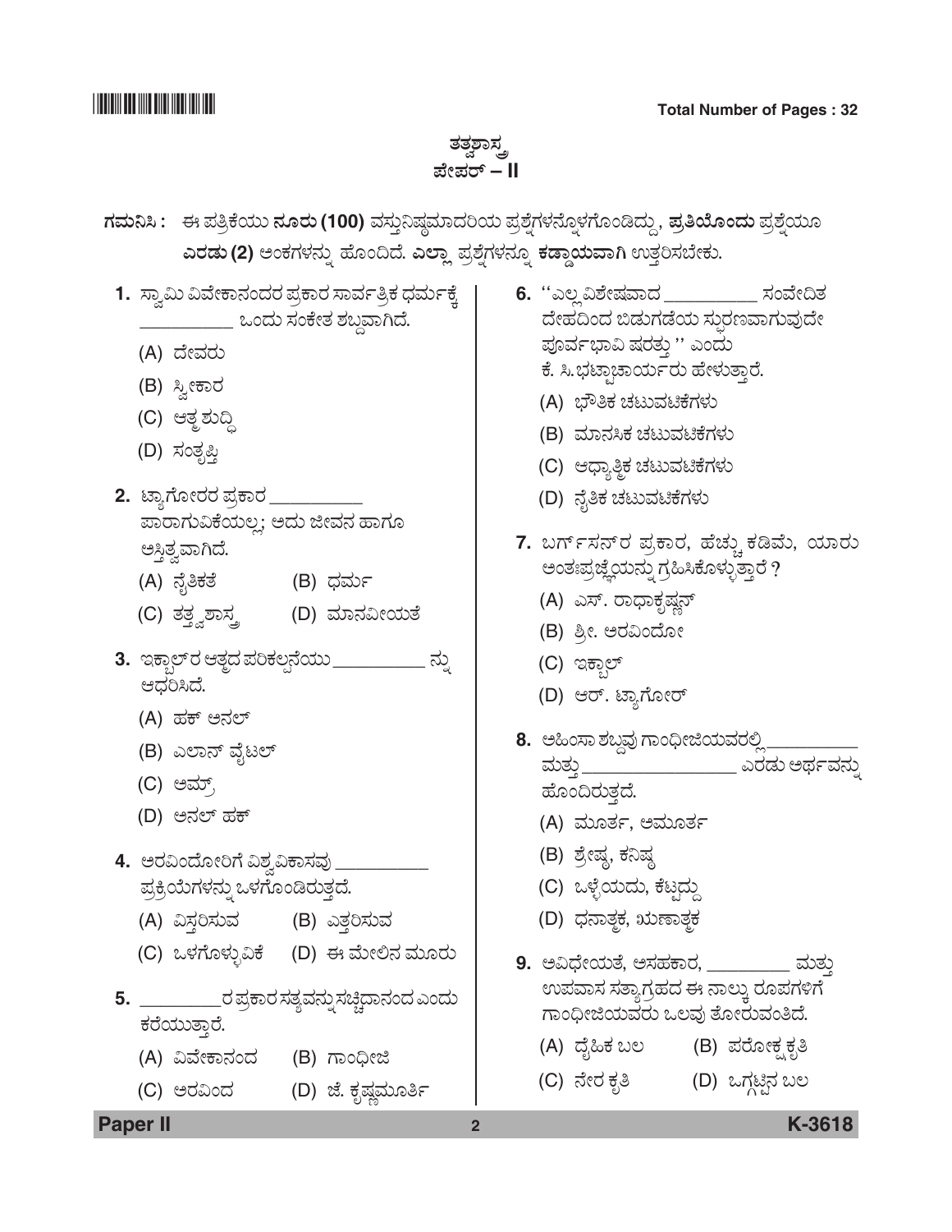# ತತ್ವಶಾಸ್ತ್ರ
## ಪೇಪರ್ – II

**ಗಮನಿಸಿ :** ಈ ಪತ್ರಿಕೆಯು **ನೂರು (100)** ವಸ್ತುನಿಷ್ಠಮಾದರಿಯ ಪ್ರಶ್ನೆಗಳನ್ನೊಳಗೊಂಡಿದ್ದು, **ಪ್ರತಿಯೊಂದು** ಪ್ರಶ್ನೆಯೂ **ಎರಡು (2)** ಅಂಕಗಳನ್ನು ಹೊಂದಿದೆ. **ಎಲ್ಲಾ** ಪ್ರಶ್ನೆಗಳನ್ನೂ **ಕಡ್ಡಾಯವಾಗಿ** ಉತ್ತರಿಸಬೇಕು.

1. ಸ್ವಾಮಿ ವಿವೇಕಾನಂದರ ಪ್ರಕಾರ ಸಾರ್ವತ್ರಿಕ ಧರ್ಮಕ್ಕೆ __________ ಒಂದು ಸಂಕೇತ ಶಬ್ದವಾಗಿದೆ.
   (A) ದೇವರು
   (B) ಸ್ವೀಕಾರ
   (C) ಆತ್ಮ ಶುದ್ಧಿ
   (D) ಸಂತೃಪ್ತಿ

2. ಟ್ಯಾಗೋರರ ಪ್ರಕಾರ __________ ಪಾರಾಗುವಿಕೆಯಲ್ಲ; ಅದು ಜೀವನ ಹಾಗೂ ಅಸ್ತಿತ್ವವಾಗಿದೆ.
   (A) ನೈತಿಕತೆ
   (B) ಧರ್ಮ
   (C) ತತ್ತ್ವಶಾಸ್ತ್ರ
   (D) ಮಾನವೀಯತೆ

3. ಇಕ್ಬಾಲ್‌ರ ಆತ್ಮದ ಪರಿಕಲ್ಪನೆಯು __________ ನ್ನು ಆಧರಿಸಿದೆ.
   (A) ಹಕ್ ಅನಲ್
   (B) ಎಲಾನ್ ವೈಟಲ್
   (C) ಅಮ್ರ
   (D) ಅನಲ್ ಹಕ್

4. ಅರವಿಂದೋರಿಗೆ ವಿಶ್ವವಿಕಾಸವು __________ ಪ್ರಕ್ರಿಯೆಗಳನ್ನು ಒಳಗೊಂಡಿರುತ್ತದೆ.
   (A) ವಿಸ್ತರಿಸುವ
   (B) ಎತ್ತರಿಸುವ
   (C) ಒಳಗೊಳ್ಳುವಿಕೆ
   (D) ಈ ಮೇಲಿನ ಮೂರು

5. __________ರ ಪ್ರಕಾರ ಸತ್ಯವನ್ನು ಸಚ್ಚಿದಾನಂದ ಎಂದು ಕರೆಯುತ್ತಾರೆ.
   (A) ವಿವೇಕಾನಂದ
   (B) ಗಾಂಧೀಜಿ
   (C) ಅರವಿಂದ
   (D) ಜೆ. ಕೃಷ್ಣಮೂರ್ತಿ

6. ''ಎಲ್ಲ ವಿಶೇಷವಾದ __________ ಸಂವೇದಿತ ದೇಹದಿಂದ ಬಿಡುಗಡೆಯ ಸ್ಫುರಣವಾಗುವುದೇ ಪೂರ್ವಭಾವಿ ಷರತ್ತು'' ಎಂದು ಕೆ. ಸಿ.ಭಟ್ಟಾಚಾರ್ಯರು ಹೇಳುತ್ತಾರೆ.
   (A) ಭೌತಿಕ ಚಟುವಟಿಕೆಗಳು
   (B) ಮಾನಸಿಕ ಚಟುವಟಿಕೆಗಳು
   (C) ಆಧ್ಯಾತ್ಮಿಕ ಚಟುವಟಿಕೆಗಳು
   (D) ನೈತಿಕ ಚಟುವಟಿಕೆಗಳು

7. ಬರ್ಗ್‌ಸನ್‌ರ ಪ್ರಕಾರ, ಹೆಚ್ಚು ಕಡಿಮೆ, ಯಾರು ಅಂತಃಪ್ರಜ್ಞೆಯನ್ನು ಗ್ರಹಿಸಿಕೊಳ್ಳುತ್ತಾರೆ ?
   (A) ಎಸ್. ರಾಧಾಕೃಷ್ಣನ್
   (B) ಶ್ರೀ. ಅರವಿಂದೋ
   (C) ಇಕ್ಬಾಲ್
   (D) ಆರ್. ಟ್ಯಾಗೋರ್

8. ಅಹಿಂಸಾ ಶಬ್ದವು ಗಾಂಧೀಜಿಯವರಲ್ಲಿ __________ ಮತ್ತು ________________ ಎರಡು ಅರ್ಥವನ್ನು ಹೊಂದಿರುತ್ತದೆ.
   (A) ಮೂರ್ತ, ಅಮೂರ್ತ
   (B) ಶ್ರೇಷ್ಠ, ಕನಿಷ್ಠ
   (C) ಒಳ್ಳೆಯದು, ಕೆಟ್ಟದ್ದು
   (D) ಧನಾತ್ಮಕ, ಋಣಾತ್ಮಕ

9. ಅವಿಧೇಯತೆ, ಅಸಹಕಾರ, _________ ಮತ್ತು ಉಪವಾಸ ಸತ್ಯಾಗ್ರಹದ ಈ ನಾಲ್ಕು ರೂಪಗಳಿಗೆ ಗಾಂಧೀಜಿಯವರು ಒಲವು ತೋರುವಂತಿದೆ.
   (A) ದೈಹಿಕ ಬಲ
   (B) ಪರೋಕ್ಷ ಕೃತಿ
   (C) ನೇರ ಕೃತಿ
   (D) ಒಗ್ಗಟ್ಟಿನ ಬಲ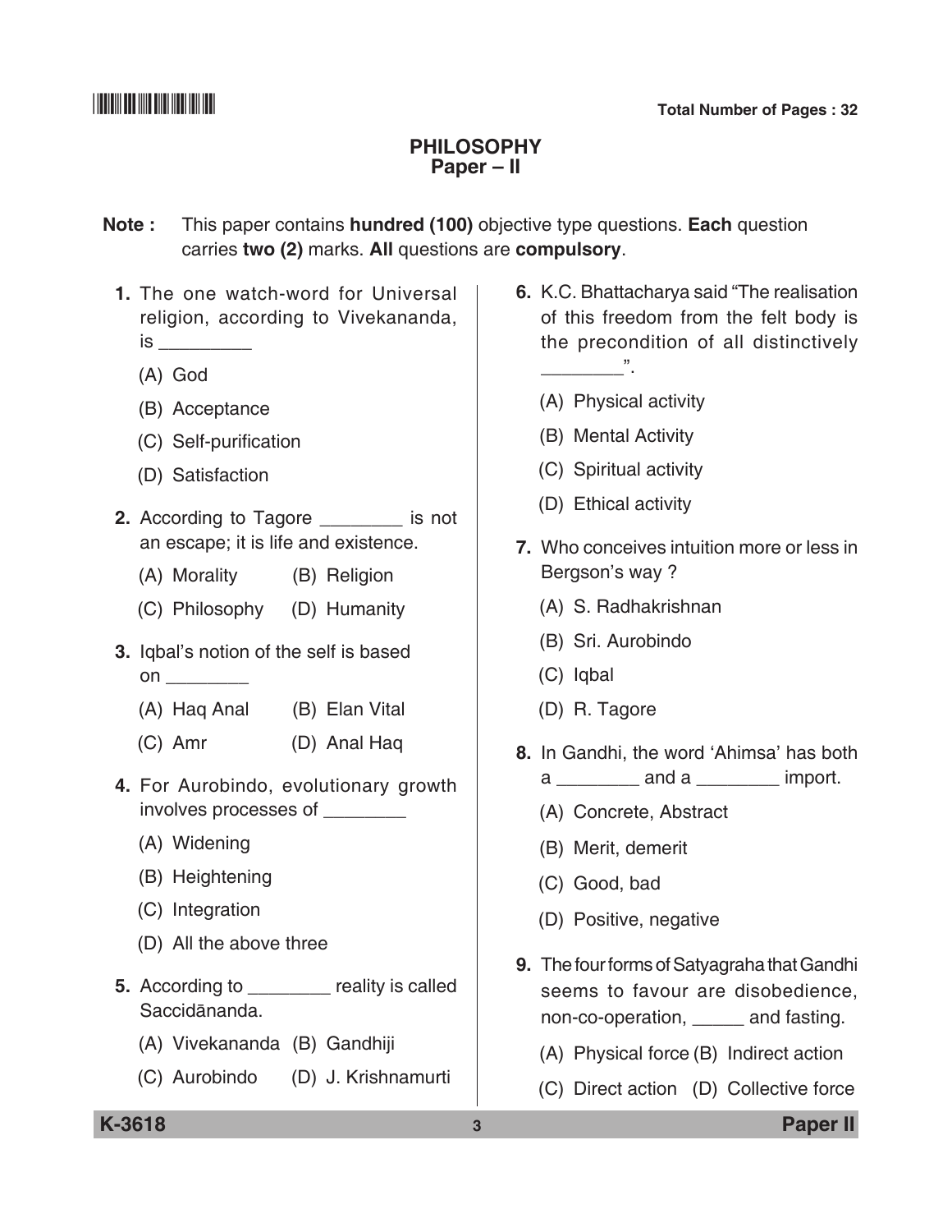# PHILOSOPHY
## Paper – II

**Note :** This paper contains **hundred (100)** objective type questions. **Each** question carries **two (2)** marks. **All** questions are **compulsory**.

**1.** The one watch-word for Universal religion, according to Vivekananda, is _________

(A) God

(B) Acceptance

(C) Self-purification

(D) Satisfaction

**2.** According to Tagore ________ is not an escape; it is life and existence.

(A) Morality (B) Religion

(C) Philosophy (D) Humanity

**3.** Iqbal's notion of the self is based on ________

(A) Haq Anal (B) Elan Vital

(C) Amr (D) Anal Haq

**4.** For Aurobindo, evolutionary growth involves processes of ________

(A) Widening

(B) Heightening

(C) Integration

(D) All the above three

**5.** According to ________ reality is called Saccidānanda.

(A) Vivekananda (B) Gandhiji

(C) Aurobindo (D) J. Krishnamurti

**6.** K.C. Bhattacharya said "The realisation of this freedom from the felt body is the precondition of all distinctively ________".

(A) Physical activity

(B) Mental Activity

(C) Spiritual activity

(D) Ethical activity

**7.** Who conceives intuition more or less in Bergson's way ?

(A) S. Radhakrishnan

(B) Sri. Aurobindo

(C) Iqbal

(D) R. Tagore

**8.** In Gandhi, the word 'Ahimsa' has both a ________ and a ________ import.

(A) Concrete, Abstract

(B) Merit, demerit

(C) Good, bad

(D) Positive, negative

**9.** The four forms of Satyagraha that Gandhi seems to favour are disobedience, non-co-operation, _____ and fasting.

(A) Physical force (B) Indirect action

(C) Direct action (D) Collective force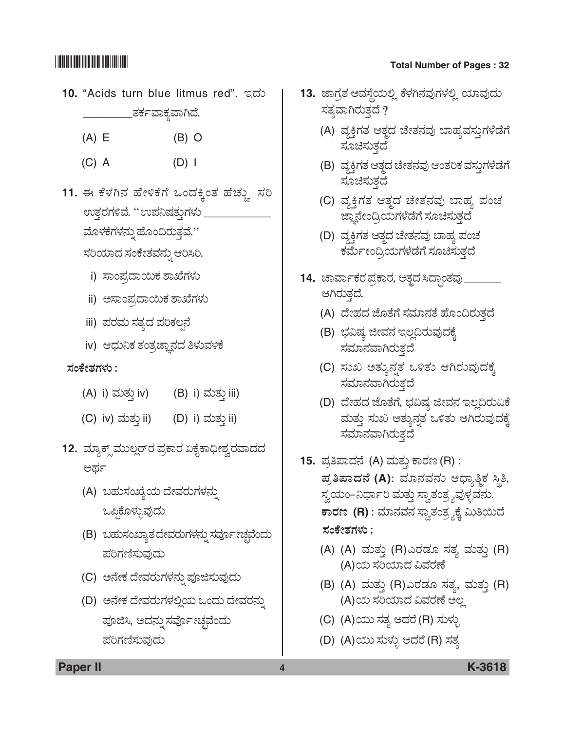10. "Acids turn blue litmus red". ಇದು __________ತರ್ಕವಾಕ್ಯವಾಗಿದೆ.

    (A) E  (B) O

    (C) A  (D) I

11. ಈ ಕೆಳಗಿನ ಹೇಳಿಕೆಗೆ ಒಂದಕ್ಕಿಂತ ಹೆಚ್ಚು ಸರಿ ಉತ್ತರಗಳಿವೆ. ''ಉಪನಿಷತ್ತುಗಳು ____________ ಮೊಳಕೆಗಳನ್ನು ಹೊಂದಿರುತ್ತವೆ.''
    ಸರಿಯಾದ ಸಂಕೇತವನ್ನು ಆರಿಸಿರಿ.

    i) ಸಾಂಪ್ರದಾಯಿಕ ಶಾಖೆಗಳು

    ii) ಅಸಾಂಪ್ರದಾಯಿಕ ಶಾಖೆಗಳು

    iii) ಪರಮ ಸತ್ಯದ ಪರಿಕಲ್ಪನೆ

    iv) ಆಧುನಿಕ ತಂತ್ರಜ್ಞಾನದ ತಿಳುವಳಿಕೆ

    **ಸಂಕೇತಗಳು :**

    (A) i) ಮತ್ತು iv)  (B) i) ಮತ್ತು iii)

    (C) iv) ಮತ್ತು ii)  (D) i) ಮತ್ತು ii)

12. ಮ್ಯಾಕ್ಸ್ ಮುಲ್ಲರ್‌ರ ಪ್ರಕಾರ ಏಕೈಕಾಧೀಶ್ವರವಾದದ ಅರ್ಥ

    (A) ಬಹುಸಂಖ್ಯೆಯ ದೇವರುಗಳನ್ನು ಒಪ್ಪಿಕೊಳ್ಳುವುದು

    (B) ಬಹುಸಂಖ್ಯಾತ ದೇವರುಗಳನ್ನು ಸರ್ವೋಚ್ಚವೆಂದು ಪರಿಗಣಿಸುವುದು

    (C) ಅನೇಕ ದೇವರುಗಳನ್ನು ಪೂಜಿಸುವುದು

    (D) ಅನೇಕ ದೇವರುಗಳಲ್ಲಿಯ ಒಂದು ದೇವರನ್ನು ಪೂಜಿಸಿ, ಅದನ್ನು ಸರ್ವೋಚ್ಚವೆಂದು ಪರಿಗಣಿಸುವುದು

13. ಜಾಗ್ರತ ಅವಸ್ಥೆಯಲ್ಲಿ ಕೆಳಗಿನವುಗಳಲ್ಲಿ ಯಾವುದು ಸತ್ಯವಾಗಿರುತ್ತದೆ ?

    (A) ವ್ಯಕ್ತಿಗತ ಆತ್ಮದ ಚೇತನವು ಬಾಹ್ಯವಸ್ತುಗಳೆಡೆಗೆ ಸೂಚಿಸುತ್ತದೆ

    (B) ವ್ಯಕ್ತಿಗತ ಆತ್ಮದ ಚೇತನವು ಆಂತರಿಕ ವಸ್ತುಗಳೆಡೆಗೆ ಸೂಚಿಸುತ್ತದೆ

    (C) ವ್ಯಕ್ತಿಗತ ಆತ್ಮದ ಚೇತನವು ಬಾಹ್ಯ ಪಂಚ ಜ್ಞಾನೇಂದ್ರಿಯಗಳೆಡೆಗೆ ಸೂಚಿಸುತ್ತದೆ

    (D) ವ್ಯಕ್ತಿಗತ ಆತ್ಮದ ಚೇತನವು ಬಾಹ್ಯ ಪಂಚ ಕರ್ಮೇಂದ್ರಿಯಗಳೆಡೆಗೆ ಸೂಚಿಸುತ್ತದೆ

14. ಚಾರ್ವಾಕರ ಪ್ರಕಾರ, ಆತ್ಮದ ಸಿದ್ಧಾಂತವು _______ ಆಗಿರುತ್ತದೆ.

    (A) ದೇಹದ ಜೊತೆಗೆ ಸಮಾನತೆ ಹೊಂದಿರುತ್ತದೆ

    (B) ಭವಿಷ್ಯ ಜೀವನ ಇಲ್ಲದಿರುವುದಕ್ಕೆ ಸಮಾನವಾಗಿರುತ್ತದೆ

    (C) ಸುಖ ಅತ್ಯುನ್ನತ ಒಳಿತು ಆಗಿರುವುದಕ್ಕೆ ಸಮಾನವಾಗಿರುತ್ತದೆ

    (D) ದೇಹದ ಜೊತೆಗೆ, ಭವಿಷ್ಯ ಜೀವನ ಇಲ್ಲದಿರುವಿಕೆ ಮತ್ತು ಸುಖ ಅತ್ಯುನ್ನತ ಒಳಿತು ಆಗಿರುವುದಕ್ಕೆ ಸಮಾನವಾಗಿರುತ್ತದೆ

15. ಪ್ರತಿಪಾದನೆ (A) ಮತ್ತು ಕಾರಣ (R) :

    **ಪ್ರತಿಪಾದನೆ (A)**: ಮಾನವನು ಆಧ್ಯಾತ್ಮಿಕ ಸ್ಥಿತಿ, ಸ್ವಯಂ-ನಿರ್ಧಾರಿ ಮತ್ತು ಸ್ವಾತಂತ್ರ್ಯವುಳ್ಳವನು.

    **ಕಾರಣ (R)** : ಮಾನವನ ಸ್ವಾತಂತ್ರ್ಯಕ್ಕೆ ಮಿತಿಯಿದೆ

    **ಸಂಕೇತಗಳು :**

    (A) (A) ಮತ್ತು (R)ಎರಡೂ ಸತ್ಯ ಮತ್ತು (R) (A)ಯ ಸರಿಯಾದ ವಿವರಣೆ

    (B) (A) ಮತ್ತು (R)ಎರಡೂ ಸತ್ಯ, ಮತ್ತು (R) (A)ಯ ಸರಿಯಾದ ವಿವರಣೆ ಅಲ್ಲ

    (C) (A)ಯು ಸತ್ಯ ಆದರೆ (R) ಸುಳ್ಳು

    (D) (A)ಯು ಸುಳ್ಳು ಆದರೆ (R) ಸತ್ಯ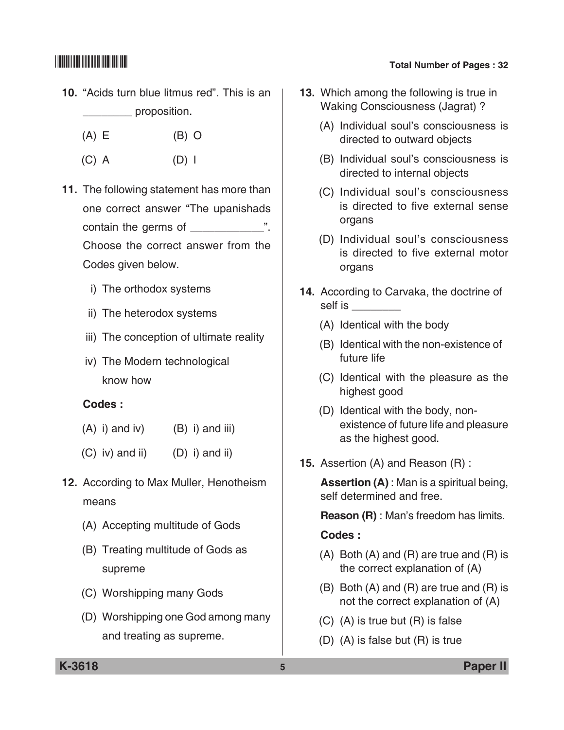10. "Acids turn blue litmus red". This is an ________ proposition.

 (A) E (B) O

 (C) A (D) I

11. The following statement has more than one correct answer "The upanishads contain the germs of ___________". Choose the correct answer from the Codes given below.

 i) The orthodox systems

 ii) The heterodox systems

 iii) The conception of ultimate reality

 iv) The Modern technological know how

 **Codes :**

 (A) i) and iv) (B) i) and iii)

 (C) iv) and ii) (D) i) and ii)

12. According to Max Muller, Henotheism means

 (A) Accepting multitude of Gods

 (B) Treating multitude of Gods as supreme

 (C) Worshipping many Gods

 (D) Worshipping one God among many and treating as supreme.

13. Which among the following is true in Waking Consciousness (Jagrat) ?

 (A) Individual soul's consciousness is directed to outward objects

 (B) Individual soul's consciousness is directed to internal objects

 (C) Individual soul's consciousness is directed to five external sense organs

 (D) Individual soul's consciousness is directed to five external motor organs

14. According to Carvaka, the doctrine of self is ________

 (A) Identical with the body

 (B) Identical with the non-existence of future life

 (C) Identical with the pleasure as the highest good

 (D) Identical with the body, non-existence of future life and pleasure as the highest good.

15. Assertion (A) and Reason (R) :

 **Assertion (A)** : Man is a spiritual being, self determined and free.

 **Reason (R)** : Man's freedom has limits.

 **Codes :**

 (A) Both (A) and (R) are true and (R) is the correct explanation of (A)

 (B) Both (A) and (R) are true and (R) is not the correct explanation of (A)

 (C) (A) is true but (R) is false

 (D) (A) is false but (R) is true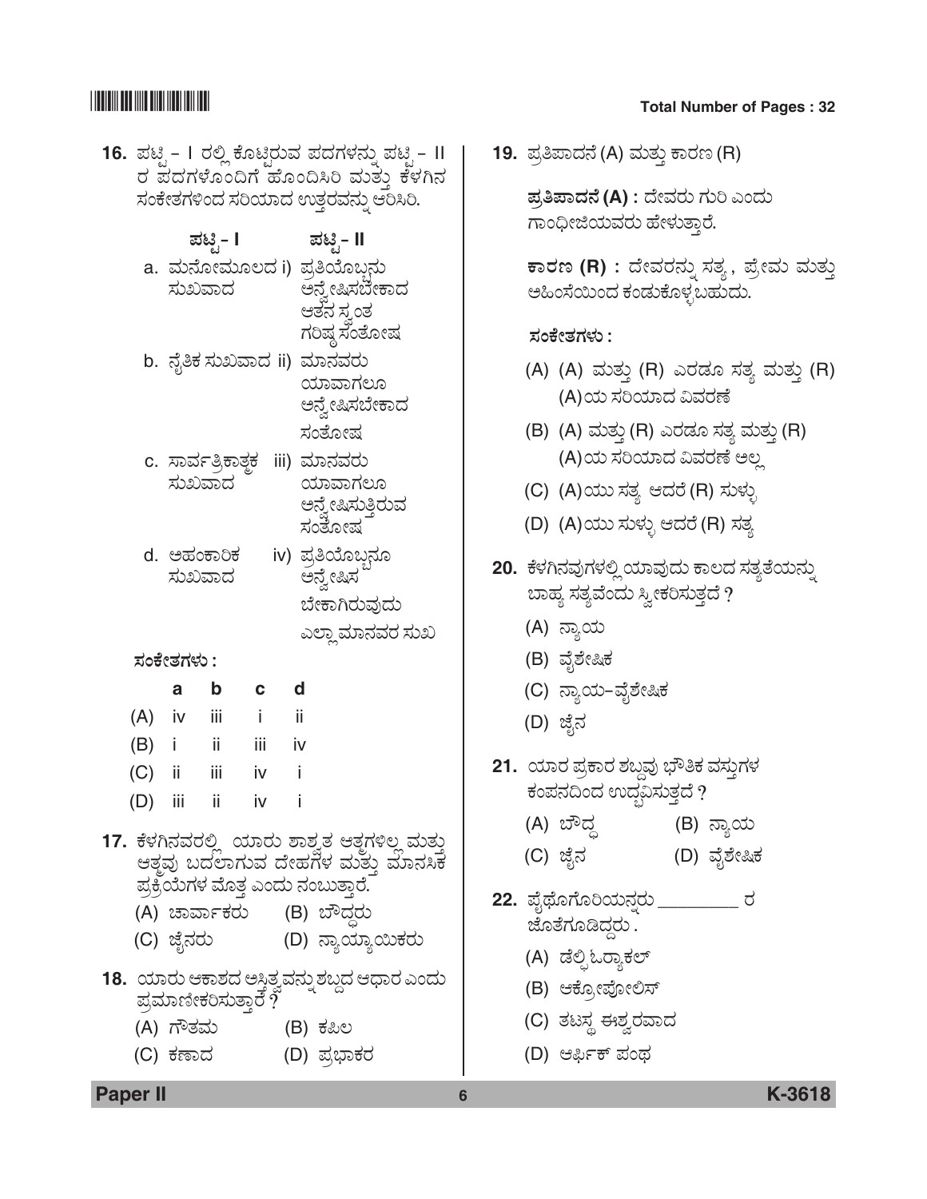16. ಪಟ್ಟಿ – I ರಲ್ಲಿ ಕೊಟ್ಟಿರುವ ಪದಗಳನ್ನು ಪಟ್ಟಿ – II ರ ಪದಗಳೊಂದಿಗೆ ಹೊಂದಿಸಿರಿ ಮತ್ತು ಕೆಳಗಿನ ಸಂಕೇತಗಳಿಂದ ಸರಿಯಾದ ಉತ್ತರವನ್ನು ಆರಿಸಿರಿ.

| ಪಟ್ಟಿ – I | ಪಟ್ಟಿ – II |
|---|---|
| a. ಮನೋಮೂಲದ ಸುಖವಾದ | i) ಪ್ರತಿಯೊಬ್ಬನು ಅನ್ವೇಷಿಸಬೇಕಾದ ಆತನ ಸ್ವಂತ ಗರಿಷ್ಠ ಸಂತೋಷ |
| b. ನೈತಿಕ ಸುಖವಾದ | ii) ಮಾನವರು ಯಾವಾಗಲೂ ಅನ್ವೇಷಿಸಬೇಕಾದ ಸಂತೋಷ |
| c. ಸಾರ್ವತ್ರಿಕಾತ್ಮಕ ಸುಖವಾದ | iii) ಮಾನವರು ಯಾವಾಗಲೂ ಅನ್ವೇಷಿಸುತ್ತಿರುವ ಸಂತೋಷ |
| d. ಅಹಂಕಾರಿಕ ಸುಖವಾದ | iv) ಪ್ರತಿಯೊಬ್ಬನೂ ಅನ್ವೇಷಿಸ ಬೇಕಾಗಿರುವುದು ಎಲ್ಲಾ ಮಾನವರ ಸುಖ |

ಸಂಕೇತಗಳು :

| | a | b | c | d |
|---|---|---|---|---|
| (A) | iv | iii | i | ii |
| (B) | i | ii | iii | iv |
| (C) | ii | iii | iv | i |
| (D) | iii | ii | iv | i |

17. ಕೆಳಗಿನವರಲ್ಲಿ ಯಾರು ಶಾಶ್ವತ ಆತ್ಮಗಳಿಲ್ಲ ಮತ್ತು ಆತ್ಮವು ಬದಲಾಗುವ ದೇಹಗಳ ಮತ್ತು ಮಾನಸಿಕ ಪ್ರಕ್ರಿಯೆಗಳ ಮೊತ್ತ ಎಂದು ನಂಬುತ್ತಾರೆ.

(A) ಚಾರ್ವಾಕರು (B) ಬೌದ್ಧರು
(C) ಜೈನರು (D) ನ್ಯಾಯ್ಯಾಯಿಕರು

18. ಯಾರು ಆಕಾಶದ ಅಸ್ತಿತ್ವವನ್ನು ಶಬ್ದದ ಆಧಾರ ಎಂದು ಪ್ರಮಾಣೀಕರಿಸುತ್ತಾರೆ ?

(A) ಗೌತಮ (B) ಕಪಿಲ
(C) ಕಣಾದ (D) ಪ್ರಭಾಕರ

19. ಪ್ರತಿಪಾದನೆ (A) ಮತ್ತು ಕಾರಣ (R)

**ಪ್ರತಿಪಾದನೆ (A) :** ದೇವರು ಗುರಿ ಎಂದು ಗಾಂಧೀಜಿಯವರು ಹೇಳುತ್ತಾರೆ.

**ಕಾರಣ (R) :** ದೇವರನ್ನು ಸತ್ಯ, ಪ್ರೇಮ ಮತ್ತು ಅಹಿಂಸೆಯಿಂದ ಕಂಡುಕೊಳ್ಳಬಹುದು.

**ಸಂಕೇತಗಳು :**

(A) (A) ಮತ್ತು (R) ಎರಡೂ ಸತ್ಯ ಮತ್ತು (R) (A)ಯ ಸರಿಯಾದ ವಿವರಣೆ
(B) (A) ಮತ್ತು (R) ಎರಡೂ ಸತ್ಯ ಮತ್ತು (R) (A)ಯ ಸರಿಯಾದ ವಿವರಣೆ ಅಲ್ಲ
(C) (A)ಯು ಸತ್ಯ ಆದರೆ (R) ಸುಳ್ಳು
(D) (A)ಯು ಸುಳ್ಳು ಆದರೆ (R) ಸತ್ಯ

20. ಕೆಳಗಿನವುಗಳಲ್ಲಿ ಯಾವುದು ಕಾಲದ ಸತ್ಯತೆಯನ್ನು ಬಾಹ್ಯ ಸತ್ಯವೆಂದು ಸ್ವೀಕರಿಸುತ್ತದೆ ?

(A) ನ್ಯಾಯ
(B) ವೈಶೇಷಿಕ
(C) ನ್ಯಾಯ-ವೈಶೇಷಿಕ
(D) ಜೈನ

21. ಯಾರ ಪ್ರಕಾರ ಶಬ್ದವು ಭೌತಿಕ ವಸ್ತುಗಳ ಕಂಪನದಿಂದ ಉದ್ಭವಿಸುತ್ತದೆ ?

(A) ಬೌದ್ಧ (B) ನ್ಯಾಯ
(C) ಜೈನ (D) ವೈಶೇಷಿಕ

22. ಪೈಥೊಗೊರಿಯನ್ನರು _________ ರ ಜೊತೆಗೂಡಿದ್ದರು .

(A) ಡೆಲ್ಫಿ ಓರ್‍ಯಾಕಲ್
(B) ಆಕ್ರೋಪೋಲಿಸ್
(C) ತಟಸ್ಥ ಈಶ್ವರವಾದ
(D) ಆರ್ಫಿಕ್ ಪಂಥ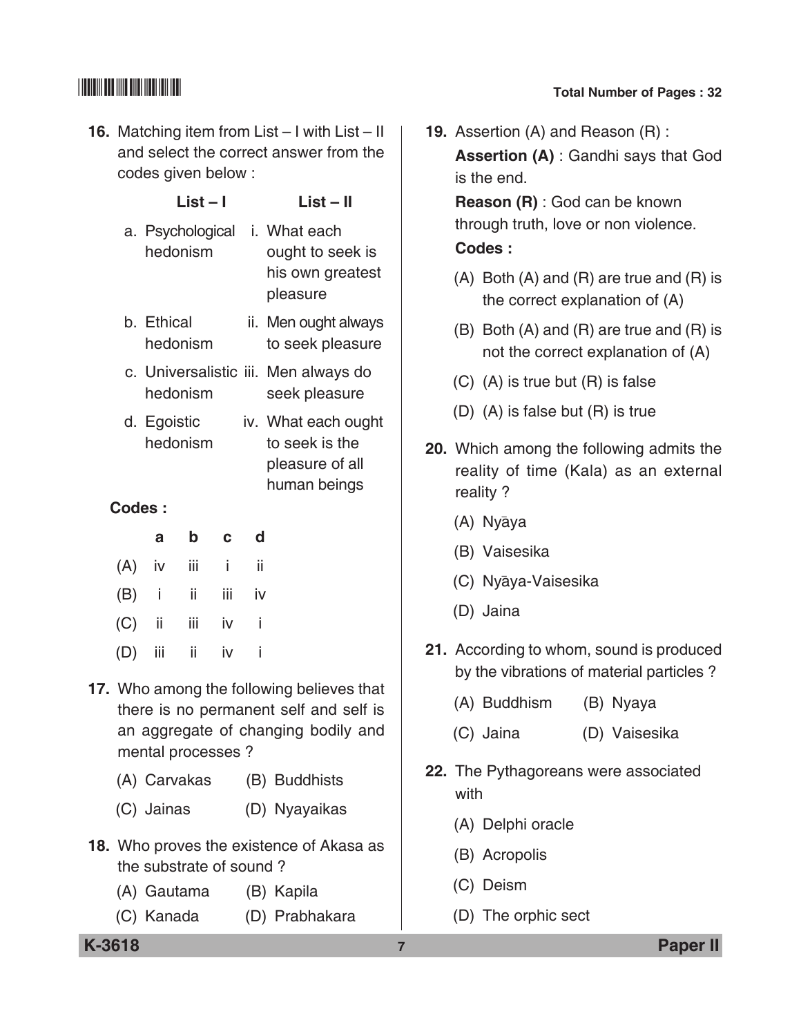**16.** Matching item from List – I with List – II and select the correct answer from the codes given below :

| List – I | List – II |
|---|---|
| a. Psychological hedonism | i. What each ought to seek is his own greatest pleasure |
| b. Ethical hedonism | ii. Men ought always to seek pleasure |
| c. Universalistic hedonism | iii. Men always do seek pleasure |
| d. Egoistic hedonism | iv. What each ought to seek is the pleasure of all human beings |

**Codes :**

| | a | b | c | d |
|---|---|---|---|---|
| (A) | iv | iii | i | ii |
| (B) | i | ii | iii | iv |
| (C) | ii | iii | iv | i |
| (D) | iii | ii | iv | i |

**17.** Who among the following believes that there is no permanent self and self is an aggregate of changing bodily and mental processes ?

(A) Carvakas
(B) Buddhists
(C) Jainas
(D) Nyayaikas

**18.** Who proves the existence of Akasa as the substrate of sound ?

(A) Gautama
(B) Kapila
(C) Kanada
(D) Prabhakara

**19.** Assertion (A) and Reason (R) :

**Assertion (A)** : Gandhi says that God is the end.

**Reason (R)** : God can be known through truth, love or non violence.

**Codes :**

(A) Both (A) and (R) are true and (R) is the correct explanation of (A)
(B) Both (A) and (R) are true and (R) is not the correct explanation of (A)
(C) (A) is true but (R) is false
(D) (A) is false but (R) is true

**20.** Which among the following admits the reality of time (Kala) as an external reality ?

(A) Nyāya
(B) Vaisesika
(C) Nyāya-Vaisesika
(D) Jaina

**21.** According to whom, sound is produced by the vibrations of material particles ?

(A) Buddhism
(B) Nyaya
(C) Jaina
(D) Vaisesika

**22.** The Pythagoreans were associated with

(A) Delphi oracle
(B) Acropolis
(C) Deism
(D) The orphic sect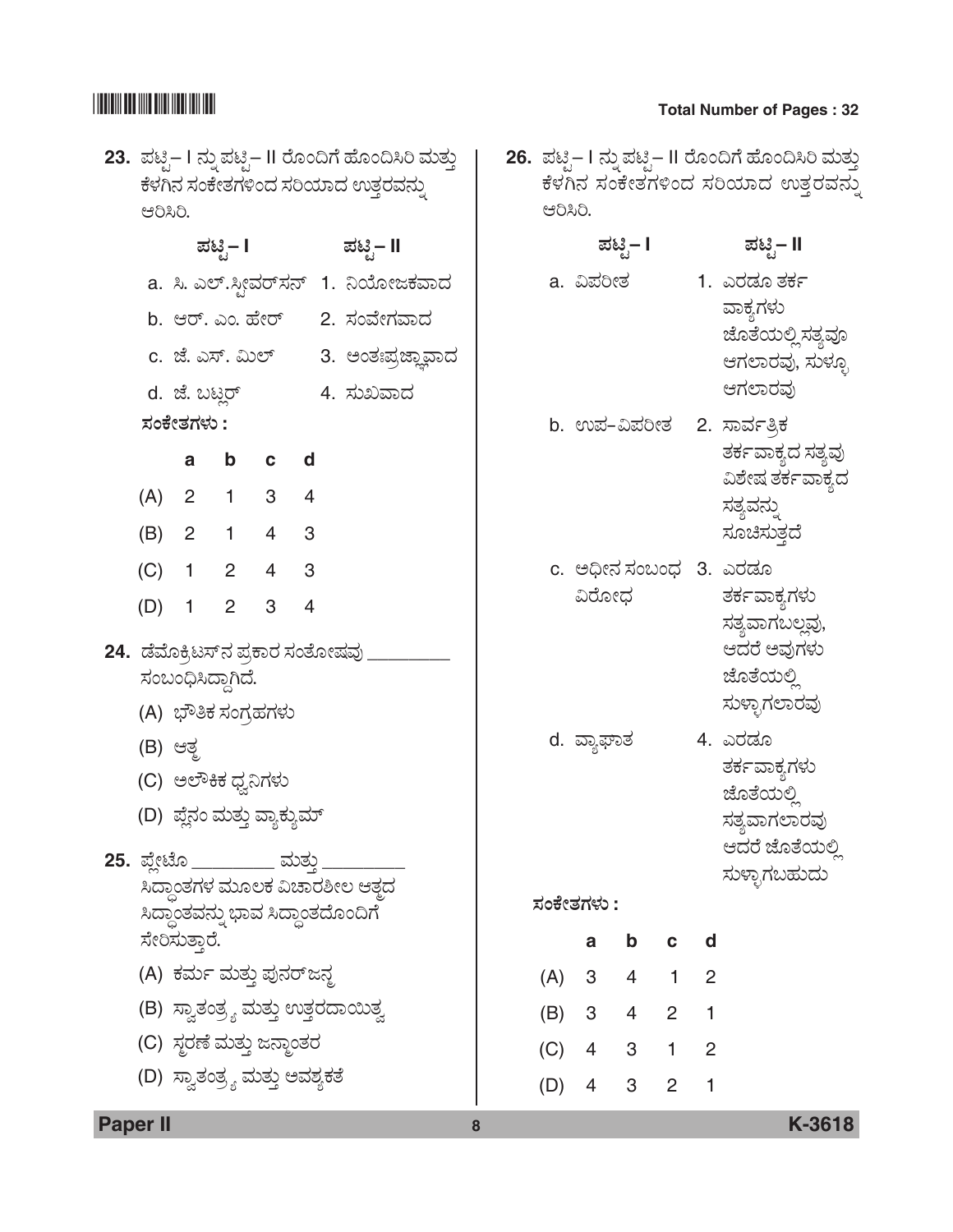23. ಪಟ್ಟಿ – I ನ್ನು ಪಟ್ಟಿ – II ರೊಂದಿಗೆ ಹೊಂದಿಸಿರಿ ಮತ್ತು ಕೆಳಗಿನ ಸಂಕೇತಗಳಿಂದ ಸರಿಯಾದ ಉತ್ತರವನ್ನು ಆರಿಸಿರಿ.

| ಪಟ್ಟಿ – I | ಪಟ್ಟಿ – II |
|---|---|
| a. ಸಿ. ಎಲ್. ಸ್ಟೀವರ್‌ಸನ್ | 1. ನಿಯೋಜಕವಾದ |
| b. ಆರ್. ಎಂ. ಹೇರ್ | 2. ಸಂವೇಗವಾದ |
| c. ಜೆ. ಎಸ್. ಮಿಲ್ | 3. ಅಂತಃಪ್ರಜ್ಞಾವಾದ |
| d. ಜೆ. ಬಟ್ಲರ್ | 4. ಸುಖವಾದ |

**ಸಂಕೇತಗಳು :**

| | a | b | c | d |
|---|---|---|---|---|
| (A) | 2 | 1 | 3 | 4 |
| (B) | 2 | 1 | 4 | 3 |
| (C) | 1 | 2 | 4 | 3 |
| (D) | 1 | 2 | 3 | 4 |

24. ಡೆಮೊಕ್ರಿಟಸ್‌ನ ಪ್ರಕಾರ ಸಂತೋಷವು ________ ಸಂಬಂಧಿಸಿದ್ದಾಗಿದೆ.

(A) ಭೌತಿಕ ಸಂಗ್ರಹಗಳು

(B) ಆತ್ಮ

(C) ಅಲೌಕಿಕ ಧ್ವನಿಗಳು

(D) ಪ್ಲೆನಂ ಮತ್ತು ವ್ಯಾಕ್ಯುಮ್

25. ಪ್ಲೇಟೊ ________ ಮತ್ತು ________ ಸಿದ್ಧಾಂತಗಳ ಮೂಲಕ ವಿಚಾರಶೀಲ ಆತ್ಮದ ಸಿದ್ಧಾಂತವನ್ನು ಭಾವ ಸಿದ್ಧಾಂತದೊಂದಿಗೆ ಸೇರಿಸುತ್ತಾರೆ.

(A) ಕರ್ಮ ಮತ್ತು ಪುನರ್‌ಜನ್ಮ

(B) ಸ್ವಾತಂತ್ರ್ಯ ಮತ್ತು ಉತ್ತರದಾಯಿತ್ವ

(C) ಸ್ಮರಣೆ ಮತ್ತು ಜನ್ಮಾಂತರ

(D) ಸ್ವಾತಂತ್ರ್ಯ ಮತ್ತು ಅವಶ್ಯಕತೆ

26. ಪಟ್ಟಿ – I ನ್ನು ಪಟ್ಟಿ – II ರೊಂದಿಗೆ ಹೊಂದಿಸಿರಿ ಮತ್ತು ಕೆಳಗಿನ ಸಂಕೇತಗಳಿಂದ ಸರಿಯಾದ ಉತ್ತರವನ್ನು ಆರಿಸಿರಿ.

| ಪಟ್ಟಿ – I | ಪಟ್ಟಿ – II |
|---|---|
| a. ವಿಪರೀತ | 1. ಎರಡೂ ತರ್ಕ ವಾಕ್ಯಗಳು ಜೊತೆಯಲ್ಲಿ ಸತ್ಯವೂ ಆಗಲಾರವು, ಸುಳ್ಳೂ ಆಗಲಾರವು |
| b. ಉಪ-ವಿಪರೀತ | 2. ಸಾರ್ವತ್ರಿಕ ತರ್ಕವಾಕ್ಯದ ಸತ್ಯವು ವಿಶೇಷ ತರ್ಕವಾಕ್ಯದ ಸತ್ಯವನ್ನು ಸೂಚಿಸುತ್ತದೆ |
| c. ಅಧೀನ ಸಂಬಂಧ ವಿರೋಧ | 3. ಎರಡೂ ತರ್ಕವಾಕ್ಯಗಳು ಸತ್ಯವಾಗಬಲ್ಲವು, ಆದರೆ ಅವುಗಳು ಜೊತೆಯಲ್ಲಿ ಸುಳ್ಳಾಗಲಾರವು |
| d. ವ್ಯಾಘಾತ | 4. ಎರಡೂ ತರ್ಕವಾಕ್ಯಗಳು ಜೊತೆಯಲ್ಲಿ ಸತ್ಯವಾಗಲಾರವು ಆದರೆ ಜೊತೆಯಲ್ಲಿ ಸುಳ್ಳಾಗಬಹುದು |

**ಸಂಕೇತಗಳು :**

| | a | b | c | d |
|---|---|---|---|---|
| (A) | 3 | 4 | 1 | 2 |
| (B) | 3 | 4 | 2 | 1 |
| (C) | 4 | 3 | 1 | 2 |
| (D) | 4 | 3 | 2 | 1 |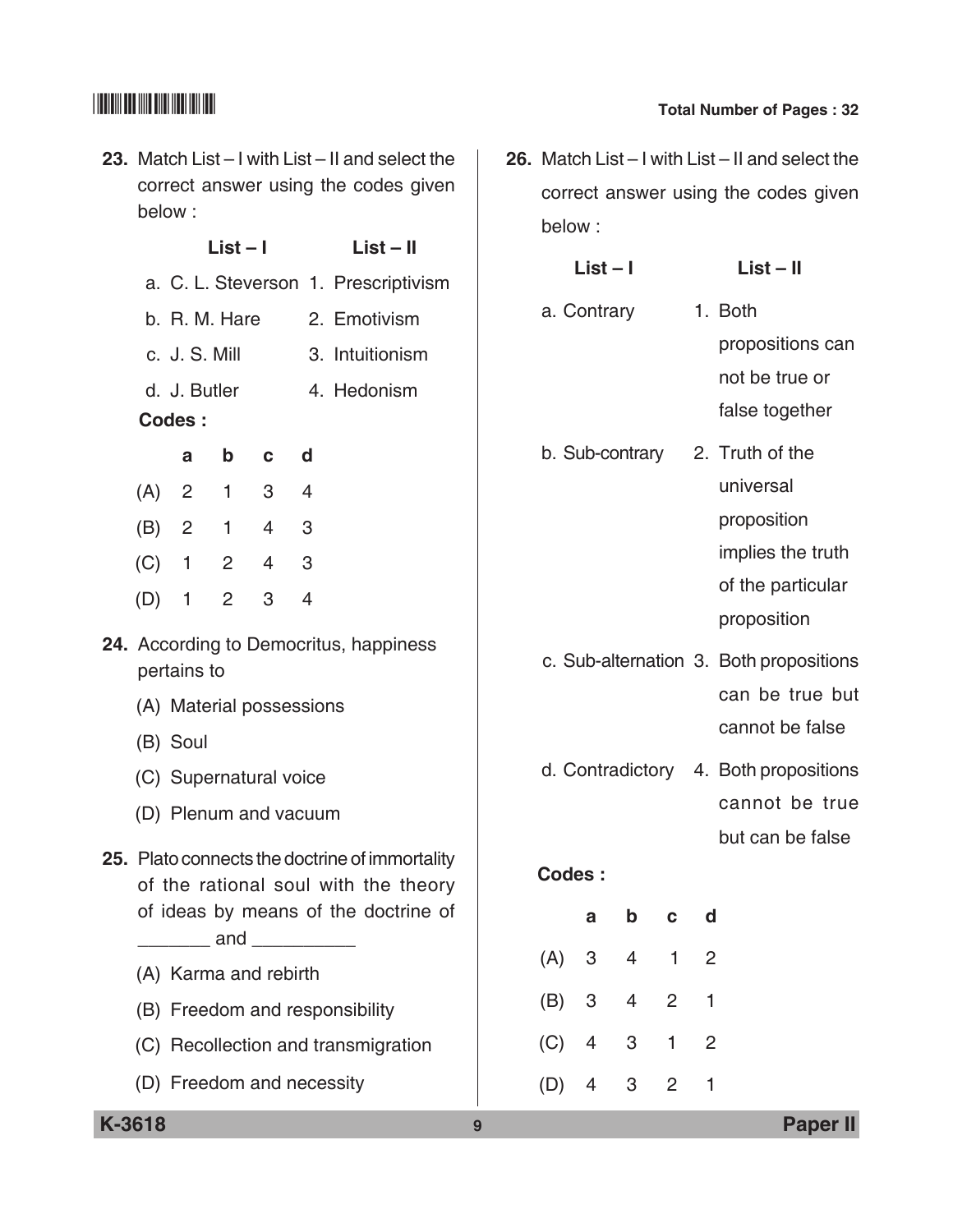**23.** Match List – I with List – II and select the correct answer using the codes given below :

| List – I | List – II |
|---|---|
| a. C. L. Steverson | 1. Prescriptivism |
| b. R. M. Hare | 2. Emotivism |
| c. J. S. Mill | 3. Intuitionism |
| d. J. Butler | 4. Hedonism |

**Codes :**

| | a | b | c | d |
|---|---|---|---|---|
| (A) | 2 | 1 | 3 | 4 |
| (B) | 2 | 1 | 4 | 3 |
| (C) | 1 | 2 | 4 | 3 |
| (D) | 1 | 2 | 3 | 4 |

**24.** According to Democritus, happiness pertains to

(A) Material possessions

(B) Soul

(C) Supernatural voice

(D) Plenum and vacuum

**25.** Plato connects the doctrine of immortality of the rational soul with the theory of ideas by means of the doctrine of _______ and __________

(A) Karma and rebirth

(B) Freedom and responsibility

(C) Recollection and transmigration

(D) Freedom and necessity

**26.** Match List – I with List – II and select the correct answer using the codes given below :

| List – I | List – II |
|---|---|
| a. Contrary | 1. Both propositions can not be true or false together |
| b. Sub-contrary | 2. Truth of the universal proposition implies the truth of the particular proposition |
| c. Sub-alternation | 3. Both propositions can be true but cannot be false |
| d. Contradictory | 4. Both propositions cannot be true but can be false |

**Codes :**

| | a | b | c | d |
|---|---|---|---|---|
| (A) | 3 | 4 | 1 | 2 |
| (B) | 3 | 4 | 2 | 1 |
| (C) | 4 | 3 | 1 | 2 |
| (D) | 4 | 3 | 2 | 1 |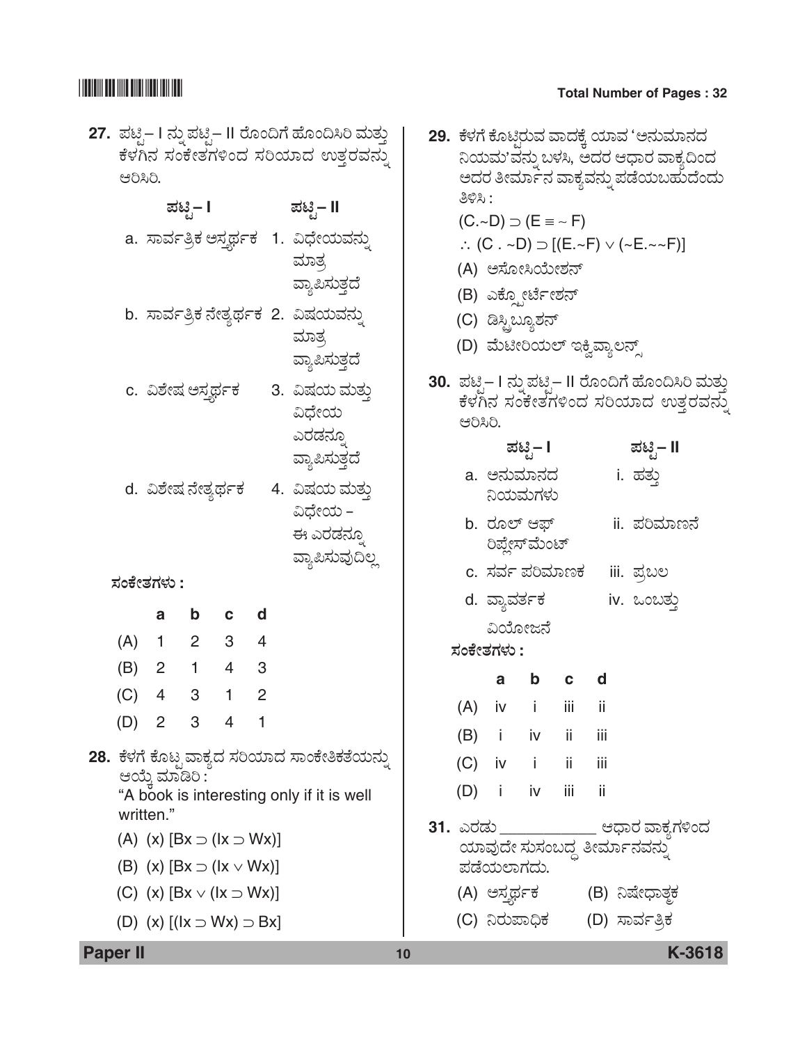**27.** ಪಟ್ಟಿ – I ನ್ನು ಪಟ್ಟಿ – II ರೊಂದಿಗೆ ಹೊಂದಿಸಿರಿ ಮತ್ತು ಕೆಳಗಿನ ಸಂಕೇತಗಳಿಂದ ಸರಿಯಾದ ಉತ್ತರವನ್ನು ಆರಿಸಿರಿ.

| ಪಟ್ಟಿ – I | ಪಟ್ಟಿ – II |
|---|---|
| a. ಸಾರ್ವತ್ರಿಕ ಆಸ್ತ್ಯರ್ಥಕ | 1. ವಿಧೇಯವನ್ನು ಮಾತ್ರ ವ್ಯಾಪಿಸುತ್ತದೆ |
| b. ಸಾರ್ವತ್ರಿಕ ನೇತ್ಯರ್ಥಕ | 2. ವಿಷಯವನ್ನು ಮಾತ್ರ ವ್ಯಾಪಿಸುತ್ತದೆ |
| c. ವಿಶೇಷ ಆಸ್ತ್ಯರ್ಥಕ | 3. ವಿಷಯ ಮತ್ತು ವಿಧೇಯ ಎರಡನ್ನೂ ವ್ಯಾಪಿಸುತ್ತದೆ |
| d. ವಿಶೇಷ ನೇತ್ಯರ್ಥಕ | 4. ವಿಷಯ ಮತ್ತು ವಿಧೇಯ – ಈ ಎರಡನ್ನೂ ವ್ಯಾಪಿಸುವುದಿಲ್ಲ |

**ಸಂಕೇತಗಳು :**

| | a | b | c | d |
|---|---|---|---|---|
| (A) | 1 | 2 | 3 | 4 |
| (B) | 2 | 1 | 4 | 3 |
| (C) | 4 | 3 | 1 | 2 |
| (D) | 2 | 3 | 4 | 1 |

**28.** ಕೆಳಗೆ ಕೊಟ್ಟ ವಾಕ್ಯದ ಸರಿಯಾದ ಸಾಂಕೇತಿಕತೆಯನ್ನು ಆಯ್ಕೆ ಮಾಡಿರಿ :
"A book is interesting only if it is well written."

(A) $(x)\ [Bx \supset (Ix \supset Wx)]$

(B) $(x)\ [Bx \supset (Ix \vee Wx)]$

(C) $(x)\ [Bx \vee (Ix \supset Wx)]$

(D) $(x)\ [(Ix \supset Wx) \supset Bx]$

**29.** ಕೆಳಗೆ ಕೊಟ್ಟಿರುವ ವಾದಕ್ಕೆ ಯಾವ 'ಅನುಮಾನದ ನಿಯಮ'ವನ್ನು ಬಳಸಿ, ಅದರ ಆಧಾರ ವಾಕ್ಯದಿಂದ ಅದರ ತೀರ್ಮಾನ ವಾಕ್ಯವನ್ನು ಪಡೆಯಬಹುದೆಂದು ತಿಳಿಸಿ :

$(C.\sim D) \supset (E \equiv \sim F)$

$\therefore (C\ .\ \sim D) \supset [(E.\sim F) \vee (\sim E.\sim\sim F)]$

(A) ಅಸೋಸಿಯೇಶನ್

(B) ಎಕ್ಸ್ಪೋರ್ಟೇಶನ್

(C) ಡಿಸ್ಟ್ರಿಬ್ಯೂಶನ್

(D) ಮೆಟೀರಿಯಲ್ ಇಕ್ವಿವ್ಯಾಲನ್ಸ್

**30.** ಪಟ್ಟಿ – I ನ್ನು ಪಟ್ಟಿ – II ರೊಂದಿಗೆ ಹೊಂದಿಸಿರಿ ಮತ್ತು ಕೆಳಗಿನ ಸಂಕೇತಗಳಿಂದ ಸರಿಯಾದ ಉತ್ತರವನ್ನು ಆರಿಸಿರಿ.

| ಪಟ್ಟಿ – I | ಪಟ್ಟಿ – II |
|---|---|
| a. ಅನುಮಾನದ ನಿಯಮಗಳು | i. ಹತ್ತು |
| b. ರೂಲ್ ಆಫ್ ರಿಪ್ಲೇಸ್‌ಮೆಂಟ್ | ii. ಪರಿಮಾಣನೆ |
| c. ಸರ್ವ ಪರಿಮಾಣಕ | iii. ಪ್ರಬಲ |
| d. ವ್ಯಾವರ್ತಕ ವಿಯೋಜನೆ | iv. ಒಂಬತ್ತು |

**ಸಂಕೇತಗಳು :**

| | a | b | c | d |
|---|---|---|---|---|
| (A) | iv | i | iii | ii |
| (B) | i | iv | ii | iii |
| (C) | iv | i | ii | iii |
| (D) | i | iv | iii | ii |

**31.** ಎರಡು \_\_\_\_\_\_\_\_\_\_\_ ಆಧಾರ ವಾಕ್ಯಗಳಿಂದ ಯಾವುದೇ ಸುಸಂಬದ್ಧ ತೀರ್ಮಾನವನ್ನು ಪಡೆಯಲಾಗದು.

(A) ಆಸ್ತ್ಯರ್ಥಕ

(B) ನಿಷೇಧಾತ್ಮಕ

(C) ನಿರುಪಾಧಿಕ

(D) ಸಾರ್ವತ್ರಿಕ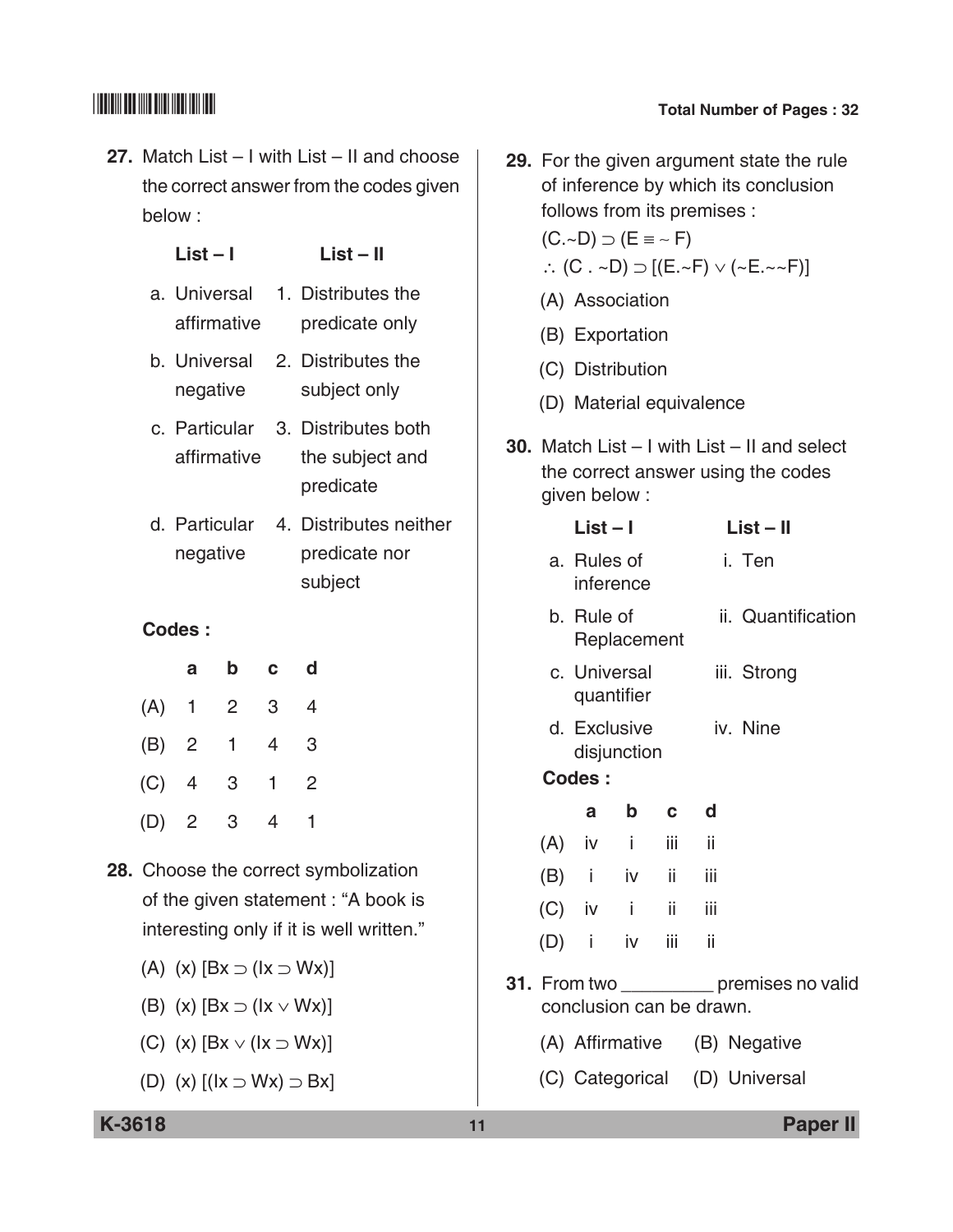27. Match List – I with List – II and choose the correct answer from the codes given below :

| List – I | List – II |
|---|---|
| a. Universal affirmative | 1. Distributes the predicate only |
| b. Universal negative | 2. Distributes the subject only |
| c. Particular affirmative | 3. Distributes both the subject and predicate |
| d. Particular negative | 4. Distributes neither predicate nor subject |

**Codes :**

| | a | b | c | d |
|---|---|---|---|---|
| (A) | 1 | 2 | 3 | 4 |
| (B) | 2 | 1 | 4 | 3 |
| (C) | 4 | 3 | 1 | 2 |
| (D) | 2 | 3 | 4 | 1 |

28. Choose the correct symbolization of the given statement : "A book is interesting only if it is well written."

(A) $(x)\ [Bx \supset (Ix \supset Wx)]$

(B) $(x)\ [Bx \supset (Ix \vee Wx)]$

(C) $(x)\ [Bx \vee (Ix \supset Wx)]$

(D) $(x)\ [(Ix \supset Wx) \supset Bx]$

29. For the given argument state the rule of inference by which its conclusion follows from its premises :

$(C.{\sim}D) \supset (E \equiv {\sim} F)$

$\therefore\ (C\ .\ {\sim}D) \supset [(E.{\sim}F) \vee ({\sim}E.{\sim}{\sim}F)]$

(A) Association

(B) Exportation

(C) Distribution

(D) Material equivalence

30. Match List – I with List – II and select the correct answer using the codes given below :

| List – I | List – II |
|---|---|
| a. Rules of inference | i. Ten |
| b. Rule of Replacement | ii. Quantification |
| c. Universal quantifier | iii. Strong |
| d. Exclusive disjunction | iv. Nine |

**Codes :**

| | a | b | c | d |
|---|---|---|---|---|
| (A) | iv | i | iii | ii |
| (B) | i | iv | ii | iii |
| (C) | iv | i | ii | iii |
| (D) | i | iv | iii | ii |

31. From two _________ premises no valid conclusion can be drawn.

(A) Affirmative (B) Negative

(C) Categorical (D) Universal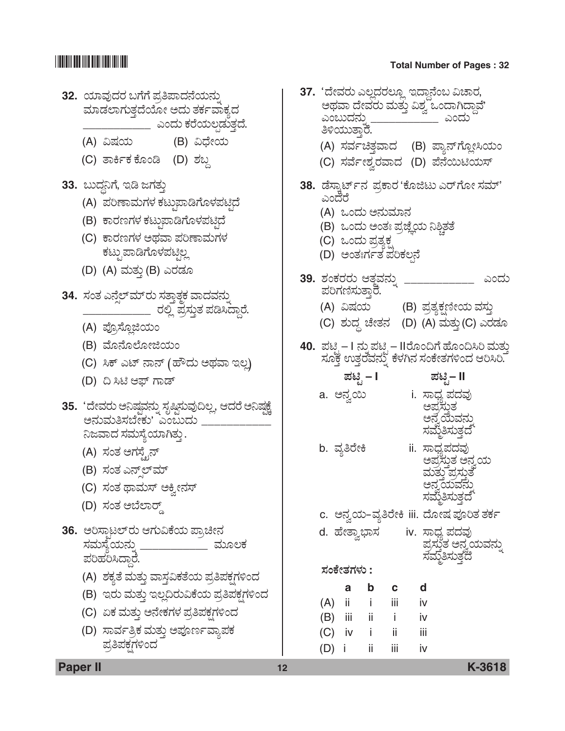**32.** ಯಾವುದರ ಬಗೆಗೆ ಪ್ರತಿಪಾದನೆಯನ್ನು ಮಾಡಲಾಗುತ್ತದೆಯೋ ಅದು ತರ್ಕವಾಕ್ಯದ ____________ ಎಂದು ಕರೆಯಲ್ಪಡುತ್ತದೆ.

(A) ವಿಷಯ (B) ವಿಧೇಯ

(C) ತಾರ್ಕಿಕ ಕೊಂಡಿ (D) ಶಬ್ದ

**33.** ಬುದ್ಧನಿಗೆ, ಇಡಿ ಜಗತ್ತು

(A) ಪರಿಣಾಮಗಳ ಕಟ್ಟುಪಾಡಿಗೊಳಪಟ್ಟಿದೆ

(B) ಕಾರಣಗಳ ಕಟ್ಟುಪಾಡಿಗೊಳಪಟ್ಟಿದೆ

(C) ಕಾರಣಗಳ ಅಥವಾ ಪರಿಣಾಮಗಳ ಕಟ್ಟುಪಾಡಿಗೊಳಪಟ್ಟಿಲ್ಲ

(D) (A) ಮತ್ತು (B) ಎರಡೂ

**34.** ಸಂತ ಎನ್ಸೆಲ್‌ಮ್‌ರು ಸತ್ತಾತ್ಮಕ ವಾದವನ್ನು ____________ ರಲ್ಲಿ ಪ್ರಸ್ತುತ ಪಡಿಸಿದ್ದಾರೆ.

(A) ಪ್ರೊಸ್ಲೊಜಿಯಂ

(B) ಮೊನೊಲೋಜಿಯಂ

(C) ಸಿಕ್ ಎಟ್ ನಾನ್ (ಹೌದು ಅಥವಾ ಇಲ್ಲ)

(D) ದಿ ಸಿಟಿ ಆಫ್ ಗಾಡ್

**35.** 'ದೇವರು ಅನಿಷ್ಟವನ್ನು ಸೃಷ್ಟಿಸುವುದಿಲ್ಲ, ಆದರೆ ಅನಿಷ್ಟಕ್ಕೆ ಅನುಮತಿಸಬೇಕು' ಎಂಬುದು ____________ ನಿಜವಾದ ಸಮಸ್ಯೆಯಾಗಿತ್ತು.

(A) ಸಂತ ಅಗಸ್ಟೈನ್

(B) ಸಂತ ಎನ್ಸೆಲ್‌ಮ್

(C) ಸಂತ ಥಾಮಸ್ ಅಕ್ವೀನಸ್

(D) ಸಂತ ಅಬೆಲಾರ್ಡ್

**36.** ಅರಿಸ್ಟಾಟಲ್‌ರು ಆಗುವಿಕೆಯ ಪ್ರಾಚೀನ ಸಮಸ್ಯೆಯನ್ನು ____________ ಮೂಲಕ ಪರಿಹರಿಸಿದ್ದಾರೆ.

(A) ಶಕ್ಯತೆ ಮತ್ತು ವಾಸ್ತವಿಕತೆಯ ಪ್ರತಿಪಕ್ಷಗಳಿಂದ

(B) ಇರು ಮತ್ತು ಇಲ್ಲದಿರುವಿಕೆಯ ಪ್ರತಿಪಕ್ಷಗಳಿಂದ

(C) ಏಕ ಮತ್ತು ಅನೇಕಗಳ ಪ್ರತಿಪಕ್ಷಗಳಿಂದ

(D) ಸಾರ್ವತ್ರಿಕ ಮತ್ತು ಅಪೂರ್ಣವ್ಯಾಪಕ ಪ್ರತಿಪಕ್ಷಗಳಿಂದ

**37.** 'ದೇವರು ಎಲ್ಲದರಲ್ಲೂ ಇದ್ದಾನೆಂಬ ವಿಚಾರ, ಅಥವಾ ದೇವರು ಮತ್ತು ವಿಶ್ವ ಒಂದಾಗಿದ್ದಾವೆ' ಎಂಬುದನ್ನು ____________ ಎಂದು ತಿಳಿಯುತ್ತಾರೆ.

(A) ಸರ್ವಚಿತ್ತವಾದ (B) ಪ್ಯಾನ್‌ಗ್ಲೋಸಿಯಂ

(C) ಸರ್ವೇಶ್ವರವಾದ (D) ಪೆನೆಯಿಟಿಯಸ್

**38.** ಡೆಸ್ಕಾರ್ಟ್‌ನ ಪ್ರಕಾರ 'ಕೊಜಿಟು ಎರ್ಗೋ ಸಮ್' ಎಂದರೆ

(A) ಒಂದು ಅನುಮಾನ

(B) ಒಂದು ಅಂತಃ ಪ್ರಜ್ಞೆಯ ನಿಶ್ಚಿತತೆ

(C) ಒಂದು ಪ್ರತ್ಯಕ್ಷ

(D) ಅಂತರ್ಗತ ಪರಿಕಲ್ಪನೆ

**39.** ಶಂಕರರು ಆತ್ಮವನ್ನು ____________ ಎಂದು ಪರಿಗಣಿಸುತ್ತಾರೆ.

(A) ವಿಷಯ (B) ಪ್ರತ್ಯಕ್ಷಣೀಯ ವಸ್ತು

(C) ಶುದ್ಧ ಚೇತನ (D) (A) ಮತ್ತು (C) ಎರಡೂ

**40.** ಪಟ್ಟಿ – I ನು ಪಟ್ಟಿ – II ರೊಂದಿಗೆ ಹೊಂದಿಸಿರಿ ಮತ್ತು ಸೂಕ್ತ ಉತ್ತರವನ್ನು ಕೆಳಗಿನ ಸಂಕೇತಗಳಿಂದ ಆರಿಸಿರಿ.

| ಪಟ್ಟಿ – I | ಪಟ್ಟಿ – II |
|---|---|
| a. ಅನ್ವಯಿ | i. ಸಾಧ್ಯ ಪದವು ಅಪ್ರಸ್ತುತ ಅನ್ವಯವನ್ನು ಸಮ್ಮತಿಸುತ್ತದೆ |
| b. ವ್ಯತಿರೇಕಿ | ii. ಸಾಧ್ಯಪದವು ಅಪ್ರಸ್ತುತ ಅನ್ವಯ ಮತ್ತು ಪ್ರಸ್ತುತ ಅನ್ವಯವನ್ನು ಸಮ್ಮತಿಸುತ್ತದೆ |
| c. ಅನ್ವಯ-ವ್ಯತಿರೇಕಿ | iii. ದೋಷ ಪೂರಿತ ತರ್ಕ |
| d. ಹೇತ್ವಾಭಾಸ | iv. ಸಾಧ್ಯ ಪದವು ಪ್ರಸ್ತುತ ಅನ್ವಯವನ್ನು ಸಮ್ಮತಿಸುತ್ತದೆ |

**ಸಂಕೇತಗಳು :**

| | a | b | c | d |
|---|---|---|---|---|
| (A) | ii | i | iii | iv |
| (B) | iii | ii | i | iv |
| (C) | iv | i | ii | iii |
| (D) | i | ii | iii | iv |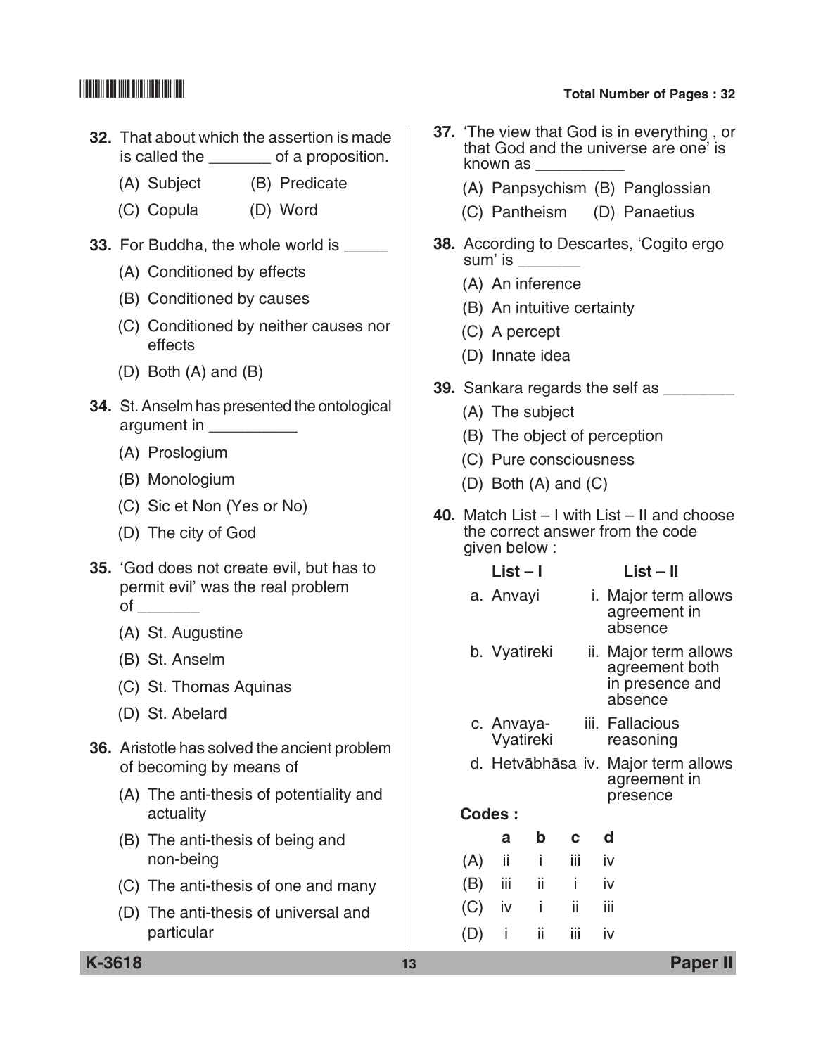32. That about which the assertion is made is called the _______ of a proposition.

(A) Subject (B) Predicate

(C) Copula (D) Word

33. For Buddha, the whole world is _____

(A) Conditioned by effects

(B) Conditioned by causes

(C) Conditioned by neither causes nor effects

(D) Both (A) and (B)

34. St. Anselm has presented the ontological argument in __________

(A) Proslogium

(B) Monologium

(C) Sic et Non (Yes or No)

(D) The city of God

35. 'God does not create evil, but has to permit evil' was the real problem of _______

(A) St. Augustine

(B) St. Anselm

(C) St. Thomas Aquinas

(D) St. Abelard

36. Aristotle has solved the ancient problem of becoming by means of

(A) The anti-thesis of potentiality and actuality

(B) The anti-thesis of being and non-being

(C) The anti-thesis of one and many

(D) The anti-thesis of universal and particular

37. 'The view that God is in everything , or that God and the universe are one' is known as __________

(A) Panpsychism (B) Panglossian

(C) Pantheism (D) Panaetius

38. According to Descartes, 'Cogito ergo sum' is _______

(A) An inference

(B) An intuitive certainty

(C) A percept

(D) Innate idea

39. Sankara regards the self as ________

(A) The subject

(B) The object of perception

(C) Pure consciousness

(D) Both (A) and (C)

40. Match List – I with List – II and choose the correct answer from the code given below :

| List – I | List – II |
|---|---|
| a. Anvayi | i. Major term allows agreement in absence |
| b. Vyatireki | ii. Major term allows agreement both in presence and absence |
| c. Anvaya-Vyatireki | iii. Fallacious reasoning |
| d. Hetvābhāsa | iv. Major term allows agreement in presence |

**Codes :**

| | a | b | c | d |
|---|---|---|---|---|
| (A) | ii | i | iii | iv |
| (B) | iii | ii | i | iv |
| (C) | iv | i | ii | iii |
| (D) | i | ii | iii | iv |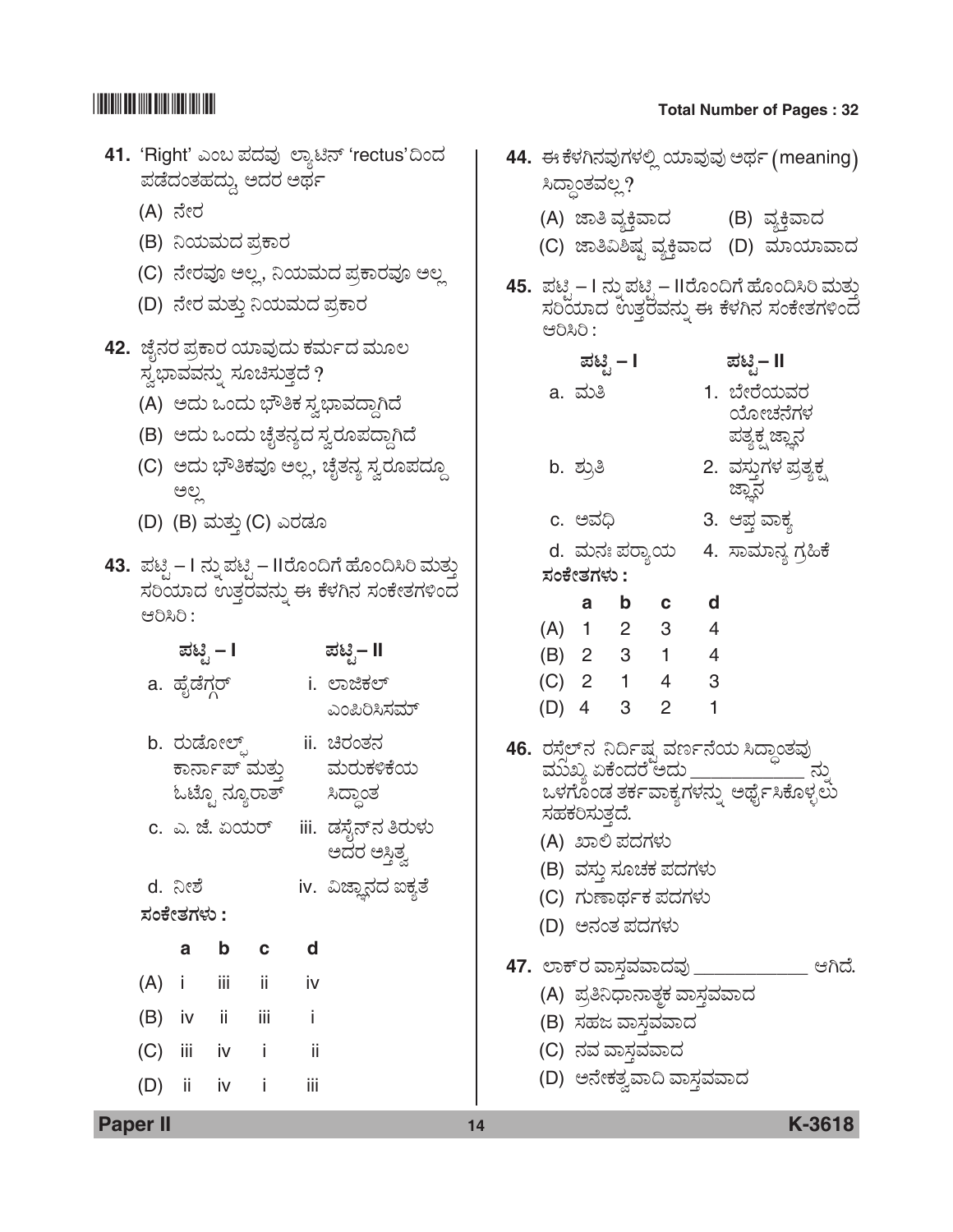41. 'Right' ಎಂಬ ಪದವು ಲ್ಯಾಟಿನ್ 'rectus'ದಿಂದ ಪಡೆದಂತಹದ್ದು ಅದರ ಅರ್ಥ

(A) ನೇರ

(B) ನಿಯಮದ ಪ್ರಕಾರ

(C) ನೇರವೂ ಅಲ್ಲ, ನಿಯಮದ ಪ್ರಕಾರವೂ ಅಲ್ಲ

(D) ನೇರ ಮತ್ತು ನಿಯಮದ ಪ್ರಕಾರ

42. ಜೈನರ ಪ್ರಕಾರ ಯಾವುದು ಕರ್ಮದ ಮೂಲ ಸ್ವಭಾವವನ್ನು ಸೂಚಿಸುತ್ತದೆ ?

(A) ಅದು ಒಂದು ಭೌತಿಕ ಸ್ವಭಾವದ್ದಾಗಿದೆ

(B) ಅದು ಒಂದು ಚೈತನ್ಯದ ಸ್ವರೂಪದ್ದಾಗಿದೆ

(C) ಅದು ಭೌತಿಕವೂ ಅಲ್ಲ, ಚೈತನ್ಯ ಸ್ವರೂಪದ್ದೂ ಅಲ್ಲ

(D) (B) ಮತ್ತು (C) ಎರಡೂ

43. ಪಟ್ಟಿ – I ನ್ನು ಪಟ್ಟಿ – IIರೊಂದಿಗೆ ಹೊಂದಿಸಿರಿ ಮತ್ತು ಸರಿಯಾದ ಉತ್ತರವನ್ನು ಈ ಕೆಳಗಿನ ಸಂಕೇತಗಳಿಂದ ಆರಿಸಿರಿ :

| ಪಟ್ಟಿ – I | ಪಟ್ಟಿ – II |
|---|---|
| a. ಹೈಡೆಗ್ಗರ್ | i. ಲಾಜಿಕಲ್ ಎಂಪಿರಿಸಿಸಮ್ |
| b. ರುಡೋಲ್ಫ್ ಕಾರ್ನಾಪ್ ಮತ್ತು ಓಟ್ಟೊ ನ್ಯೂರಾತ್ | ii. ಚಿರಂತನ ಮರುಕಳಿಕೆಯ ಸಿದ್ಧಾಂತ |
| c. ಎ. ಜೆ. ಏಯರ್ | iii. ಡಸೈನ್‌ನ ತಿರುಳು ಅದರ ಅಸ್ತಿತ್ವ |
| d. ನೀಶೆ | iv. ವಿಜ್ಞಾನದ ಐಕ್ಯತೆ |

**ಸಂಕೇತಗಳು :**

| | a | b | c | d |
|---|---|---|---|---|
| (A) | i | iii | ii | iv |
| (B) | iv | ii | iii | i |
| (C) | iii | iv | i | ii |
| (D) | ii | iv | i | iii |

44. ಈ ಕೆಳಗಿನವುಗಳಲ್ಲಿ ಯಾವುವು ಅರ್ಥ (meaning) ಸಿದ್ಧಾಂತವಲ್ಲ ?

(A) ಜಾತಿ ವ್ಯಕ್ತಿವಾದ (B) ವ್ಯಕ್ತಿವಾದ

(C) ಜಾತಿವಿಶಿಷ್ಟ ವ್ಯಕ್ತಿವಾದ (D) ಮಾಯಾವಾದ

45. ಪಟ್ಟಿ – I ನ್ನು ಪಟ್ಟಿ – IIರೊಂದಿಗೆ ಹೊಂದಿಸಿರಿ ಮತ್ತು ಸರಿಯಾದ ಉತ್ತರವನ್ನು ಈ ಕೆಳಗಿನ ಸಂಕೇತಗಳಿಂದ ಆರಿಸಿರಿ :

| ಪಟ್ಟಿ – I | ಪಟ್ಟಿ – II |
|---|---|
| a. ಮತಿ | 1. ಬೇರೆಯವರ ಯೋಚನೆಗಳ ಪ್ರತ್ಯಕ್ಷ ಜ್ಞಾನ |
| b. ಶ್ರುತಿ | 2. ವಸ್ತುಗಳ ಪ್ರತ್ಯಕ್ಷ ಜ್ಞಾನ |
| c. ಅವಧಿ | 3. ಆಪ್ತ ವಾಕ್ಯ |
| d. ಮನಃ ಪರ್ಯಾಯ | 4. ಸಾಮಾನ್ಯ ಗ್ರಹಿಕೆ |

**ಸಂಕೇತಗಳು :**

| | a | b | c | d |
|---|---|---|---|---|
| (A) | 1 | 2 | 3 | 4 |
| (B) | 2 | 3 | 1 | 4 |
| (C) | 2 | 1 | 4 | 3 |
| (D) | 4 | 3 | 2 | 1 |

46. ರಸೆಲ್‌ನ ನಿರ್ದಿಷ್ಟ ವರ್ಣನೆಯ ಸಿದ್ಧಾಂತವು ಮುಖ್ಯ ಏಕೆಂದರೆ ಅದು ____________ ನ್ನು ಒಳಗೊಂಡ ತರ್ಕವಾಕ್ಯಗಳನ್ನು ಅರ್ಥೈಸಿಕೊಳ್ಳಲು ಸಹಕರಿಸುತ್ತದೆ.

(A) ಖಾಲಿ ಪದಗಳು

(B) ವಸ್ತು ಸೂಚಕ ಪದಗಳು

(C) ಗುಣಾರ್ಥಕ ಪದಗಳು

(D) ಅನಂತ ಪದಗಳು

47. ಲಾಕ್‌ರ ವಾಸ್ತವವಾದವು ____________ ಆಗಿದೆ.

(A) ಪ್ರತಿನಿಧಾನಾತ್ಮಕ ವಾಸ್ತವವಾದ

(B) ಸಹಜ ವಾಸ್ತವವಾದ

(C) ನವ ವಾಸ್ತವವಾದ

(D) ಅನೇಕತ್ವವಾದಿ ವಾಸ್ತವವಾದ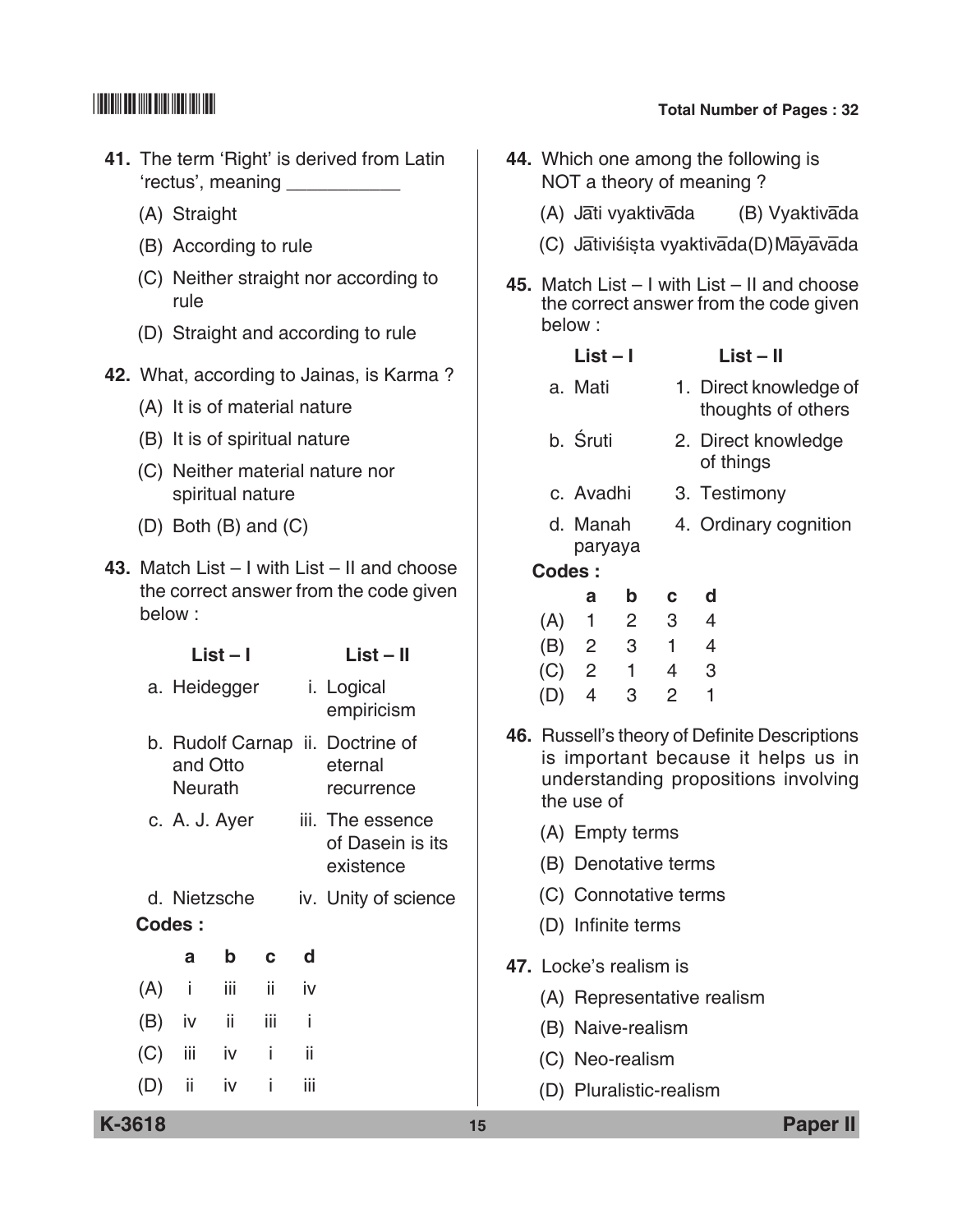41. The term 'Right' is derived from Latin 'rectus', meaning ___________

(A) Straight

(B) According to rule

(C) Neither straight nor according to rule

(D) Straight and according to rule

42. What, according to Jainas, is Karma ?

(A) It is of material nature

(B) It is of spiritual nature

(C) Neither material nature nor spiritual nature

(D) Both (B) and (C)

43. Match List – I with List – II and choose the correct answer from the code given below :

| List – I | List – II |
|---|---|
| a. Heidegger | i. Logical empiricism |
| b. Rudolf Carnap and Otto Neurath | ii. Doctrine of eternal recurrence |
| c. A. J. Ayer | iii. The essence of Dasein is its existence |
| d. Nietzsche | iv. Unity of science |

**Codes :**

| | a | b | c | d |
|---|---|---|---|---|
| (A) | i | iii | ii | iv |
| (B) | iv | ii | iii | i |
| (C) | iii | iv | i | ii |
| (D) | ii | iv | i | iii |

44. Which one among the following is NOT a theory of meaning ?

(A) Jāti vyaktivāda (B) Vyaktivāda

(C) Jātiviśiṣta vyaktivāda (D) Māyāvāda

45. Match List – I with List – II and choose the correct answer from the code given below :

| List – I | List – II |
|---|---|
| a. Mati | 1. Direct knowledge of thoughts of others |
| b. Śruti | 2. Direct knowledge of things |
| c. Avadhi | 3. Testimony |
| d. Manah paryaya | 4. Ordinary cognition |

**Codes :**

| | a | b | c | d |
|---|---|---|---|---|
| (A) | 1 | 2 | 3 | 4 |
| (B) | 2 | 3 | 1 | 4 |
| (C) | 2 | 1 | 4 | 3 |
| (D) | 4 | 3 | 2 | 1 |

46. Russell's theory of Definite Descriptions is important because it helps us in understanding propositions involving the use of

(A) Empty terms

(B) Denotative terms

(C) Connotative terms

(D) Infinite terms

47. Locke's realism is

(A) Representative realism

(B) Naive-realism

(C) Neo-realism

(D) Pluralistic-realism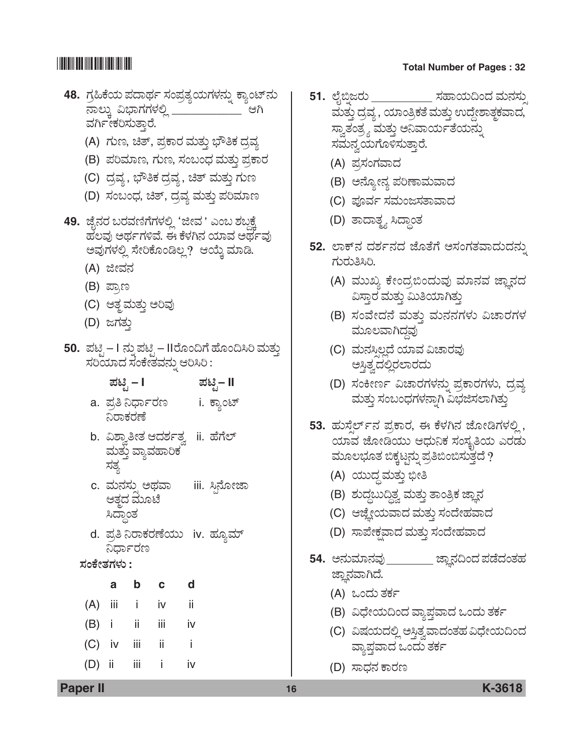48. ಗ್ರಹಿಕೆಯ ಪದಾರ್ಥ ಸಂಪ್ರತ್ಯಯಗಳನ್ನು ಕ್ಯಾಂಟ್‌ನು ನಾಲ್ಕು ವಿಭಾಗಗಳಲ್ಲಿ ____________ ಆಗಿ ವರ್ಗೀಕರಿಸುತ್ತಾರೆ.

(A) ಗುಣ, ಚಿತ್, ಪ್ರಕಾರ ಮತ್ತು ಭೌತಿಕ ದ್ರವ್ಯ

(B) ಪರಿಮಾಣ, ಗುಣ, ಸಂಬಂಧ ಮತ್ತು ಪ್ರಕಾರ

(C) ದ್ರವ್ಯ, ಭೌತಿಕ ದ್ರವ್ಯ, ಚಿತ್ ಮತ್ತು ಗುಣ

(D) ಸಂಬಂಧ, ಚಿತ್, ದ್ರವ್ಯ ಮತ್ತು ಪರಿಮಾಣ

49. ಜೈನರ ಬರವಣಿಗೆಗಳಲ್ಲಿ 'ಜೀವ' ಎಂಬ ಶಬ್ದಕ್ಕೆ ಹಲವು ಅರ್ಥಗಳಿವೆ. ಈ ಕೆಳಗಿನ ಯಾವ ಅರ್ಥವು ಅವುಗಳಲ್ಲಿ ಸೇರಿಕೊಂಡಿಲ್ಲ? ಆಯ್ಕೆ ಮಾಡಿ.

(A) ಜೀವನ

(B) ಪ್ರಾಣ

(C) ಆತ್ಮ ಮತ್ತು ಅರಿವು

(D) ಜಗತ್ತು

50. ಪಟ್ಟಿ – I ನ್ನು ಪಟ್ಟಿ – IIರೊಂದಿಗೆ ಹೊಂದಿಸಿರಿ ಮತ್ತು ಸರಿಯಾದ ಸಂಕೇತವನ್ನು ಆರಿಸಿರಿ :

| ಪಟ್ಟಿ – I | ಪಟ್ಟಿ – II |
|---|---|
| a. ಪ್ರತಿ ನಿರ್ಧಾರಣ ನಿರಾಕರಣೆ | i. ಕ್ಯಾಂಟ್ |
| b. ವಿಶ್ವಾತೀತ ಆದರ್ಶತ್ವ ಮತ್ತು ವ್ಯಾವಹಾರಿಕ ಸತ್ಯ | ii. ಹೆಗೆಲ್ |
| c. ಮನಸ್ಸು ಅಥವಾ ಆತ್ಮದ ಮೂಟೆ ಸಿದ್ಧಾಂತ | iii. ಸ್ಪಿನೋಜಾ |
| d. ಪ್ರತಿ ನಿರಾಕರಣೆಯು ನಿರ್ಧಾರಣ | iv. ಹ್ಯೂಮ್ |

ಸಂಕೇತಗಳು :

| | a | b | c | d |
|---|---|---|---|---|
| (A) | iii | i | iv | ii |
| (B) | i | ii | iii | iv |
| (C) | iv | iii | ii | i |
| (D) | ii | iii | i | iv |

51. ಲೈಬ್ನಿಜರು ____________ ಸಹಾಯದಿಂದ ಮನಸ್ಸು ಮತ್ತು ದ್ರವ್ಯ, ಯಾಂತ್ರಿಕತೆ ಮತ್ತು ಉದ್ದೇಶಾತ್ಮಕವಾದ, ಸ್ವಾತಂತ್ರ್ಯ ಮತ್ತು ಅನಿವಾರ್ಯತೆಯನ್ನು ಸಮನ್ವಯಗೊಳಿಸುತ್ತಾರೆ.

(A) ಪ್ರಸಂಗವಾದ

(B) ಅನ್ಯೋನ್ಯ ಪರಿಣಾಮವಾದ

(C) ಪೂರ್ವ ಸಮಂಜಸತಾವಾದ

(D) ತಾದಾತ್ಮ್ಯ ಸಿದ್ಧಾಂತ

52. ಲಾಕ್‌ನ ದರ್ಶನದ ಜೊತೆಗೆ ಅಸಂಗತವಾದುದನ್ನು ಗುರುತಿಸಿರಿ.

(A) ಮುಖ್ಯ ಕೇಂದ್ರಬಿಂದುವು ಮಾನವ ಜ್ಞಾನದ ವಿಸ್ತಾರ ಮತ್ತು ಮಿತಿಯಾಗಿತ್ತು

(B) ಸಂವೇದನೆ ಮತ್ತು ಮನನಗಳು ವಿಚಾರಗಳ ಮೂಲವಾಗಿದ್ದವು

(C) ಮನಸ್ಸಿಲ್ಲದೆ ಯಾವ ವಿಚಾರವು ಅಸ್ತಿತ್ವದಲ್ಲಿರಲಾರದು

(D) ಸಂಕೀರ್ಣ ವಿಚಾರಗಳನ್ನು ಪ್ರಕಾರಗಳು, ದ್ರವ್ಯ ಮತ್ತು ಸಂಬಂಧಗಳನ್ನಾಗಿ ವಿಭಜಿಸಲಾಗಿತ್ತು

53. ಹುಸ್ಸೆರ್ಲ್‌ನ ಪ್ರಕಾರ, ಈ ಕೆಳಗಿನ ಜೋಡಿಗಳಲ್ಲಿ, ಯಾವ ಜೋಡಿಯು ಆಧುನಿಕ ಸಂಸ್ಕೃತಿಯ ಎರಡು ಮೂಲಭೂತ ಬಿಕ್ಕಟ್ಟನ್ನು ಪ್ರತಿಬಿಂಬಿಸುತ್ತದೆ?

(A) ಯುದ್ಧ ಮತ್ತು ಭೀತಿ

(B) ಶುದ್ಧಬುದ್ಧಿತ್ವ ಮತ್ತು ತಾಂತ್ರಿಕ ಜ್ಞಾನ

(C) ಆಜ್ಞೇಯವಾದ ಮತ್ತು ಸಂದೇಹವಾದ

(D) ಸಾಪೇಕ್ಷವಾದ ಮತ್ತು ಸಂದೇಹವಾದ

54. ಅನುಮಾನವು ________ ಜ್ಞಾನದಿಂದ ಪಡೆದಂತಹ ಜ್ಞಾನವಾಗಿದೆ.

(A) ಒಂದು ತರ್ಕ

(B) ವಿಧೇಯದಿಂದ ವ್ಯಾಪ್ತವಾದ ಒಂದು ತರ್ಕ

(C) ವಿಷಯದಲ್ಲಿ ಅಸ್ತಿತ್ವವಾದಂತಹ ವಿಧೇಯದಿಂದ ವ್ಯಾಪ್ತವಾದ ಒಂದು ತರ್ಕ

(D) ಸಾಧನ ಕಾರಣ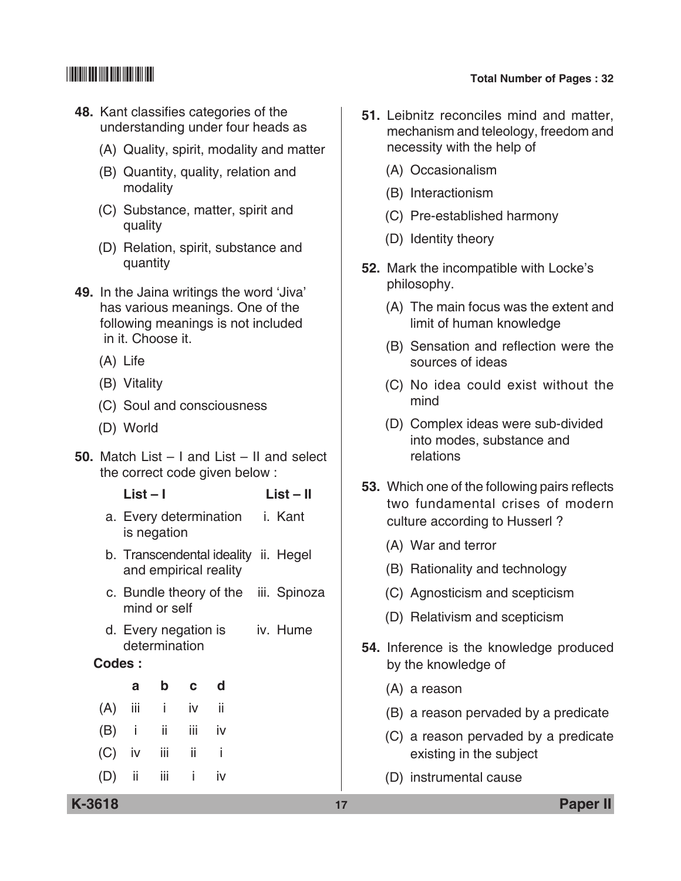48. Kant classifies categories of the understanding under four heads as

(A) Quality, spirit, modality and matter

(B) Quantity, quality, relation and modality

(C) Substance, matter, spirit and quality

(D) Relation, spirit, substance and quantity

49. In the Jaina writings the word 'Jiva' has various meanings. One of the following meanings is not included in it. Choose it.

(A) Life

(B) Vitality

(C) Soul and consciousness

(D) World

50. Match List – I and List – II and select the correct code given below :

| List – I | List – II |
|---|---|
| a. Every determination is negation | i. Kant |
| b. Transcendental ideality and empirical reality | ii. Hegel |
| c. Bundle theory of the mind or self | iii. Spinoza |
| d. Every negation is determination | iv. Hume |

**Codes :**

| | a | b | c | d |
|---|---|---|---|---|
| (A) | iii | i | iv | ii |
| (B) | i | ii | iii | iv |
| (C) | iv | iii | ii | i |
| (D) | ii | iii | i | iv |

51. Leibnitz reconciles mind and matter, mechanism and teleology, freedom and necessity with the help of

(A) Occasionalism

(B) Interactionism

(C) Pre-established harmony

(D) Identity theory

52. Mark the incompatible with Locke's philosophy.

(A) The main focus was the extent and limit of human knowledge

(B) Sensation and reflection were the sources of ideas

(C) No idea could exist without the mind

(D) Complex ideas were sub-divided into modes, substance and relations

53. Which one of the following pairs reflects two fundamental crises of modern culture according to Husserl ?

(A) War and terror

(B) Rationality and technology

(C) Agnosticism and scepticism

(D) Relativism and scepticism

54. Inference is the knowledge produced by the knowledge of

(A) a reason

(B) a reason pervaded by a predicate

(C) a reason pervaded by a predicate existing in the subject

(D) instrumental cause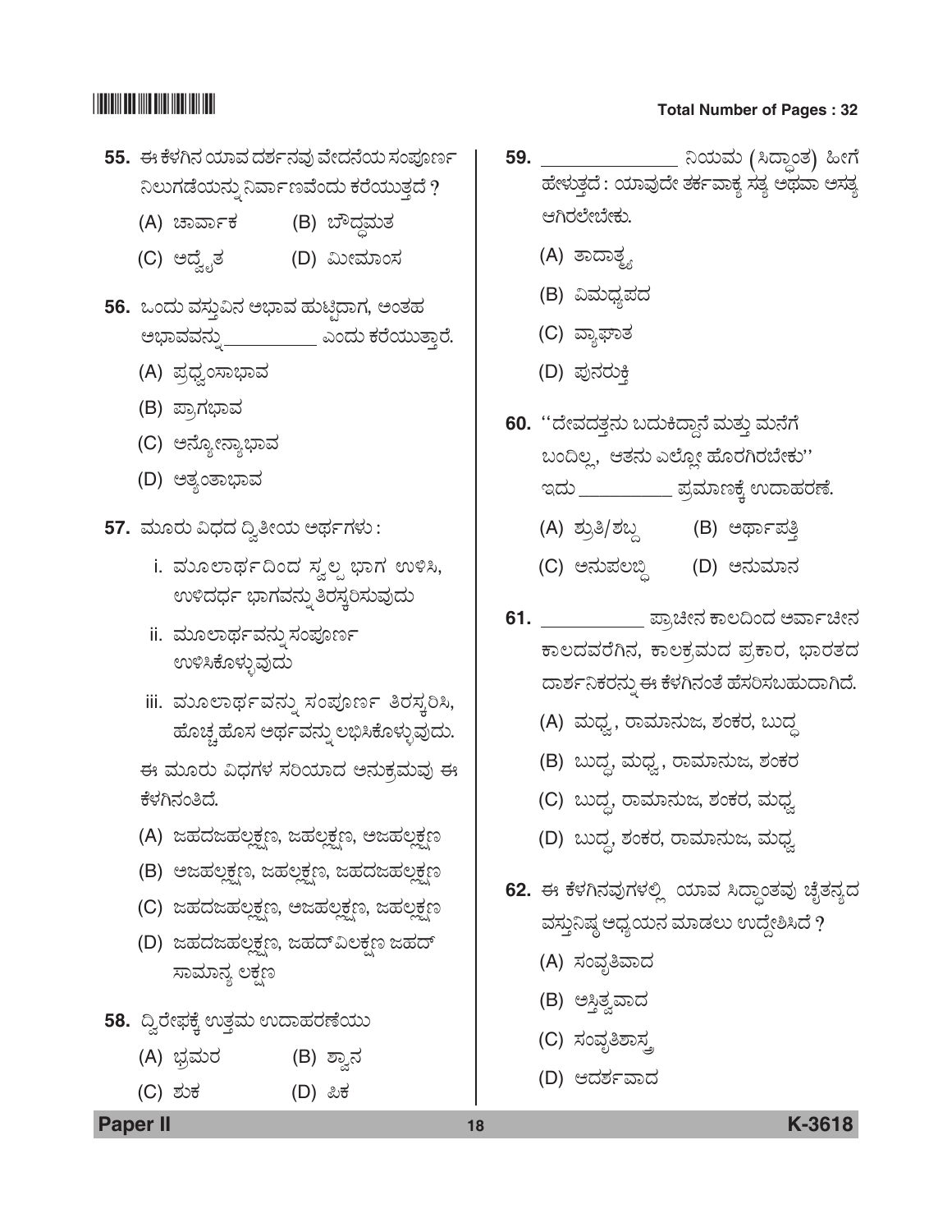55. ಈ ಕೆಳಗಿನ ಯಾವ ದರ್ಶನವು ವೇದನೆಯ ಸಂಪೂರ್ಣ ನಿಲುಗಡೆಯನ್ನು ನಿರ್ವಾಣವೆಂದು ಕರೆಯುತ್ತದೆ ?

(A) ಚಾರ್ವಾಕ (B) ಬೌದ್ಧಮತ

(C) ಅದ್ವೈತ (D) ಮೀಮಾಂಸ

56. ಒಂದು ವಸ್ತುವಿನ ಅಭಾವ ಹುಟ್ಟಿದಾಗ, ಅಂತಹ ಅಭಾವವನ್ನು__________ ಎಂದು ಕರೆಯುತ್ತಾರೆ.

(A) ಪ್ರಧ್ವಂಸಾಭಾವ

(B) ಪ್ರಾಗಭಾವ

(C) ಅನ್ಯೋನ್ಯಾಭಾವ

(D) ಅತ್ಯಂತಾಭಾವ

57. ಮೂರು ವಿಧದ ದ್ವಿತೀಯ ಅರ್ಥಗಳು :

i. ಮೂಲಾರ್ಥದಿಂದ ಸ್ವಲ್ಪ ಭಾಗ ಉಳಿಸಿ, ಉಳಿದರ್ಥ ಭಾಗವನ್ನು ತಿರಸ್ಕರಿಸುವುದು

ii. ಮೂಲಾರ್ಥವನ್ನು ಸಂಪೂರ್ಣ ಉಳಿಸಿಕೊಳ್ಳುವುದು

iii. ಮೂಲಾರ್ಥವನ್ನು ಸಂಪೂರ್ಣ ತಿರಸ್ಕರಿಸಿ, ಹೊಚ್ಚಹೊಸ ಅರ್ಥವನ್ನು ಲಭಿಸಿಕೊಳ್ಳುವುದು.

ಈ ಮೂರು ವಿಧಗಳ ಸರಿಯಾದ ಅನುಕ್ರಮವು ಈ ಕೆಳಗಿನಂತಿದೆ.

(A) ಜಹದಜಹಲ್ಲಕ್ಷಣ, ಜಹಲ್ಲಕ್ಷಣ, ಅಜಹಲ್ಲಕ್ಷಣ

(B) ಅಜಹಲ್ಲಕ್ಷಣ, ಜಹಲ್ಲಕ್ಷಣ, ಜಹದಜಹಲ್ಲಕ್ಷಣ

(C) ಜಹದಜಹಲ್ಲಕ್ಷಣ, ಅಜಹಲ್ಲಕ್ಷಣ, ಜಹಲ್ಲಕ್ಷಣ

(D) ಜಹದಜಹಲ್ಲಕ್ಷಣ, ಜಹದ್‌ವಿಲಕ್ಷಣ ಜಹದ್ ಸಾಮಾನ್ಯ ಲಕ್ಷಣ

58. ದ್ವಿರೇಫಕ್ಕೆ ಉತ್ತಮ ಉದಾಹರಣೆಯು

(A) ಭ್ರಮರ (B) ಶ್ವಾನ

(C) ಶುಕ (D) ಪಿಕ

59. ______________ ನಿಯಮ (ಸಿದ್ಧಾಂತ) ಹೀಗೆ ಹೇಳುತ್ತದೆ : ಯಾವುದೇ ತರ್ಕವಾಕ್ಯ ಸತ್ಯ ಅಥವಾ ಅಸತ್ಯ ಆಗಿರಲೇಬೇಕು.

(A) ತಾದಾತ್ಮ್ಯ

(B) ವಿಮಧ್ಯಪದ

(C) ವ್ಯಾಘಾತ

(D) ಪುನರುಕ್ತಿ

60. ''ದೇವದತ್ತನು ಬದುಕಿದ್ದಾನೆ ಮತ್ತು ಮನೆಗೆ ಬಂದಿಲ್ಲ, ಆತನು ಎಲ್ಲೋ ಹೊರಗಿರಬೇಕು'' ಇದು __________ ಪ್ರಮಾಣಕ್ಕೆ ಉದಾಹರಣೆ.

(A) ಶ್ರುತಿ/ಶಬ್ದ (B) ಅರ್ಥಾಪತ್ತಿ

(C) ಅನುಪಲಬ್ಧಿ (D) ಅನುಮಾನ

61. ___________ ಪ್ರಾಚೀನ ಕಾಲದಿಂದ ಅರ್ವಾಚೀನ ಕಾಲದವರೆಗಿನ, ಕಾಲಕ್ರಮದ ಪ್ರಕಾರ, ಭಾರತದ ದಾರ್ಶನಿಕರನ್ನು ಈ ಕೆಳಗಿನಂತೆ ಹೆಸರಿಸಬಹುದಾಗಿದೆ.

(A) ಮಧ್ವ, ರಾಮಾನುಜ, ಶಂಕರ, ಬುದ್ಧ

(B) ಬುದ್ಧ, ಮಧ್ವ, ರಾಮಾನುಜ, ಶಂಕರ

(C) ಬುದ್ಧ, ರಾಮಾನುಜ, ಶಂಕರ, ಮಧ್ವ

(D) ಬುದ್ಧ, ಶಂಕರ, ರಾಮಾನುಜ, ಮಧ್ವ

62. ಈ ಕೆಳಗಿನವುಗಳಲ್ಲಿ ಯಾವ ಸಿದ್ಧಾಂತವು ಚೈತನ್ಯದ ವಸ್ತುನಿಷ್ಠ ಅಧ್ಯಯನ ಮಾಡಲು ಉದ್ದೇಶಿಸಿದೆ ?

(A) ಸಂವೃತಿವಾದ

(B) ಅಸ್ತಿತ್ವವಾದ

(C) ಸಂವೃತಿಶಾಸ್ತ್ರ

(D) ಆದರ್ಶವಾದ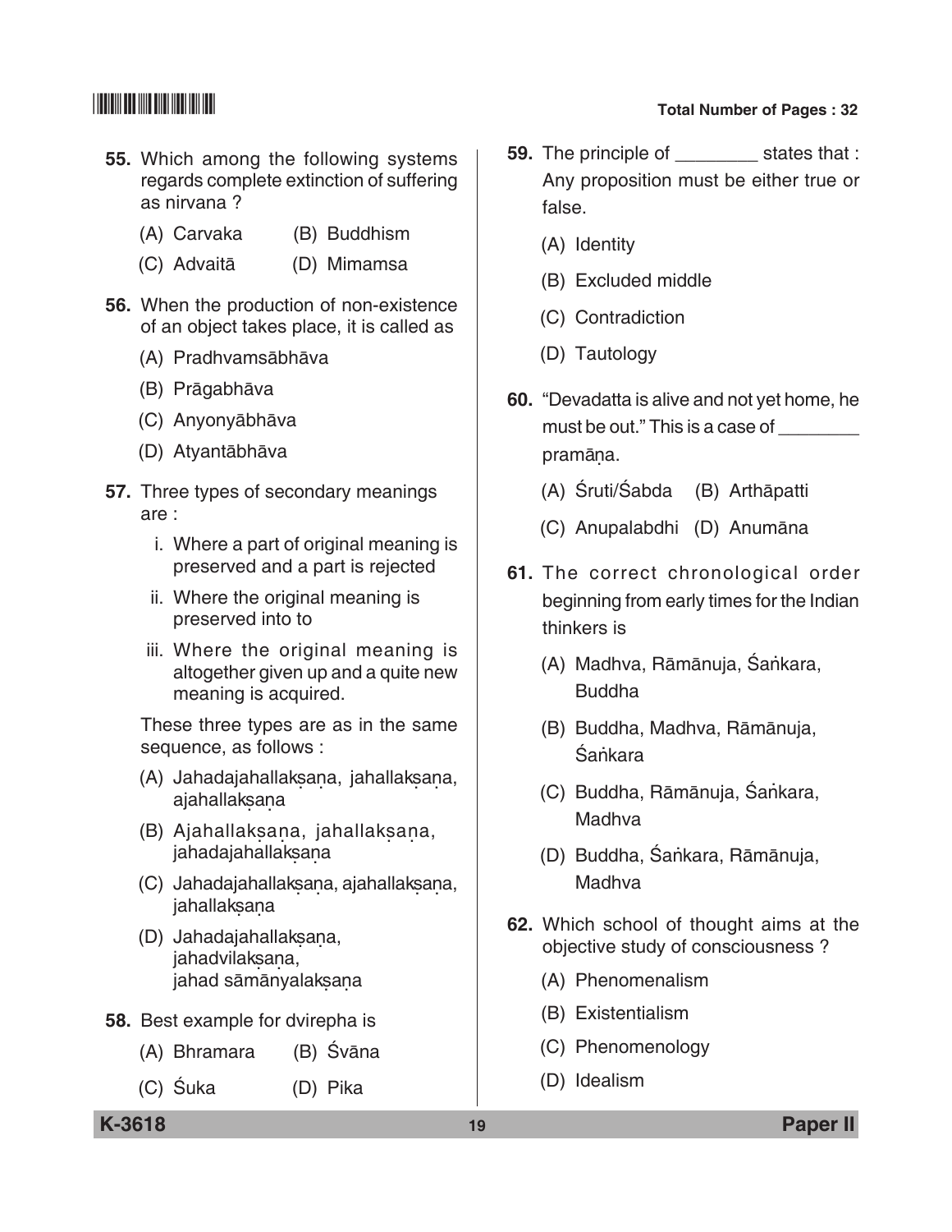**55.** Which among the following systems regards complete extinction of suffering as nirvana ?

(A) Carvaka (B) Buddhism

(C) Advaitā (D) Mimamsa

**56.** When the production of non-existence of an object takes place, it is called as

(A) Pradhvamsābhāva

(B) Prāgabhāva

(C) Anyonyābhāva

(D) Atyantābhāva

**57.** Three types of secondary meanings are :

i. Where a part of original meaning is preserved and a part is rejected

ii. Where the original meaning is preserved into to

iii. Where the original meaning is altogether given up and a quite new meaning is acquired.

These three types are as in the same sequence, as follows :

(A) Jahadajahallakṣaṇa, jahallakṣaṇa, ajahallakṣaṇa

(B) Ajahallakṣaṇa, jahallakṣaṇa, jahadajahallakṣaṇa

(C) Jahadajahallakṣaṇa, ajahallakṣaṇa, jahallakṣaṇa

(D) Jahadajahallakṣaṇa, jahadvilakṣaṇa, jahad sāmānyalakṣaṇa

**58.** Best example for dvirepha is

(A) Bhramara (B) Śvāna

(C) Śuka (D) Pika

**59.** The principle of ________ states that : Any proposition must be either true or false.

(A) Identity

(B) Excluded middle

(C) Contradiction

(D) Tautology

**60.** "Devadatta is alive and not yet home, he must be out." This is a case of ________ pramāṇa.

(A) Śruti/Śabda (B) Arthāpatti

(C) Anupalabdhi (D) Anumāna

**61.** The correct chronological order beginning from early times for the Indian thinkers is

(A) Madhva, Rāmānuja, Śaṅkara, Buddha

(B) Buddha, Madhva, Rāmānuja, Śaṅkara

(C) Buddha, Rāmānuja, Śaṅkara, Madhva

(D) Buddha, Śaṅkara, Rāmānuja, Madhva

**62.** Which school of thought aims at the objective study of consciousness ?

(A) Phenomenalism

(B) Existentialism

(C) Phenomenology

(D) Idealism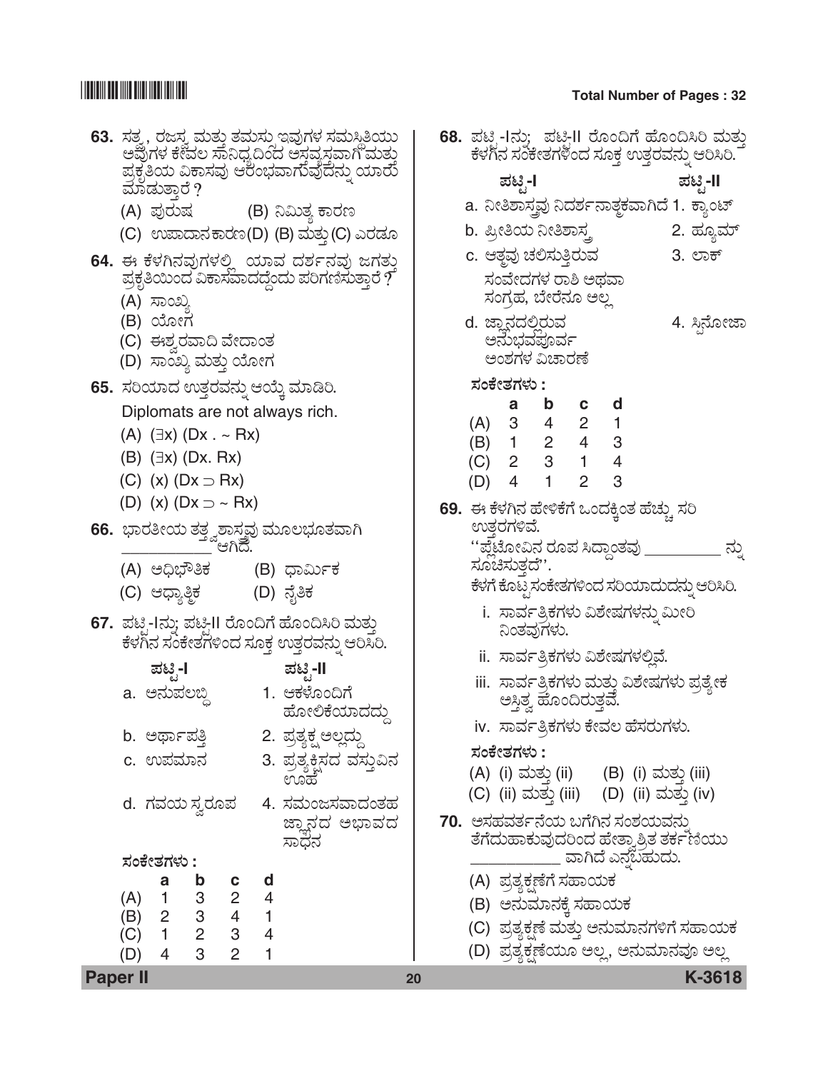**63.** ಸತ್ತ್ವ, ರಜಸ್ಸ ಮತ್ತು ತಮಸು ಇವುಗಳ ಸಮಸ್ಥಿತಿಯು ಅವುಗಳ ಕೇವಲ ಸಾನಿಧ್ಯದಿಂದ ಅಸ್ವಸ್ಥವಾಗಿ ಮತ್ತು ಪ್ರಕೃತಿಯ ವಿಕಾಸವು ಆರಂಭವಾಗುವುದನ್ನು ಯಾರು ಮಾಡುತ್ತಾರೆ ?

(A) ಪುರುಷ (B) ನಿಮಿತ್ತ ಕಾರಣ

(C) ಉಪಾದಾನಕಾರಣ (D) (B) ಮತ್ತು (C) ಎರಡೂ

**64.** ಈ ಕೆಳಗಿನವುಗಳಲ್ಲಿ ಯಾವ ದರ್ಶನವು ಜಗತ್ತು ಪ್ರಕೃತಿಯಿಂದ ವಿಕಾಸವಾದದ್ದೆಂದು ಪರಿಗಣಿಸುತ್ತಾರೆ ?

(A) ಸಾಂಖ್ಯ

(B) ಯೋಗ

(C) ಈಶ್ವರವಾದಿ ವೇದಾಂತ

(D) ಸಾಂಖ್ಯ ಮತ್ತು ಯೋಗ

**65.** ಸರಿಯಾದ ಉತ್ತರವನ್ನು ಆಯ್ಕೆ ಮಾಡಿರಿ.

Diplomats are not always rich.

(A) $(\exists x)(Dx \cdot \sim Rx)$

(B) $(\exists x)(Dx. Rx)$

(C) $(x)(Dx \supset Rx)$

(D) $(x)(Dx \supset \sim Rx)$

**66.** ಭಾರತೀಯ ತತ್ತ್ವಶಾಸ್ತ್ರವು ಮೂಲಭೂತವಾಗಿ ________ ಆಗಿದೆ.

(A) ಅಧಿಭೌತಿಕ (B) ಧಾರ್ಮಿಕ

(C) ಆಧ್ಯಾತ್ಮಿಕ (D) ನೈತಿಕ

**67.** ಪಟ್ಟಿ-Iನ್ನು ಪಟ್ಟಿ-II ರೊಂದಿಗೆ ಹೊಂದಿಸಿರಿ ಮತ್ತು ಕೆಳಗಿನ ಸಂಕೇತಗಳಿಂದ ಸೂಕ್ತ ಉತ್ತರವನ್ನು ಆರಿಸಿರಿ.

| ಪಟ್ಟಿ-I | ಪಟ್ಟಿ-II |
|---|---|
| a. ಅನುಪಲಬ್ಧಿ | 1. ಆಕಳೊಂದಿಗೆ ಹೋಲಿಕೆಯಾದದ್ದು |
| b. ಅರ್ಥಾಪತ್ತಿ | 2. ಪ್ರತ್ಯಕ್ಷ ಅಲ್ಲದ್ದು |
| c. ಉಪಮಾನ | 3. ಪ್ರತ್ಯಕ್ಷಿಸದ ವಸ್ತುವಿನ ಊಹೆ |
| d. ಗವಯ ಸ್ವರೂಪ | 4. ಸಮಂಜಸವಾದಂತಹ ಜ್ಞಾನದ ಅಭಾವದ ಸಾಧನ |

ಸಂಕೇತಗಳು :

| | a | b | c | d |
|---|---|---|---|---|
| (A) | 1 | 3 | 2 | 4 |
| (B) | 2 | 3 | 4 | 1 |
| (C) | 1 | 2 | 3 | 4 |
| (D) | 4 | 3 | 2 | 1 |

**68.** ಪಟ್ಟಿ-Iನ್ನು ಪಟ್ಟಿ-II ರೊಂದಿಗೆ ಹೊಂದಿಸಿರಿ ಮತ್ತು ಕೆಳಗಿನ ಸಂಕೇತಗಳಿಂದ ಸೂಕ್ತ ಉತ್ತರವನ್ನು ಆರಿಸಿರಿ.

| ಪಟ್ಟಿ-I | ಪಟ್ಟಿ-II |
|---|---|
| a. ನೀತಿಶಾಸ್ತ್ರವು ನಿದರ್ಶನಾತ್ಮಕವಾಗಿದೆ | 1. ಕ್ಯಾಂಟ್ |
| b. ಪ್ರೀತಿಯ ನೀತಿಶಾಸ್ತ್ರ | 2. ಹ್ಯೂಮ್ |
| c. ಆತ್ಮವು ಚಲಿಸುತ್ತಿರುವ ಸಂವೇದನೆಗಳ ರಾಶಿ ಅಥವಾ ಸಂಗ್ರಹ, ಬೇರೇನೂ ಅಲ್ಲ | 3. ಲಾಕ್ |
| d. ಜ್ಞಾನದಲ್ಲಿರುವ ಅನುಭವಪೂರ್ವ ಅಂಶಗಳ ವಿಚಾರಣೆ | 4. ಸ್ಪಿನೋಜಾ |

ಸಂಕೇತಗಳು :

| | a | b | c | d |
|---|---|---|---|---|
| (A) | 3 | 4 | 2 | 1 |
| (B) | 1 | 2 | 4 | 3 |
| (C) | 2 | 3 | 1 | 4 |
| (D) | 4 | 1 | 2 | 3 |

**69.** ಈ ಕೆಳಗಿನ ಹೇಳಿಕೆಗೆ ಒಂದಕ್ಕಿಂತ ಹೆಚ್ಚು ಸರಿ ಉತ್ತರಗಳಿವೆ.

''ಪ್ಲೇಟೋವಿನ ರೂಪ ಸಿದ್ಧಾಂತವು ________ ನ್ನು ಸೂಚಿಸುತ್ತದೆ''.

ಕೆಳಗೆ ಕೊಟ್ಟ ಸಂಕೇತಗಳಿಂದ ಸರಿಯಾದುದನ್ನು ಆರಿಸಿರಿ.

i. ಸಾರ್ವತ್ರಿಕಗಳು ವಿಶೇಷಗಳನ್ನು ಮೀರಿ ನಿಂತವುಗಳು.

ii. ಸಾರ್ವತ್ರಿಕಗಳು ವಿಶೇಷಗಳಲ್ಲಿವೆ.

iii. ಸಾರ್ವತ್ರಿಕಗಳು ಮತ್ತು ವಿಶೇಷಗಳು ಪ್ರತ್ಯೇಕ ಅಸ್ತಿತ್ವ ಹೊಂದಿರುತ್ತವೆ.

iv. ಸಾರ್ವತ್ರಿಕಗಳು ಕೇವಲ ಹೆಸರುಗಳು.

ಸಂಕೇತಗಳು :

(A) (i) ಮತ್ತು (ii) (B) (i) ಮತ್ತು (iii)

(C) (ii) ಮತ್ತು (iii) (D) (ii) ಮತ್ತು (iv)

**70.** ಅಸಹವರ್ತನೆಯ ಬಗೆಗಿನ ಸಂಶಯವನ್ನು ತೆಗೆದುಹಾಕುವುದರಿಂದ ಹೇತ್ವಾಶ್ರಿತ ತರ್ಕಣೆಯು ________ ವಾಗಿದೆ ಎನ್ನಬಹುದು.

(A) ಪ್ರತ್ಯಕ್ಷಣೆಗೆ ಸಹಾಯಕ

(B) ಅನುಮಾನಕ್ಕೆ ಸಹಾಯಕ

(C) ಪ್ರತ್ಯಕ್ಷಣೆ ಮತ್ತು ಅನುಮಾನಗಳಿಗೆ ಸಹಾಯಕ

(D) ಪ್ರತ್ಯಕ್ಷಣೆಯೂ ಅಲ್ಲ, ಅನುಮಾನವೂ ಅಲ್ಲ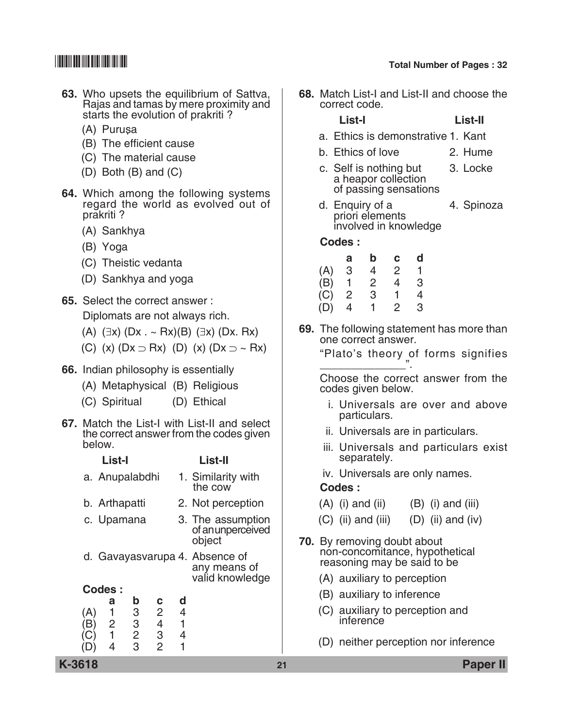63. Who upsets the equilibrium of Sattva, Rajas and tamas by mere proximity and starts the evolution of prakriti ?

(A) Puruṣa

(B) The efficient cause

(C) The material cause

(D) Both (B) and (C)

64. Which among the following systems regard the world as evolved out of prakriti ?

(A) Sankhya

(B) Yoga

(C) Theistic vedanta

(D) Sankhya and yoga

65. Select the correct answer :

Diplomats are not always rich.

(A) $(\exists x)$ $(Dx \,.\, \sim Rx)$ (B) $(\exists x)$ $(Dx.\, Rx)$

(C) $(x)$ $(Dx \supset Rx)$ (D) $(x)$ $(Dx \supset \sim Rx)$

66. Indian philosophy is essentially

(A) Metaphysical (B) Religious

(C) Spiritual (D) Ethical

67. Match the List-I with List-II and select the correct answer from the codes given below.

| List-I | List-II |
|---|---|
| a. Anupalabdhi | 1. Similarity with the cow |
| b. Arthapatti | 2. Not perception |
| c. Upamana | 3. The assumption of an unperceived object |
| d. Gavayasvarupa | 4. Absence of any means of valid knowledge |

**Codes :**

| | a | b | c | d |
|---|---|---|---|---|
| (A) | 1 | 3 | 2 | 4 |
| (B) | 2 | 3 | 4 | 1 |
| (C) | 1 | 2 | 3 | 4 |
| (D) | 4 | 3 | 2 | 1 |

68. Match List-I and List-II and choose the correct code.

| List-I | List-II |
|---|---|
| a. Ethics is demonstrative | 1. Kant |
| b. Ethics of love | 2. Hume |
| c. Self is nothing but a heapor collection of passing sensations | 3. Locke |
| d. Enquiry of a priori elements involved in knowledge | 4. Spinoza |

**Codes :**

| | a | b | c | d |
|---|---|---|---|---|
| (A) | 3 | 4 | 2 | 1 |
| (B) | 1 | 2 | 4 | 3 |
| (C) | 2 | 3 | 1 | 4 |
| (D) | 4 | 1 | 2 | 3 |

69. The following statement has more than one correct answer.

"Plato's theory of forms signifies ______________".

Choose the correct answer from the codes given below.

i. Universals are over and above particulars.

ii. Universals are in particulars.

iii. Universals and particulars exist separately.

iv. Universals are only names.

**Codes :**

(A) (i) and (ii) (B) (i) and (iii)

(C) (ii) and (iii) (D) (ii) and (iv)

70. By removing doubt about non-concomitance, hypothetical reasoning may be said to be

(A) auxiliary to perception

(B) auxiliary to inference

(C) auxiliary to perception and inference

(D) neither perception nor inference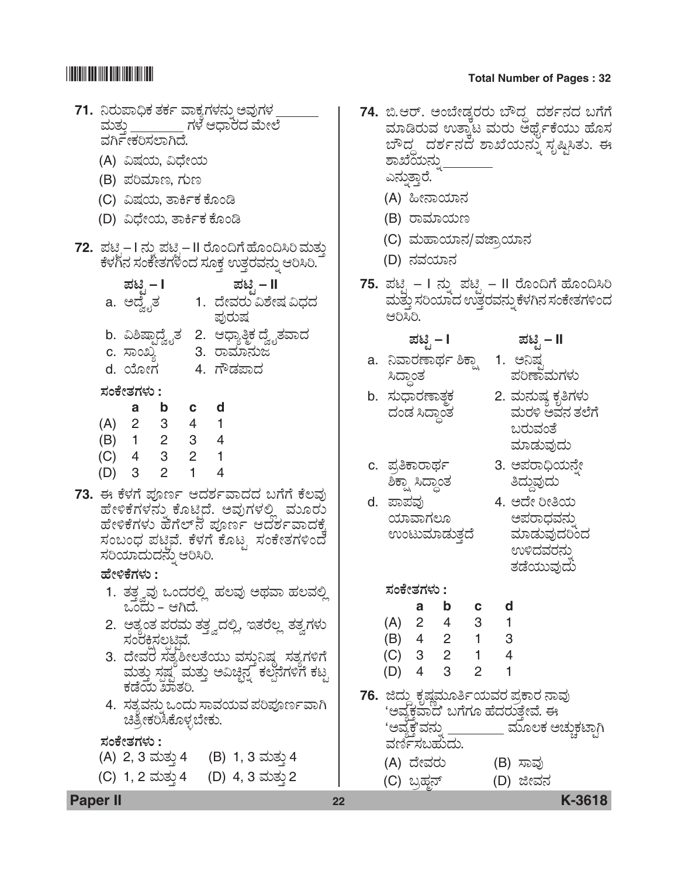71. ನಿರುಪಾಧಿಕ ತರ್ಕ ವಾಕ್ಯಗಳನ್ನು ಅವುಗಳ ________ ಮತ್ತು ________ ಗಳ ಆಧಾರದ ಮೇಲೆ ವರ್ಗೀಕರಿಸಲಾಗಿದೆ.

(A) ವಿಷಯ, ವಿಧೇಯ

(B) ಪರಿಮಾಣ, ಗುಣ

(C) ವಿಷಯ, ತಾರ್ಕಿಕ ಕೊಂಡಿ

(D) ವಿಧೇಯ, ತಾರ್ಕಿಕ ಕೊಂಡಿ

72. ಪಟ್ಟಿ – I ನು ಪಟ್ಟಿ – II ರೊಂದಿಗೆ ಹೊಂದಿಸಿರಿ ಮತ್ತು ಕೆಳಗಿನ ಸಂಕೇತಗಳಿಂದ ಸೂಕ್ತ ಉತ್ತರವನ್ನು ಆರಿಸಿರಿ.

| ಪಟ್ಟಿ – I | ಪಟ್ಟಿ – II |
|---|---|
| a. ಅದ್ವೈತ | 1. ದೇವರು ವಿಶೇಷ ವಿಧದ ಪುರುಷ |
| b. ವಿಶಿಷ್ಟಾದ್ವೈತ | 2. ಆಧ್ಯಾತ್ಮಿಕ ದ್ವೈತವಾದ |
| c. ಸಾಂಖ್ಯ | 3. ರಾಮಾನುಜ |
| d. ಯೋಗ | 4. ಗೌಡಪಾದ |

ಸಂಕೇತಗಳು :

| | a | b | c | d |
|---|---|---|---|---|
| (A) | 2 | 3 | 4 | 1 |
| (B) | 1 | 2 | 3 | 4 |
| (C) | 4 | 3 | 2 | 1 |
| (D) | 3 | 2 | 1 | 4 |

73. ಈ ಕೆಳಗೆ ಪೂರ್ಣ ಆದರ್ಶವಾದದ ಬಗೆಗೆ ಕೆಲವು ಹೇಳಿಕೆಗಳನ್ನು ಕೊಟ್ಟಿದೆ. ಅವುಗಳಲ್ಲಿ ಮೂರು ಹೇಳಿಕೆಗಳು ಹೆಗೆಲ್‌ನ ಪೂರ್ಣ ಆದರ್ಶವಾದಕ್ಕೆ ಸಂಬಂಧ ಪಟ್ಟಿವೆ. ಕೆಳಗೆ ಕೊಟ್ಟ ಸಂಕೇತಗಳಿಂದ ಸರಿಯಾದುದನ್ನು ಆರಿಸಿರಿ.

ಹೇಳಿಕೆಗಳು :

1. ತತ್ತ್ವವು ಒಂದರಲ್ಲಿ ಹಲವು ಅಥವಾ ಹಲವಲ್ಲಿ ಒಂದು – ಆಗಿದೆ.
2. ಅತ್ಯಂತ ಪರಮ ತತ್ತ್ವದಲ್ಲಿ, ಇತರೆಲ್ಲ ತತ್ವಗಳು ಸಂರಕ್ಷಿಸಲ್ಪಟ್ಟಿವೆ.
3. ದೇವರ ಸತ್ಯಶೀಲತೆಯು ವಸ್ತುನಿಷ್ಠ ಸತ್ಯಗಳಿಗೆ ಮತ್ತು ಸ್ಪಷ್ಟ ಮತ್ತು ಅವಿಚ್ಛಿನ್ನ ಕಲ್ಪನೆಗಳಿಗೆ ಕಟ್ಟ ಕಡೆಯ ಖಾತರಿ.
4. ಸತ್ಯವನ್ನು ಒಂದು ಸಾವಯವ ಪರಿಪೂರ್ಣವಾಗಿ ಚಿತ್ರೀಕರಿಸಿಕೊಳ್ಳಬೇಕು.

ಸಂಕೇತಗಳು :

(A) 2, 3 ಮತ್ತು 4 (B) 1, 3 ಮತ್ತು 4

(C) 1, 2 ಮತ್ತು 4 (D) 4, 3 ಮತ್ತು 2

74. ಬಿ.ಆರ್. ಅಂಬೇಡ್ಕರರು ಬೌದ್ಧ ದರ್ಶನದ ಬಗೆಗೆ ಮಾಡಿರುವ ಉತ್ಕಾಟ ಮರು ಅರ್ಥೈಕೆಯು ಹೊಸ ಬೌದ್ಧ ದರ್ಶನದ ಶಾಖೆಯನ್ನು ಸೃಷ್ಟಿಸಿತು. ಈ ಶಾಖೆಯನ್ನು ________ ಎನ್ನುತ್ತಾರೆ.

(A) ಹೀನಾಯಾನ

(B) ರಾಮಾಯಣ

(C) ಮಹಾಯಾನ/ವಜ್ರಾಯಾನ

(D) ನವಯಾನ

75. ಪಟ್ಟಿ – I ನ್ನು ಪಟ್ಟಿ – II ರೊಂದಿಗೆ ಹೊಂದಿಸಿರಿ ಮತ್ತು ಸರಿಯಾದ ಉತ್ತರವನ್ನು ಕೆಳಗಿನ ಸಂಕೇತಗಳಿಂದ ಆರಿಸಿರಿ.

| ಪಟ್ಟಿ – I | ಪಟ್ಟಿ – II |
|---|---|
| a. ನಿವಾರಣಾರ್ಥ ಶಿಕ್ಷಾ ಸಿದ್ಧಾಂತ | 1. ಅನಿಷ್ಟ ಪರಿಣಾಮಗಳು |
| b. ಸುಧಾರಣಾತ್ಮಕ ದಂಡ ಸಿದ್ಧಾಂತ | 2. ಮನುಷ್ಯ ಕೃತಿಗಳು ಮರಳಿ ಅವನ ತಲೆಗೆ ಬರುವಂತೆ ಮಾಡುವುದು |
| c. ಪ್ರತಿಕಾರಾರ್ಥ ಶಿಕ್ಷಾ ಸಿದ್ಧಾಂತ | 3. ಅಪರಾಧಿಯನ್ನೇ ತಿದ್ದುವುದು |
| d. ಪಾಪವು ಯಾವಾಗಲೂ ಉಂಟುಮಾಡುತ್ತದೆ | 4. ಅದೇ ರೀತಿಯ ಅಪರಾಧವನ್ನು ಮಾಡುವುದರಿಂದ ಉಳಿದವರನ್ನು ತಡೆಯುವುದು |

ಸಂಕೇತಗಳು :

| | a | b | c | d |
|---|---|---|---|---|
| (A) | 2 | 4 | 3 | 1 |
| (B) | 4 | 2 | 1 | 3 |
| (C) | 3 | 2 | 1 | 4 |
| (D) | 4 | 3 | 2 | 1 |

76. ಜಿದ್ದು ಕೃಷ್ಣಮೂರ್ತಿಯವರ ಪ್ರಕಾರ ನಾವು 'ಅವ್ಯಕ್ತವಾದ' ಬಗೆಗೂ ಹೆದರುತ್ತೇವೆ. ಈ 'ಅವ್ಯಕ್ತ'ವನ್ನು ________ ಮೂಲಕ ಅಚ್ಚುಕಟ್ಟಾಗಿ ವರ್ಣಿಸಬಹುದು.

(A) ದೇವರು (B) ಸಾವು

(C) ಬ್ರಹ್ಮನ್ (D) ಜೀವನ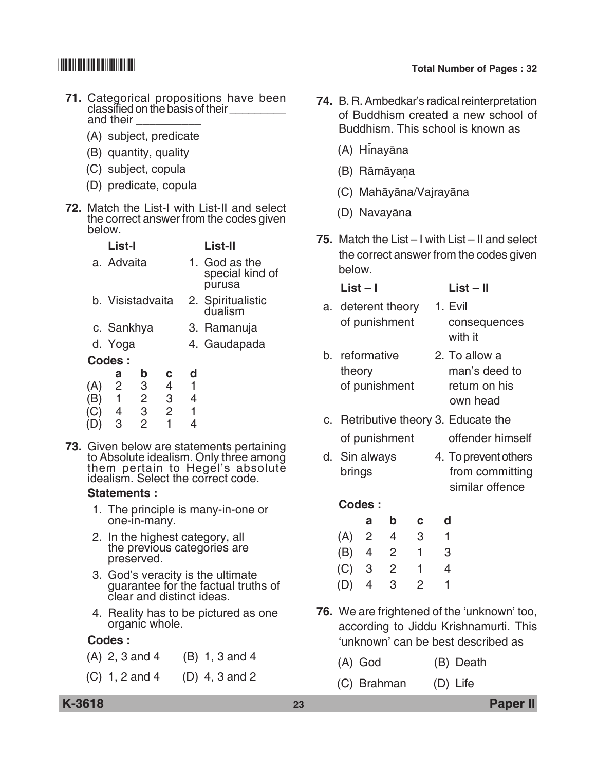**71.** Categorical propositions have been classified on the basis of their _________ and their __________

(A) subject, predicate

(B) quantity, quality

(C) subject, copula

(D) predicate, copula

**72.** Match the List-I with List-II and select the correct answer from the codes given below.

| **List-I** | **List-II** |
|---|---|
| a. Advaita | 1. God as the special kind of purusa |
| b. Visistadvaita | 2. Spiritualistic dualism |
| c. Sankhya | 3. Ramanuja |
| d. Yoga | 4. Gaudapada |

**Codes :**

| | a | b | c | d |
|---|---|---|---|---|
| (A) | 2 | 3 | 4 | 1 |
| (B) | 1 | 2 | 3 | 4 |
| (C) | 4 | 3 | 2 | 1 |
| (D) | 3 | 2 | 1 | 4 |

**73.** Given below are statements pertaining to Absolute idealism. Only three among them pertain to Hegel's absolute idealism. Select the correct code.

**Statements :**

1. The principle is many-in-one or one-in-many.
2. In the highest category, all the previous categories are preserved.
3. God's veracity is the ultimate guarantee for the factual truths of clear and distinct ideas.
4. Reality has to be pictured as one organic whole.

**Codes :**

(A) 2, 3 and 4 (B) 1, 3 and 4

(C) 1, 2 and 4 (D) 4, 3 and 2

**74.** B. R. Ambedkar's radical reinterpretation of Buddhism created a new school of Buddhism. This school is known as

(A) Hīnayāna

(B) Rāmāyaṇa

(C) Mahāyāna/Vajrayāna

(D) Navayāna

**75.** Match the List – I with List – II and select the correct answer from the codes given below.

| **List – I** | **List – II** |
|---|---|
| a. deterent theory of punishment | 1. Evil consequences with it |
| b. reformative theory of punishment | 2. To allow a man's deed to return on his own head |
| c. Retributive theory of punishment | 3. Educate the offender himself |
| d. Sin always brings | 4. To prevent others from committing similar offence |

**Codes :**

| | a | b | c | d |
|---|---|---|---|---|
| (A) | 2 | 4 | 3 | 1 |
| (B) | 4 | 2 | 1 | 3 |
| (C) | 3 | 2 | 1 | 4 |
| (D) | 4 | 3 | 2 | 1 |

**76.** We are frightened of the 'unknown' too, according to Jiddu Krishnamurti. This 'unknown' can be best described as

(A) God (B) Death

(C) Brahman (D) Life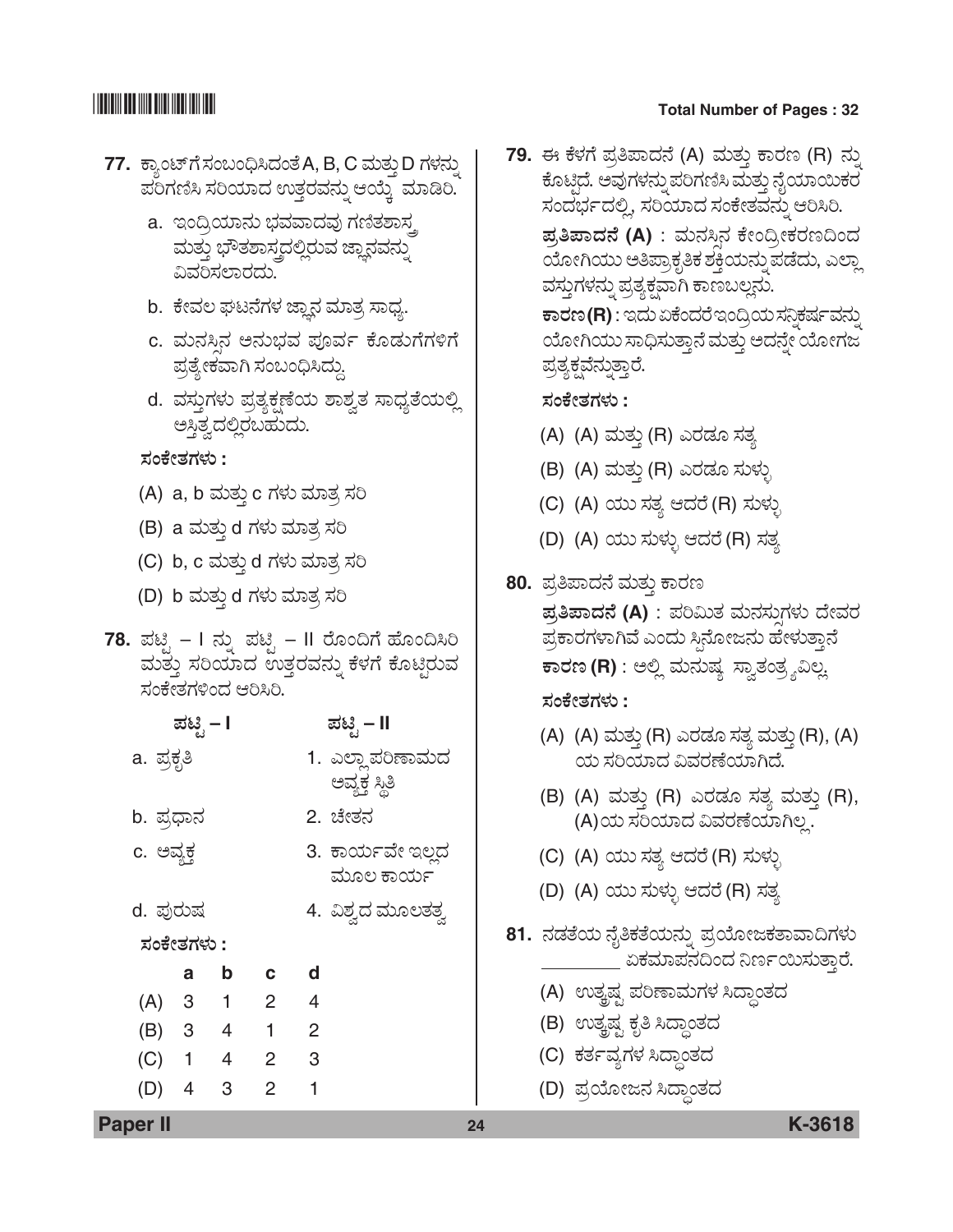**77.** ಕ್ಯಾಂಟ್‌ಗೆ ಸಂಬಂಧಿಸಿದಂತೆ A, B, C ಮತ್ತು D ಗಳನ್ನು ಪರಿಗಣಿಸಿ ಸರಿಯಾದ ಉತ್ತರವನ್ನು ಆಯ್ಕೆ ಮಾಡಿರಿ.

a. ಇಂದ್ರಿಯಾನು ಭವವಾದವು ಗಣಿತಶಾಸ್ತ್ರ ಮತ್ತು ಭೌತಶಾಸ್ತ್ರದಲ್ಲಿರುವ ಜ್ಞಾನವನ್ನು ವಿವರಿಸಲಾರದು.

b. ಕೇವಲ ಘಟನೆಗಳ ಜ್ಞಾನ ಮಾತ್ರ ಸಾಧ್ಯ.

c. ಮನಸ್ಸಿನ ಅನುಭವ ಪೂರ್ವ ಕೊಡುಗೆಗಳಿಗೆ ಪ್ರತ್ಯೇಕವಾಗಿ ಸಂಬಂಧಿಸಿದ್ದು.

d. ವಸ್ತುಗಳು ಪ್ರತ್ಯಕ್ಷಣೆಯ ಶಾಶ್ವತ ಸಾಧ್ಯತೆಯಲ್ಲಿ ಅಸ್ತಿತ್ವದಲ್ಲಿರಬಹುದು.

**ಸಂಕೇತಗಳು :**

(A) a, b ಮತ್ತು c ಗಳು ಮಾತ್ರ ಸರಿ

(B) a ಮತ್ತು d ಗಳು ಮಾತ್ರ ಸರಿ

(C) b, c ಮತ್ತು d ಗಳು ಮಾತ್ರ ಸರಿ

(D) b ಮತ್ತು d ಗಳು ಮಾತ್ರ ಸರಿ

**78.** ಪಟ್ಟಿ – I ನ್ನು ಪಟ್ಟಿ – II ರೊಂದಿಗೆ ಹೊಂದಿಸಿರಿ ಮತ್ತು ಸರಿಯಾದ ಉತ್ತರವನ್ನು ಕೆಳಗೆ ಕೊಟ್ಟಿರುವ ಸಂಕೇತಗಳಿಂದ ಆರಿಸಿರಿ.

| ಪಟ್ಟಿ – I | ಪಟ್ಟಿ – II |
|---|---|
| a. ಪ್ರಕೃತಿ | 1. ಎಲ್ಲಾ ಪರಿಣಾಮದ ಅವ್ಯಕ್ತ ಸ್ಥಿತಿ |
| b. ಪ್ರಧಾನ | 2. ಚೇತನ |
| c. ಅವ್ಯಕ್ತ | 3. ಕಾರ್ಯವೇ ಇಲ್ಲದ ಮೂಲ ಕಾರ್ಯ |
| d. ಪುರುಷ | 4. ವಿಶ್ವದ ಮೂಲತತ್ವ |

**ಸಂಕೇತಗಳು :**

| | a | b | c | d |
|---|---|---|---|---|
| (A) | 3 | 1 | 2 | 4 |
| (B) | 3 | 4 | 1 | 2 |
| (C) | 1 | 4 | 2 | 3 |
| (D) | 4 | 3 | 2 | 1 |

**79.** ಈ ಕೆಳಗೆ ಪ್ರತಿಪಾದನೆ (A) ಮತ್ತು ಕಾರಣ (R) ನ್ನು ಕೊಟ್ಟಿದೆ. ಅವುಗಳನ್ನು ಪರಿಗಣಿಸಿ ಮತ್ತು ನ್ಯಾಯಾಯಿಕರ ಸಂದರ್ಭದಲ್ಲಿ, ಸರಿಯಾದ ಸಂಕೇತವನ್ನು ಆರಿಸಿರಿ.

**ಪ್ರತಿಪಾದನೆ (A)** : ಮನಸ್ಸಿನ ಕೇಂದ್ರೀಕರಣದಿಂದ ಯೋಗಿಯು ಅತಿಪ್ರಾಕೃತಿಕ ಶಕ್ತಿಯನ್ನು ಪಡೆದು, ಎಲ್ಲಾ ವಸ್ತುಗಳನ್ನು ಪ್ರತ್ಯಕ್ಷವಾಗಿ ಕಾಣಬಲ್ಲನು.

**ಕಾರಣ (R)** : ಇದು ಏಕೆಂದರೆ ಇಂದ್ರಿಯ ಸನ್ನಿಕರ್ಷವನ್ನು ಯೋಗಿಯು ಸಾಧಿಸುತ್ತಾನೆ ಮತ್ತು ಅದನ್ನೇ ಯೋಗಜ ಪ್ರತ್ಯಕ್ಷವೆನ್ನುತ್ತಾರೆ.

**ಸಂಕೇತಗಳು :**

(A) (A) ಮತ್ತು (R) ಎರಡೂ ಸತ್ಯ

(B) (A) ಮತ್ತು (R) ಎರಡೂ ಸುಳ್ಳು

(C) (A) ಯು ಸತ್ಯ ಆದರೆ (R) ಸುಳ್ಳು

(D) (A) ಯು ಸುಳ್ಳು ಆದರೆ (R) ಸತ್ಯ

**80.** ಪ್ರತಿಪಾದನೆ ಮತ್ತು ಕಾರಣ

**ಪ್ರತಿಪಾದನೆ (A)** : ಪರಿಮಿತ ಮನಸ್ಸುಗಳು ದೇವರ ಪ್ರಕಾರಗಳಾಗಿವೆ ಎಂದು ಸ್ಪಿನೋಜನು ಹೇಳುತ್ತಾನೆ

**ಕಾರಣ (R)** : ಅಲ್ಲಿ ಮನುಷ್ಯ ಸ್ವಾತಂತ್ರ್ಯವಿಲ್ಲ.

**ಸಂಕೇತಗಳು :**

(A) (A) ಮತ್ತು (R) ಎರಡೂ ಸತ್ಯ ಮತ್ತು (R), (A) ಯ ಸರಿಯಾದ ವಿವರಣೆಯಾಗಿದೆ.

(B) (A) ಮತ್ತು (R) ಎರಡೂ ಸತ್ಯ ಮತ್ತು (R), (A)ಯ ಸರಿಯಾದ ವಿವರಣೆಯಾಗಿಲ್ಲ.

(C) (A) ಯು ಸತ್ಯ ಆದರೆ (R) ಸುಳ್ಳು

(D) (A) ಯು ಸುಳ್ಳು ಆದರೆ (R) ಸತ್ಯ

**81.** ನಡತೆಯ ನೈತಿಕತೆಯನ್ನು ಪ್ರಯೋಜಕತಾವಾದಿಗಳು ________ ಏಕಮಾಪನದಿಂದ ನಿರ್ಣಯಿಸುತ್ತಾರೆ.

(A) ಉತ್ಕೃಷ್ಟ ಪರಿಣಾಮಗಳ ಸಿದ್ಧಾಂತದ

(B) ಉತ್ಕೃಷ್ಟ ಕೃತಿ ಸಿದ್ಧಾಂತದ

(C) ಕರ್ತವ್ಯಗಳ ಸಿದ್ಧಾಂತದ

(D) ಪ್ರಯೋಜನ ಸಿದ್ಧಾಂತದ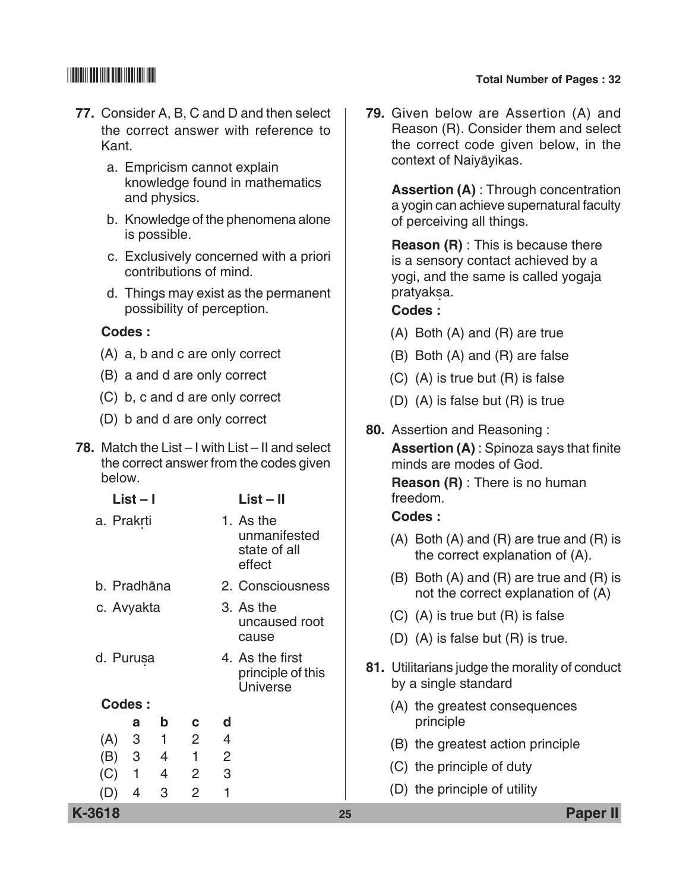**77.** Consider A, B, C and D and then select the correct answer with reference to Kant.

a. Empricism cannot explain knowledge found in mathematics and physics.

b. Knowledge of the phenomena alone is possible.

c. Exclusively concerned with a priori contributions of mind.

d. Things may exist as the permanent possibility of perception.

**Codes :**

(A) a, b and c are only correct

(B) a and d are only correct

(C) b, c and d are only correct

(D) b and d are only correct

**78.** Match the List – I with List – II and select the correct answer from the codes given below.

| List – I | List – II |
|---|---|
| a. Prakṛti | 1. As the unmanifested state of all effect |
| b. Pradhāna | 2. Consciousness |
| c. Avyakta | 3. As the uncaused root cause |
| d. Puruṣa | 4. As the first principle of this Universe |

**Codes :**

| | a | b | c | d |
|---|---|---|---|---|
| (A) | 3 | 1 | 2 | 4 |
| (B) | 3 | 4 | 1 | 2 |
| (C) | 1 | 4 | 2 | 3 |
| (D) | 4 | 3 | 2 | 1 |

**79.** Given below are Assertion (A) and Reason (R). Consider them and select the correct code given below, in the context of Naiyāyikas.

**Assertion (A)** : Through concentration a yogin can achieve supernatural faculty of perceiving all things.

**Reason (R)** : This is because there is a sensory contact achieved by a yogi, and the same is called yogaja pratyakṣa.

**Codes :**

(A) Both (A) and (R) are true

(B) Both (A) and (R) are false

(C) (A) is true but (R) is false

(D) (A) is false but (R) is true

**80.** Assertion and Reasoning :

**Assertion (A)** : Spinoza says that finite minds are modes of God.

**Reason (R)** : There is no human freedom.

**Codes :**

(A) Both (A) and (R) are true and (R) is the correct explanation of (A).

(B) Both (A) and (R) are true and (R) is not the correct explanation of (A)

(C) (A) is true but (R) is false

(D) (A) is false but (R) is true.

**81.** Utilitarians judge the morality of conduct by a single standard

(A) the greatest consequences principle

(B) the greatest action principle

(C) the principle of duty

(D) the principle of utility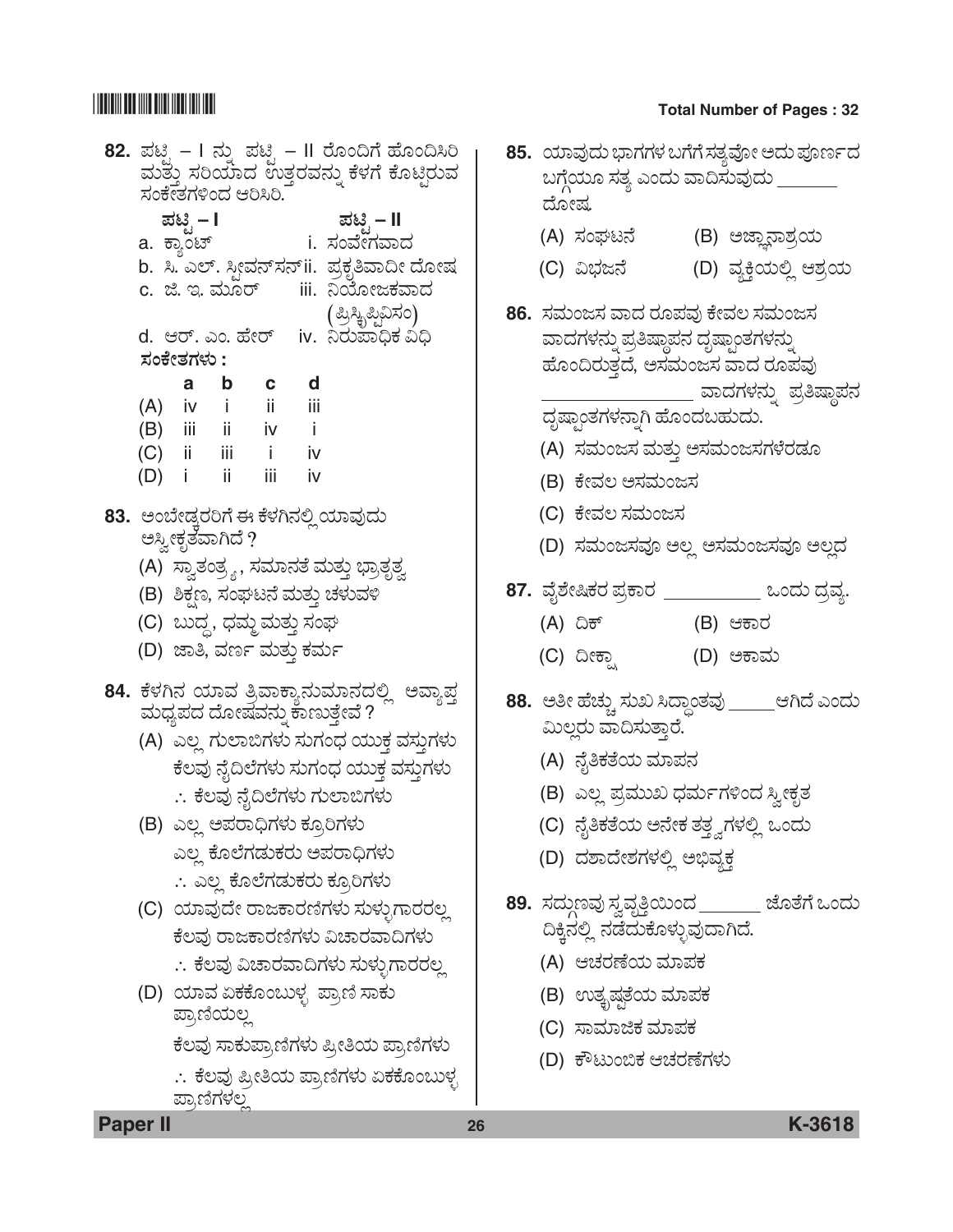**82.** ಪಟ್ಟಿ – I ನ್ನು ಪಟ್ಟಿ – II ರೊಂದಿಗೆ ಹೊಂದಿಸಿರಿ ಮತ್ತು ಸರಿಯಾದ ಉತ್ತರವನ್ನು ಕೆಳಗೆ ಕೊಟ್ಟಿರುವ ಸಂಕೇತಗಳಿಂದ ಆರಿಸಿರಿ.

| ಪಟ್ಟಿ – I | ಪಟ್ಟಿ – II |
|---|---|
| a. ಕ್ಯಾಂಟ್ | i. ಸಂವೇಗವಾದ |
| b. ಸಿ. ಎಲ್. ಸ್ಟೀವನ್‌ಸನ್ | ii. ಪ್ರಕೃತಿವಾದೀ ದೋಷ |
| c. ಜಿ. ಇ. ಮೂರ್ | iii. ನಿಯೋಜಕವಾದ (ಪ್ರಿಸ್ಕ್ರಿಪ್ಟಿವಿಸಂ) |
| d. ಆರ್. ಎಂ. ಹೇರ್ | iv. ನಿರುಪಾಧಿಕ ವಿಧಿ |

**ಸಂಕೇತಗಳು :**

| | a | b | c | d |
|---|---|---|---|---|
| (A) | iv | i | ii | iii |
| (B) | iii | ii | iv | i |
| (C) | ii | iii | i | iv |
| (D) | i | ii | iii | iv |

**83.** ಅಂಬೇಡ್ಕರರಿಗೆ ಈ ಕೆಳಗಿನಲ್ಲಿ ಯಾವುದು ಅಸ್ವೀಕೃತವಾಗಿದೆ ?

(A) ಸ್ವಾತಂತ್ರ್ಯ, ಸಮಾನತೆ ಮತ್ತು ಭ್ರಾತೃತ್ವ

(B) ಶಿಕ್ಷಣ, ಸಂಘಟನೆ ಮತ್ತು ಚಳುವಳಿ

(C) ಬುದ್ಧ, ಧಮ್ಮ ಮತ್ತು ಸಂಘ

(D) ಜಾತಿ, ವರ್ಣ ಮತ್ತು ಕರ್ಮ

**84.** ಕೆಳಗಿನ ಯಾವ ತ್ರಿವಾಕ್ಯಾನುಮಾನದಲ್ಲಿ ಅವ್ಯಾಪ್ತ ಮಧ್ಯಪದ ದೋಷವನ್ನು ಕಾಣುತ್ತೇವೆ ?

(A) ಎಲ್ಲ ಗುಲಾಬಿಗಳು ಸುಗಂಧ ಯುಕ್ತ ವಸ್ತುಗಳು
ಕೆಲವು ನೈದಿಲೆಗಳು ಸುಗಂಧ ಯುಕ್ತ ವಸ್ತುಗಳು
∴ ಕೆಲವು ನೈದಿಲೆಗಳು ಗುಲಾಬಿಗಳು

(B) ಎಲ್ಲ ಅಪರಾಧಿಗಳು ಕ್ರೂರಿಗಳು
ಎಲ್ಲ ಕೊಲೆಗಡುಕರು ಅಪರಾಧಿಗಳು
∴ ಎಲ್ಲ ಕೊಲೆಗಡುಕರು ಕ್ರೂರಿಗಳು

(C) ಯಾವುದೇ ರಾಜಕಾರಣಿಗಳು ಸುಳ್ಳುಗಾರರಲ್ಲ
ಕೆಲವು ರಾಜಕಾರಣಿಗಳು ವಿಚಾರವಾದಿಗಳು
∴ ಕೆಲವು ವಿಚಾರವಾದಿಗಳು ಸುಳ್ಳುಗಾರರಲ್ಲ

(D) ಯಾವ ಏಕಕೊಂಬುಳ್ಳ ಪ್ರಾಣಿ ಸಾಕು ಪ್ರಾಣಿಯಲ್ಲ
ಕೆಲವು ಸಾಕುಪ್ರಾಣಿಗಳು ಪ್ರೀತಿಯ ಪ್ರಾಣಿಗಳು
∴ ಕೆಲವು ಪ್ರೀತಿಯ ಪ್ರಾಣಿಗಳು ಏಕಕೊಂಬುಳ್ಳ ಪ್ರಾಣಿಗಳಲ್ಲ

**85.** ಯಾವುದು ಭಾಗಗಳ ಬಗೆಗೆ ಸತ್ಯವೋ ಅದು ಪೂರ್ಣದ ಬಗ್ಗೆಯೂ ಸತ್ಯ ಎಂದು ವಾದಿಸುವುದು _______ ದೋಷ.

(A) ಸಂಘಟನೆ

(B) ಅಜ್ಞಾನಾಶ್ರಯ

(C) ವಿಭಜನೆ

(D) ವ್ಯಕ್ತಿಯಲ್ಲಿ ಆಶ್ರಯ

**86.** ಸಮಂಜಸ ವಾದ ರೂಪವು ಕೇವಲ ಸಮಂಜಸ ವಾದಗಳನ್ನು ಪ್ರತಿಷ್ಠಾಪನ ದೃಷ್ಟಾಂತಗಳನ್ನು ಹೊಂದಿರುತ್ತದೆ, ಅಸಮಂಜಸ ವಾದ ರೂಪವು _______ ವಾದಗಳನ್ನು ಪ್ರತಿಷ್ಠಾಪನ ದೃಷ್ಟಾಂತಗಳನ್ನಾಗಿ ಹೊಂದಬಹುದು.

(A) ಸಮಂಜಸ ಮತ್ತು ಅಸಮಂಜಸಗಳೆರಡೂ

(B) ಕೇವಲ ಅಸಮಂಜಸ

(C) ಕೇವಲ ಸಮಂಜಸ

(D) ಸಮಂಜಸವೂ ಅಲ್ಲ ಅಸಮಂಜಸವೂ ಅಲ್ಲದ

**87.** ವೈಶೇಷಿಕರ ಪ್ರಕಾರ _______ ಒಂದು ದ್ರವ್ಯ.

(A) ದಿಕ್

(B) ಆಕಾರ

(C) ದೀಕ್ಷಾ

(D) ಅಕಾಮ

**88.** ಅತೀ ಹೆಚ್ಚು ಸುಖ ಸಿದ್ಧಾಂತವು _____ ಆಗಿದೆ ಎಂದು ಮಿಲ್ಲರು ವಾದಿಸುತ್ತಾರೆ.

(A) ನೈತಿಕತೆಯ ಮಾಪನ

(B) ಎಲ್ಲ ಪ್ರಮುಖ ಧರ್ಮಗಳಿಂದ ಸ್ವೀಕೃತ

(C) ನೈತಿಕತೆಯ ಅನೇಕ ತತ್ತ್ವಗಳಲ್ಲಿ ಒಂದು

(D) ದಶಾದೇಶಗಳಲ್ಲಿ ಅಭಿವ್ಯಕ್ತ

**89.** ಸದ್ಗುಣವು ಸ್ವಪ್ರವೃತ್ತಿಯಿಂದ _______ ಜೊತೆಗೆ ಒಂದು ದಿಕ್ಕಿನಲ್ಲಿ ನಡೆದುಕೊಳ್ಳುವುದಾಗಿದೆ.

(A) ಆಚರಣೆಯ ಮಾಪಕ

(B) ಉತ್ಕೃಷ್ಟತೆಯ ಮಾಪಕ

(C) ಸಾಮಾಜಿಕ ಮಾಪಕ

(D) ಕೌಟುಂಬಿಕ ಆಚರಣೆಗಳು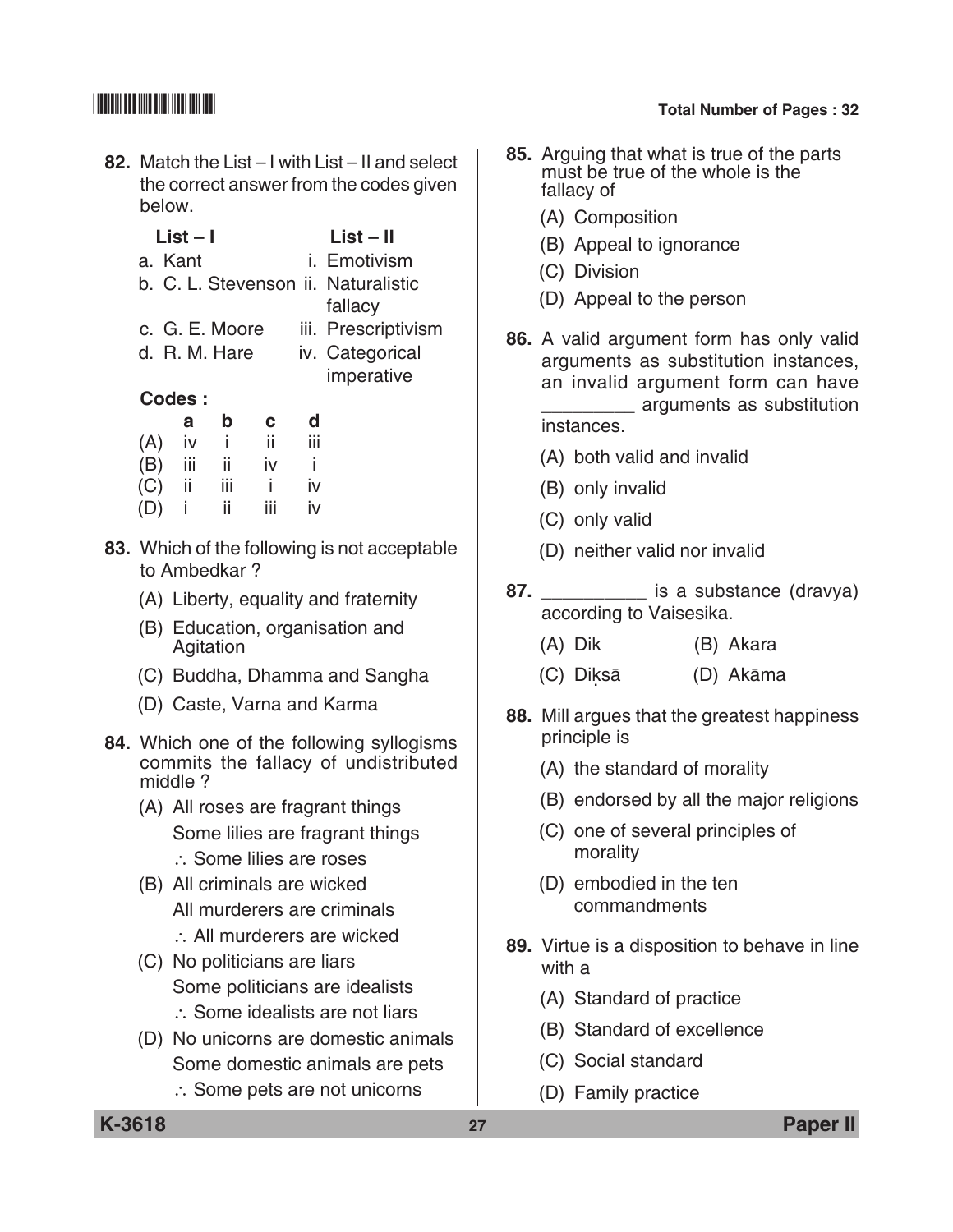82. Match the List – I with List – II and select the correct answer from the codes given below.

| List – I | List – II |
|---|---|
| a. Kant | i. Emotivism |
| b. C. L. Stevenson | ii. Naturalistic fallacy |
| c. G. E. Moore | iii. Prescriptivism |
| d. R. M. Hare | iv. Categorical imperative |

**Codes :**

| | a | b | c | d |
|---|---|---|---|---|
| (A) | iv | i | ii | iii |
| (B) | iii | ii | iv | i |
| (C) | ii | iii | i | iv |
| (D) | i | ii | iii | iv |

83. Which of the following is not acceptable to Ambedkar ?

(A) Liberty, equality and fraternity

(B) Education, organisation and Agitation

(C) Buddha, Dhamma and Sangha

(D) Caste, Varna and Karma

84. Which one of the following syllogisms commits the fallacy of undistributed middle ?

(A) All roses are fragrant things
Some lilies are fragrant things
∴ Some lilies are roses

(B) All criminals are wicked
All murderers are criminals
∴ All murderers are wicked

(C) No politicians are liars
Some politicians are idealists
∴ Some idealists are not liars

(D) No unicorns are domestic animals
Some domestic animals are pets
∴ Some pets are not unicorns

85. Arguing that what is true of the parts must be true of the whole is the fallacy of

(A) Composition

(B) Appeal to ignorance

(C) Division

(D) Appeal to the person

86. A valid argument form has only valid arguments as substitution instances, an invalid argument form can have _________ arguments as substitution instances.

(A) both valid and invalid

(B) only invalid

(C) only valid

(D) neither valid nor invalid

87. __________ is a substance (dravya) according to Vaisesika.

(A) Dik

(B) Akara

(C) Dikṣā

(D) Akāma

88. Mill argues that the greatest happiness principle is

(A) the standard of morality

(B) endorsed by all the major religions

(C) one of several principles of morality

(D) embodied in the ten commandments

89. Virtue is a disposition to behave in line with a

(A) Standard of practice

(B) Standard of excellence

(C) Social standard

(D) Family practice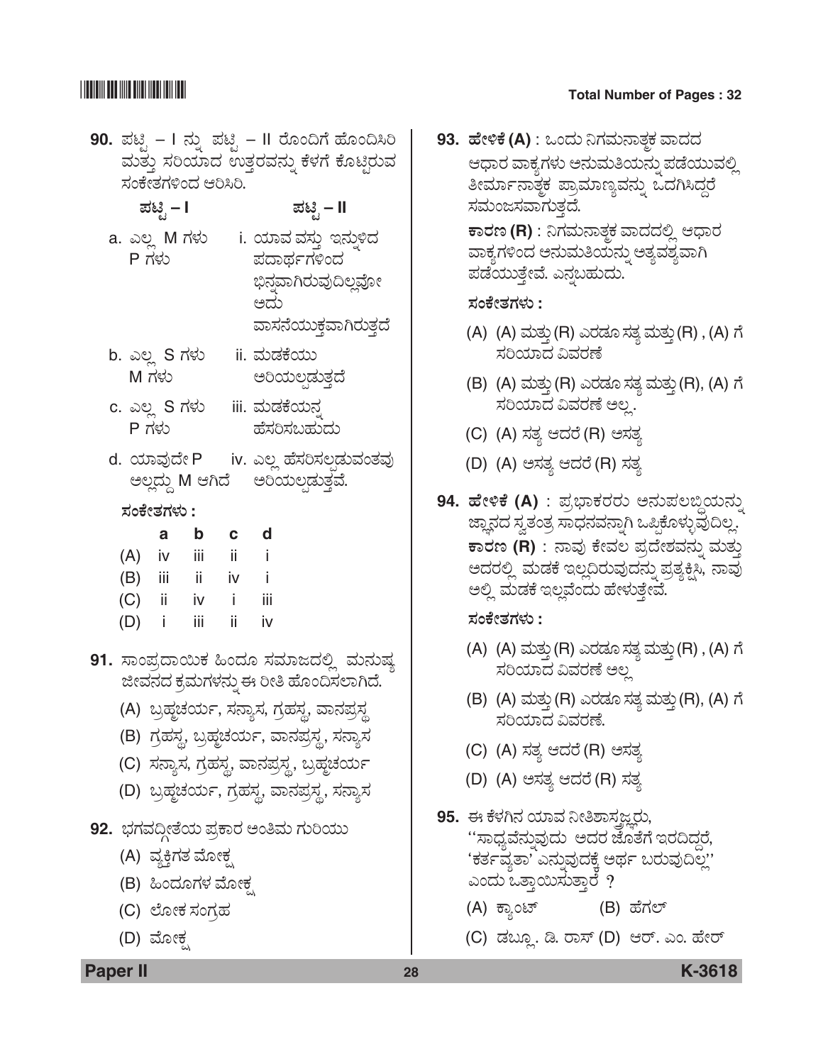**90.** ಪಟ್ಟಿ – I ನ್ನು ಪಟ್ಟಿ – II ರೊಂದಿಗೆ ಹೊಂದಿಸಿರಿ ಮತ್ತು ಸರಿಯಾದ ಉತ್ತರವನ್ನು ಕೆಳಗೆ ಕೊಟ್ಟಿರುವ ಸಂಕೇತಗಳಿಂದ ಆರಿಸಿರಿ.

| ಪಟ್ಟಿ – I | ಪಟ್ಟಿ – II |
|---|---|
| a. ಎಲ್ಲ M ಗಳು P ಗಳು | i. ಯಾವ ವಸ್ತು ಇನ್ನುಳಿದ ಪದಾರ್ಥಗಳಿಂದ ಭಿನ್ನವಾಗಿರುವುದಿಲ್ಲವೋ ಅದು ವಾಸನೆಯುಕ್ತವಾಗಿರುತ್ತದೆ |
| b. ಎಲ್ಲ S ಗಳು M ಗಳು | ii. ಮಡಕೆಯು ಅರಿಯಲ್ಪಡುತ್ತದೆ |
| c. ಎಲ್ಲ S ಗಳು P ಗಳು | iii. ಮಡಕೆಯನ್ನ ಹೆಸರಿಸಬಹುದು |
| d. ಯಾವುದೇ P ಅಲ್ಲದ್ದು M ಆಗಿದೆ | iv. ಎಲ್ಲ ಹೆಸರಿಸಲ್ಪಡುವಂತವು ಅರಿಯಲ್ಪಡುತ್ತವೆ. |

**ಸಂಕೇತಗಳು :**

| | a | b | c | d |
|---|---|---|---|---|
| (A) | iv | iii | ii | i |
| (B) | iii | ii | iv | i |
| (C) | ii | iv | i | iii |
| (D) | i | iii | ii | iv |

**91.** ಸಾಂಪ್ರದಾಯಿಕ ಹಿಂದೂ ಸಮಾಜದಲ್ಲಿ ಮನುಷ್ಯ ಜೀವನದ ಕ್ರಮಗಳನ್ನು ಈ ರೀತಿ ಹೊಂದಿಸಲಾಗಿದೆ.

(A) ಬ್ರಹ್ಮಚರ್ಯ, ಸನ್ಯಾಸ, ಗ್ರಹಸ್ಥ, ವಾನಪ್ರಸ್ಥ

(B) ಗ್ರಹಸ್ಥ, ಬ್ರಹ್ಮಚರ್ಯ, ವಾನಪ್ರಸ್ಥ, ಸನ್ಯಾಸ

(C) ಸನ್ಯಾಸ, ಗ್ರಹಸ್ಥ, ವಾನಪ್ರಸ್ಥ, ಬ್ರಹ್ಮಚರ್ಯ

(D) ಬ್ರಹ್ಮಚರ್ಯ, ಗ್ರಹಸ್ಥ, ವಾನಪ್ರಸ್ಥ, ಸನ್ಯಾಸ

**92.** ಭಗವದ್ಗೀತೆಯ ಪ್ರಕಾರ ಅಂತಿಮ ಗುರಿಯು

(A) ವ್ಯಕ್ತಿಗತ ಮೋಕ್ಷ

(B) ಹಿಂದೂಗಳ ಮೋಕ್ಷ

(C) ಲೋಕ ಸಂಗ್ರಹ

(D) ಮೋಕ್ಷ

**93. ಹೇಳಿಕೆ (A)** : ಒಂದು ನಿಗಮನಾತ್ಮಕ ವಾದದ ಆಧಾರ ವಾಕ್ಯಗಳು ಅನುಮತಿಯನ್ನು ಪಡೆಯುವಲ್ಲಿ ತೀರ್ಮಾನಾತ್ಮಕ ಪ್ರಾಮಾಣ್ಯವನ್ನು ಒದಗಿಸಿದ್ದರೆ ಸಮಂಜಸವಾಗುತ್ತದೆ.

**ಕಾರಣ (R)** : ನಿಗಮನಾತ್ಮಕ ವಾದದಲ್ಲಿ ಆಧಾರ ವಾಕ್ಯಗಳಿಂದ ಅನುಮತಿಯನ್ನು ಅತ್ಯವಶ್ಯವಾಗಿ ಪಡೆಯುತ್ತೇವೆ. ಎನ್ನಬಹುದು.

**ಸಂಕೇತಗಳು :**

(A) (A) ಮತ್ತು (R) ಎರಡೂ ಸತ್ಯ ಮತ್ತು (R) , (A) ಗೆ ಸರಿಯಾದ ವಿವರಣೆ

(B) (A) ಮತ್ತು (R) ಎರಡೂ ಸತ್ಯ ಮತ್ತು (R), (A) ಗೆ ಸರಿಯಾದ ವಿವರಣೆ ಅಲ್ಲ.

(C) (A) ಸತ್ಯ ಆದರೆ (R) ಅಸತ್ಯ

(D) (A) ಅಸತ್ಯ ಆದರೆ (R) ಸತ್ಯ

**94. ಹೇಳಿಕೆ (A)** : ಪ್ರಭಾಕರರು ಅನುಪಲಬ್ಧಿಯನ್ನು ಜ್ಞಾನದ ಸ್ವತಂತ್ರ ಸಾಧನವನ್ನಾಗಿ ಒಪ್ಪಿಕೊಳ್ಳುವುದಿಲ್ಲ.

**ಕಾರಣ (R)** : ನಾವು ಕೇವಲ ಪ್ರದೇಶವನ್ನು ಮತ್ತು ಅದರಲ್ಲಿ ಮಡಕೆ ಇಲ್ಲದಿರುವುದನ್ನು ಪ್ರತ್ಯಕ್ಷಿಸಿ, ನಾವು ಅಲ್ಲಿ ಮಡಕೆ ಇಲ್ಲವೆಂದು ಹೇಳುತ್ತೇವೆ.

**ಸಂಕೇತಗಳು :**

(A) (A) ಮತ್ತು (R) ಎರಡೂ ಸತ್ಯ ಮತ್ತು (R) , (A) ಗೆ ಸರಿಯಾದ ವಿವರಣೆ ಅಲ್ಲ

(B) (A) ಮತ್ತು (R) ಎರಡೂ ಸತ್ಯ ಮತ್ತು (R), (A) ಗೆ ಸರಿಯಾದ ವಿವರಣೆ.

(C) (A) ಸತ್ಯ ಆದರೆ (R) ಅಸತ್ಯ

(D) (A) ಅಸತ್ಯ ಆದರೆ (R) ಸತ್ಯ

**95.** ಈ ಕೆಳಗಿನ ಯಾವ ನೀತಿಶಾಸ್ತ್ರಜ್ಞರು, ''ಸಾಧ್ಯವೆನ್ನುವುದು ಅದರ ಜೊತೆಗೆ ಇರದಿದ್ದರೆ, 'ಕರ್ತವ್ಯತಾ' ಎನ್ನುವುದಕ್ಕೆ ಅರ್ಥ ಬರುವುದಿಲ್ಲ'' ಎಂದು ಒತ್ತಾಯಿಸುತ್ತಾರೆ ?

(A) ಕ್ಯಾಂಟ್

(B) ಹೆಗಲ್

(C) ಡಬ್ಲ್ಯೂ. ಡಿ. ರಾಸ್

(D) ಆರ್. ಎಂ. ಹೇರ್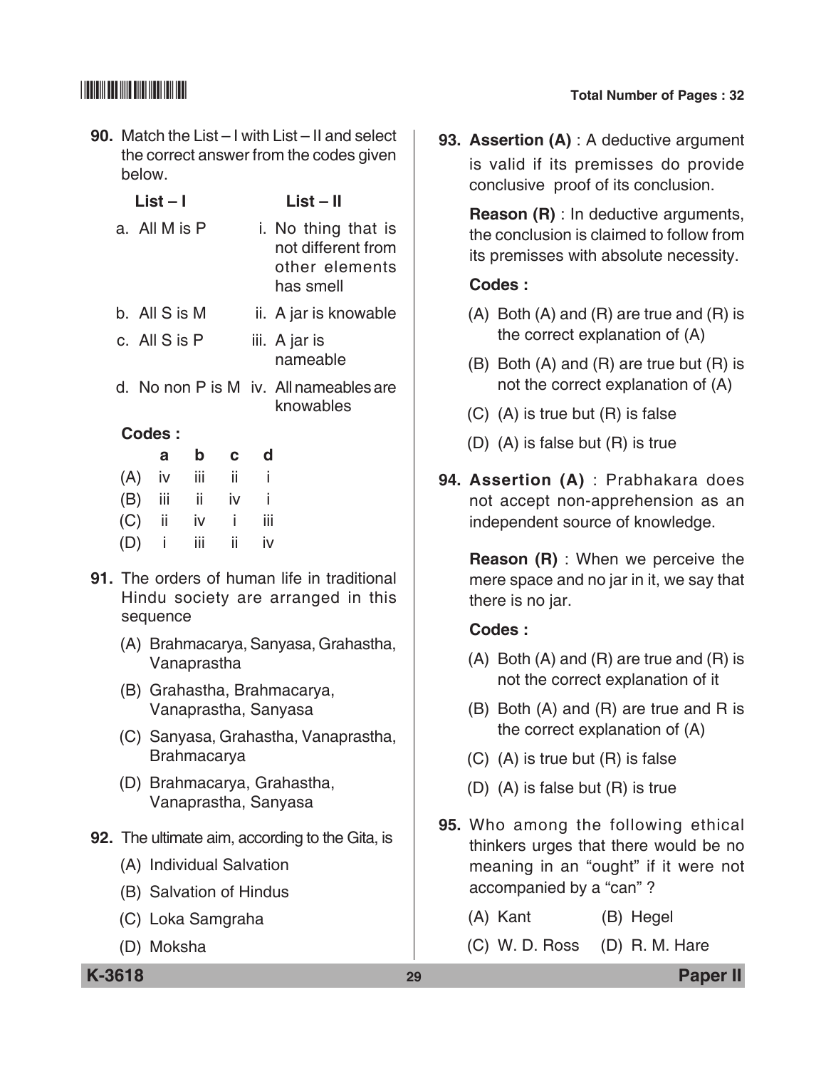**90.** Match the List – I with List – II and select the correct answer from the codes given below.

| List – I | List – II |
|---|---|
| a. All M is P | i. No thing that is not different from other elements has smell |
| b. All S is M | ii. A jar is knowable |
| c. All S is P | iii. A jar is nameable |
| d. No non P is M | iv. All nameables are knowables |

**Codes :**

| | a | b | c | d |
|---|---|---|---|---|
| (A) | iv | iii | ii | i |
| (B) | iii | ii | iv | i |
| (C) | ii | iv | i | iii |
| (D) | i | iii | ii | iv |

**91.** The orders of human life in traditional Hindu society are arranged in this sequence

(A) Brahmacarya, Sanyasa, Grahastha, Vanaprastha

(B) Grahastha, Brahmacarya, Vanaprastha, Sanyasa

(C) Sanyasa, Grahastha, Vanaprastha, Brahmacarya

(D) Brahmacarya, Grahastha, Vanaprastha, Sanyasa

**92.** The ultimate aim, according to the Gita, is

(A) Individual Salvation

(B) Salvation of Hindus

(C) Loka Samgraha

(D) Moksha

**93.** **Assertion (A)** : A deductive argument is valid if its premisses do provide conclusive proof of its conclusion.

**Reason (R)** : In deductive arguments, the conclusion is claimed to follow from its premisses with absolute necessity.

**Codes :**

(A) Both (A) and (R) are true and (R) is the correct explanation of (A)

(B) Both (A) and (R) are true but (R) is not the correct explanation of (A)

(C) (A) is true but (R) is false

(D) (A) is false but (R) is true

**94.** **Assertion (A)** : Prabhakara does not accept non-apprehension as an independent source of knowledge.

**Reason (R)** : When we perceive the mere space and no jar in it, we say that there is no jar.

**Codes :**

(A) Both (A) and (R) are true and (R) is not the correct explanation of it

(B) Both (A) and (R) are true and R is the correct explanation of (A)

(C) (A) is true but (R) is false

(D) (A) is false but (R) is true

**95.** Who among the following ethical thinkers urges that there would be no meaning in an "ought" if it were not accompanied by a "can" ?

(A) Kant

(B) Hegel

(C) W. D. Ross

(D) R. M. Hare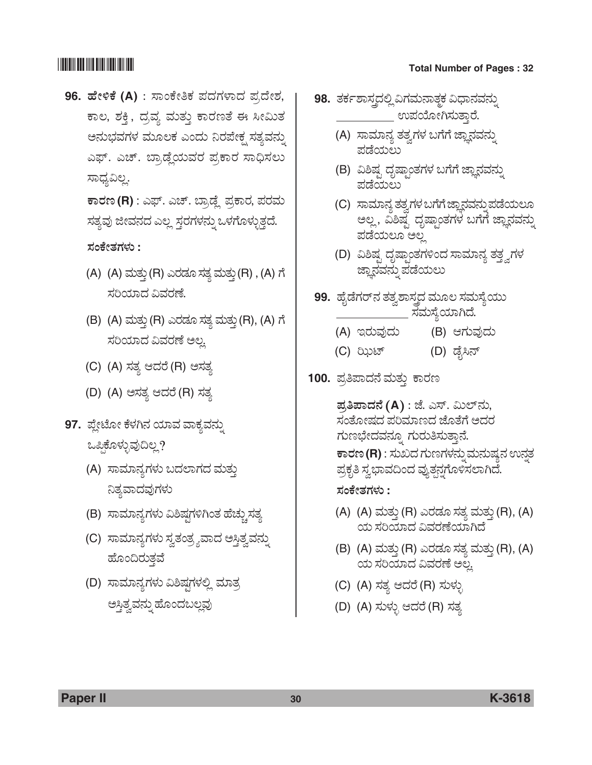**96.** **ಹೇಳಿಕೆ (A)** : ಸಾಂಕೇತಿಕ ಪದಗಳಾದ ಪ್ರದೇಶ, ಕಾಲ, ಶಕ್ತಿ, ದ್ರವ್ಯ ಮತ್ತು ಕಾರಣತೆ ಈ ಸೀಮಿತ ಅನುಭವಗಳ ಮೂಲಕ ಎಂದು ನಿರಪೇಕ್ಷ ಸತ್ಯವನ್ನು ಎಫ್. ಎಚ್. ಬ್ರಾಡ್ಲೆಯವರ ಪ್ರಕಾರ ಸಾಧಿಸಲು ಸಾಧ್ಯವಿಲ್ಲ.

**ಕಾರಣ (R)** : ಎಫ್. ಎಚ್. ಬ್ರಾಡ್ಲೆ ಪ್ರಕಾರ, ಪರಮ ಸತ್ಯವು ಜೀವನದ ಎಲ್ಲ ಸ್ತರಗಳನ್ನು ಒಳಗೊಳ್ಳುತ್ತದೆ.

**ಸಂಕೇತಗಳು :**

(A) (A) ಮತ್ತು (R) ಎರಡೂ ಸತ್ಯ ಮತ್ತು (R) , (A) ಗೆ ಸರಿಯಾದ ವಿವರಣೆ.

(B) (A) ಮತ್ತು (R) ಎರಡೂ ಸತ್ಯ ಮತ್ತು (R), (A) ಗೆ ಸರಿಯಾದ ವಿವರಣೆ ಅಲ್ಲ

(C) (A) ಸತ್ಯ ಆದರೆ (R) ಅಸತ್ಯ

(D) (A) ಅಸತ್ಯ ಆದರೆ (R) ಸತ್ಯ

**97.** ಪ್ಲೇಟೋ ಕೆಳಗಿನ ಯಾವ ವಾಕ್ಯವನ್ನು ಒಪ್ಪಿಕೊಳ್ಳುವುದಿಲ್ಲ?

(A) ಸಾಮಾನ್ಯಗಳು ಬದಲಾಗದ ಮತ್ತು ನಿತ್ಯವಾದವುಗಳು

(B) ಸಾಮಾನ್ಯಗಳು ವಿಶಿಷ್ಟಗಳಿಗಿಂತ ಹೆಚ್ಚು ಸತ್ಯ

(C) ಸಾಮಾನ್ಯಗಳು ಸ್ವತಂತ್ರ್ಯವಾದ ಅಸ್ತಿತ್ವವನ್ನು ಹೊಂದಿರುತ್ತವೆ

(D) ಸಾಮಾನ್ಯಗಳು ವಿಶಿಷ್ಟಗಳಲ್ಲಿ ಮಾತ್ರ ಅಸ್ತಿತ್ವವನ್ನು ಹೊಂದಬಲ್ಲವು

**98.** ತರ್ಕಶಾಸ್ತ್ರದಲ್ಲಿ ವಿಗಮನಾತ್ಮಕ ವಿಧಾನವನ್ನು __________ ಉಪಯೋಗಿಸುತ್ತಾರೆ.

(A) ಸಾಮಾನ್ಯ ತತ್ವಗಳ ಬಗೆಗೆ ಜ್ಞಾನವನ್ನು ಪಡೆಯಲು

(B) ವಿಶಿಷ್ಟ ದೃಷ್ಟಾಂತಗಳ ಬಗೆಗೆ ಜ್ಞಾನವನ್ನು ಪಡೆಯಲು

(C) ಸಾಮಾನ್ಯ ತತ್ವಗಳ ಬಗೆಗೆ ಜ್ಞಾನವನ್ನು ಪಡೆಯಲೂ ಅಲ್ಲ, ವಿಶಿಷ್ಟ ದೃಷ್ಟಾಂತಗಳ ಬಗೆಗೆ ಜ್ಞಾನವನ್ನು ಪಡೆಯಲೂ ಅಲ್ಲ

(D) ವಿಶಿಷ್ಟ ದೃಷ್ಟಾಂತಗಳಿಂದ ಸಾಮಾನ್ಯ ತತ್ತ್ವಗಳ ಜ್ಞಾನವನ್ನು ಪಡೆಯಲು

**99.** ಹೈಡೆಗರ್‌ನ ತತ್ವಶಾಸ್ತ್ರದ ಮೂಲ ಸಮಸ್ಯೆಯು __________ ಸಮಸ್ಯೆಯಾಗಿದೆ.

(A) ಇರುವುದು

(B) ಆಗುವುದು

(C) ಝಿಟ್

(D) ಡೈಸಿನ್

**100.** ಪ್ರತಿಪಾದನೆ ಮತ್ತು ಕಾರಣ

**ಪ್ರತಿಪಾದನೆ (A)** : ಜೆ. ಎಸ್. ಮಿಲ್‌ನು, ಸಂತೋಷದ ಪರಿಮಾಣದ ಜೊತೆಗೆ ಅದರ ಗುಣಭೇದವನ್ನೂ ಗುರುತಿಸುತ್ತಾನೆ.

**ಕಾರಣ (R)** : ಸುಖದ ಗುಣಗಳನ್ನು ಮನುಷ್ಯನ ಉನ್ನತ ಪ್ರಕೃತಿ ಸ್ವಭಾವದಿಂದ ವ್ಯುತ್ಪನ್ನಗೊಳಿಸಲಾಗಿದೆ.

**ಸಂಕೇತಗಳು :**

(A) (A) ಮತ್ತು (R) ಎರಡೂ ಸತ್ಯ ಮತ್ತು (R), (A) ಯ ಸರಿಯಾದ ವಿವರಣೆಯಾಗಿದೆ

(B) (A) ಮತ್ತು (R) ಎರಡೂ ಸತ್ಯ ಮತ್ತು (R), (A) ಯ ಸರಿಯಾದ ವಿವರಣೆ ಅಲ್ಲ

(C) (A) ಸತ್ಯ ಆದರೆ (R) ಸುಳ್ಳು

(D) (A) ಸುಳ್ಳು ಆದರೆ (R) ಸತ್ಯ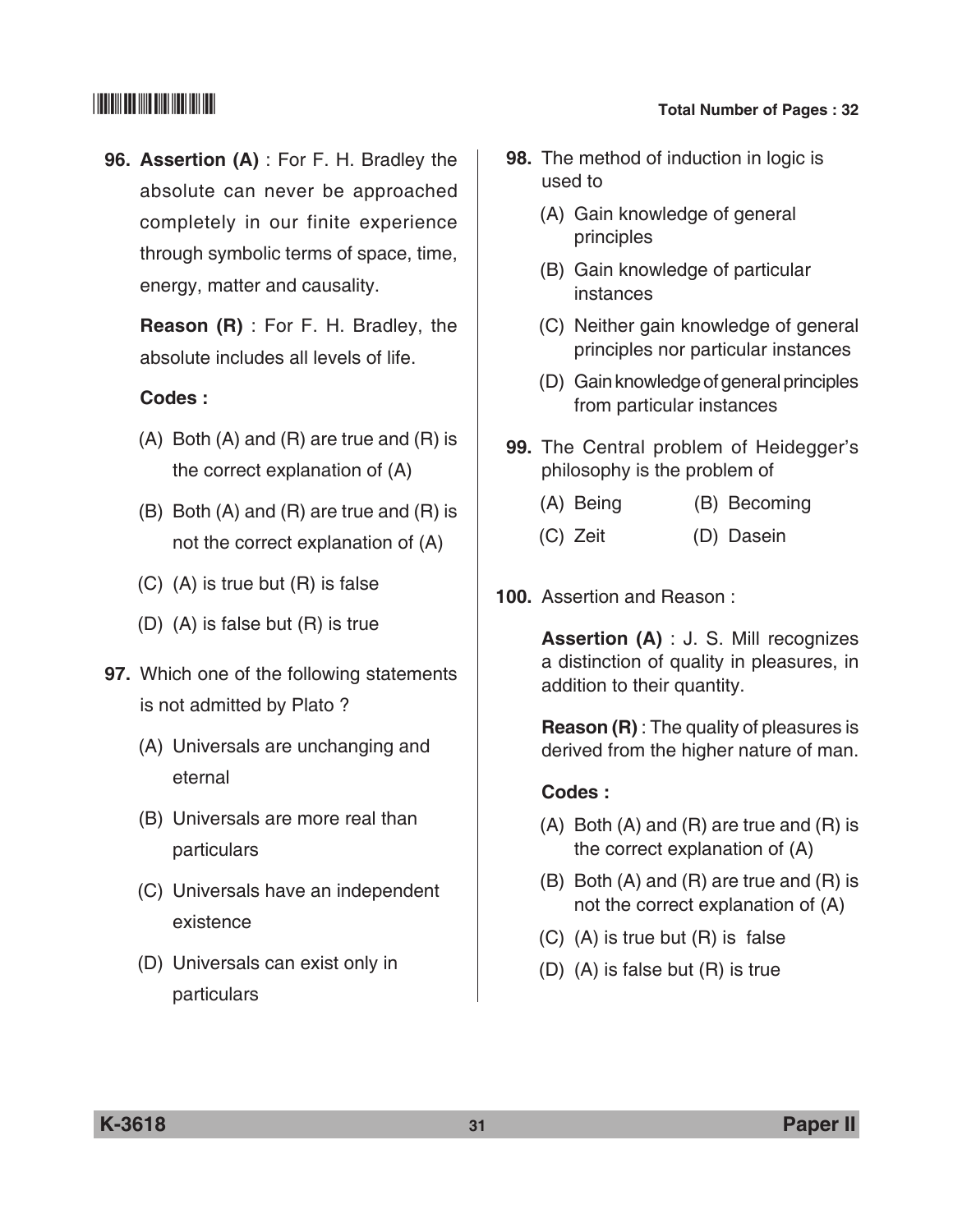**96. Assertion (A)** : For F. H. Bradley the absolute can never be approached completely in our finite experience through symbolic terms of space, time, energy, matter and causality.

**Reason (R)** : For F. H. Bradley, the absolute includes all levels of life.

**Codes :**

(A) Both (A) and (R) are true and (R) is the correct explanation of (A)

(B) Both (A) and (R) are true and (R) is not the correct explanation of (A)

(C) (A) is true but (R) is false

(D) (A) is false but (R) is true

**97.** Which one of the following statements is not admitted by Plato ?

(A) Universals are unchanging and eternal

(B) Universals are more real than particulars

(C) Universals have an independent existence

(D) Universals can exist only in particulars

**98.** The method of induction in logic is used to

(A) Gain knowledge of general principles

(B) Gain knowledge of particular instances

(C) Neither gain knowledge of general principles nor particular instances

(D) Gain knowledge of general principles from particular instances

**99.** The Central problem of Heidegger's philosophy is the problem of

(A) Being

(B) Becoming

(C) Zeit

(D) Dasein

**100.** Assertion and Reason :

**Assertion (A)** : J. S. Mill recognizes a distinction of quality in pleasures, in addition to their quantity.

**Reason (R)** : The quality of pleasures is derived from the higher nature of man.

**Codes :**

(A) Both (A) and (R) are true and (R) is the correct explanation of (A)

(B) Both (A) and (R) are true and (R) is not the correct explanation of (A)

(C) (A) is true but (R) is false

(D) (A) is false but (R) is true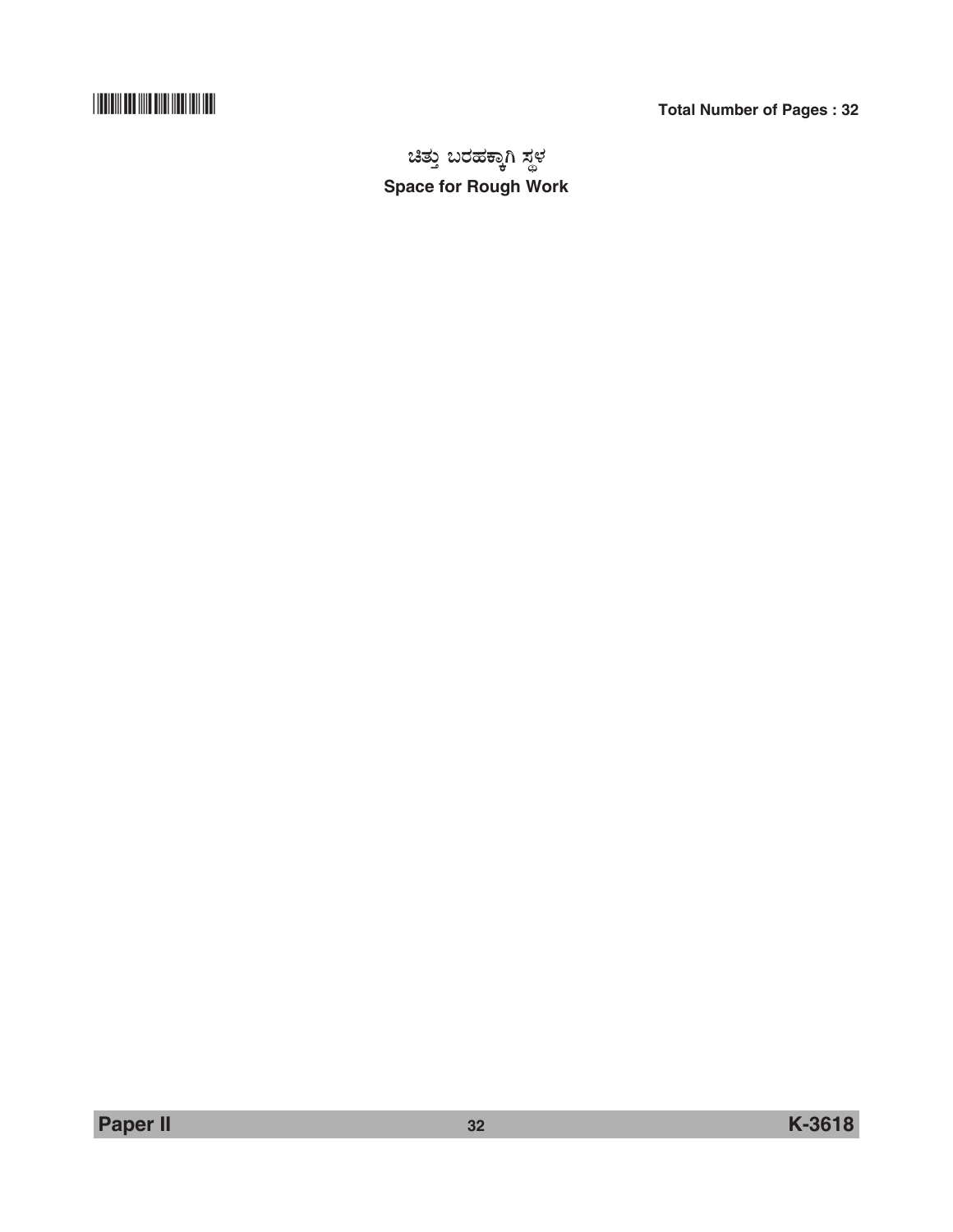ಚಿತ್ತು ಬರಹಕ್ಕಾಗಿ ಸ್ಥಳ

Space for Rough Work